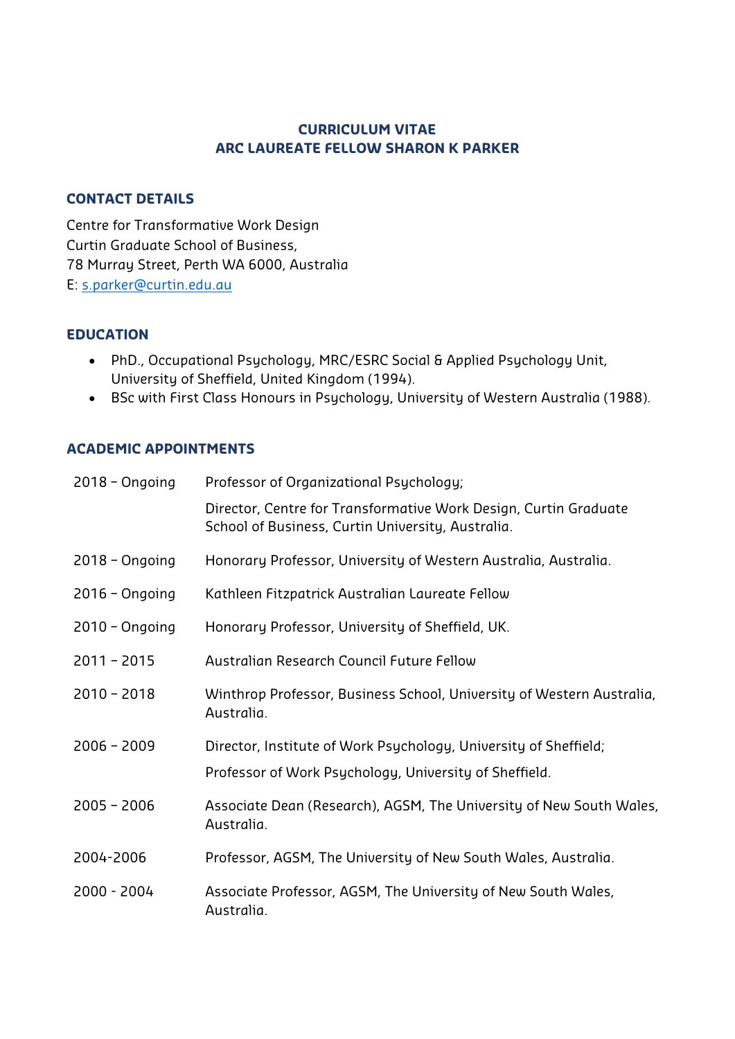# CURRICULUM VITAE
# ARC LAUREATE FELLOW SHARON K PARKER

## CONTACT DETAILS

Centre for Transformative Work Design
Curtin Graduate School of Business,
78 Murray Street, Perth WA 6000, Australia
E: s.parker@curtin.edu.au

## EDUCATION

- PhD., Occupational Psychology, MRC/ESRC Social & Applied Psychology Unit, University of Sheffield, United Kingdom (1994).
- BSc with First Class Honours in Psychology, University of Western Australia (1988).

## ACADEMIC APPOINTMENTS

| | |
|---|---|
| 2018 – Ongoing | Professor of Organizational Psychology;<br>Director, Centre for Transformative Work Design, Curtin Graduate School of Business, Curtin University, Australia. |
| 2018 – Ongoing | Honorary Professor, University of Western Australia, Australia. |
| 2016 – Ongoing | Kathleen Fitzpatrick Australian Laureate Fellow |
| 2010 – Ongoing | Honorary Professor, University of Sheffield, UK. |
| 2011 – 2015 | Australian Research Council Future Fellow |
| 2010 – 2018 | Winthrop Professor, Business School, University of Western Australia, Australia. |
| 2006 – 2009 | Director, Institute of Work Psychology, University of Sheffield;<br>Professor of Work Psychology, University of Sheffield. |
| 2005 – 2006 | Associate Dean (Research), AGSM, The University of New South Wales, Australia. |
| 2004-2006 | Professor, AGSM, The University of New South Wales, Australia. |
| 2000 - 2004 | Associate Professor, AGSM, The University of New South Wales, Australia. |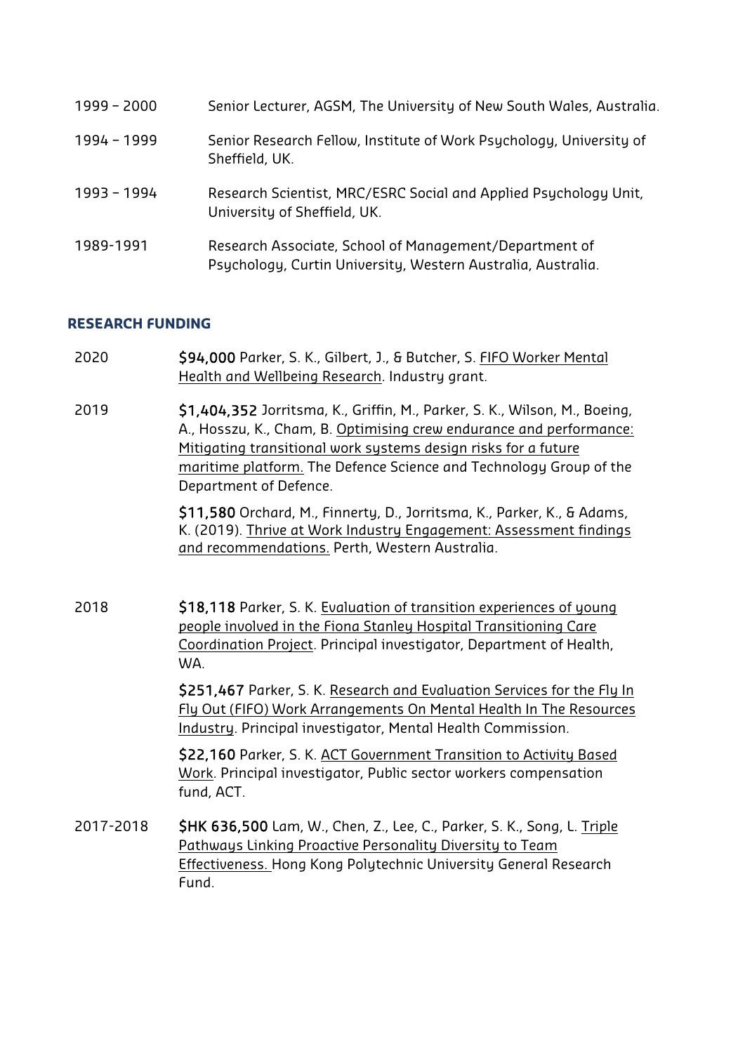| | |
|---|---|
| 1999 – 2000 | Senior Lecturer, AGSM, The University of New South Wales, Australia. |
| 1994 – 1999 | Senior Research Fellow, Institute of Work Psychology, University of Sheffield, UK. |
| 1993 – 1994 | Research Scientist, MRC/ESRC Social and Applied Psychology Unit, University of Sheffield, UK. |
| 1989-1991 | Research Associate, School of Management/Department of Psychology, Curtin University, Western Australia, Australia. |

## RESEARCH FUNDING

| | |
|---|---|
| 2020 | **$94,000** Parker, S. K., Gilbert, J., & Butcher, S. FIFO Worker Mental Health and Wellbeing Research. Industry grant. |
| 2019 | **$1,404,352** Jorritsma, K., Griffin, M., Parker, S. K., Wilson, M., Boeing, A., Hosszu, K., Cham, B. Optimising crew endurance and performance: Mitigating transitional work systems design risks for a future maritime platform. The Defence Science and Technology Group of the Department of Defence. |
| | **$11,580** Orchard, M., Finnerty, D., Jorritsma, K., Parker, K., & Adams, K. (2019). Thrive at Work Industry Engagement: Assessment findings and recommendations. Perth, Western Australia. |
| 2018 | **$18,118** Parker, S. K. Evaluation of transition experiences of young people involved in the Fiona Stanley Hospital Transitioning Care Coordination Project. Principal investigator, Department of Health, WA. |
| | **$251,467** Parker, S. K. Research and Evaluation Services for the Fly In Fly Out (FIFO) Work Arrangements On Mental Health In The Resources Industry. Principal investigator, Mental Health Commission. |
| | **$22,160** Parker, S. K. ACT Government Transition to Activity Based Work. Principal investigator, Public sector workers compensation fund, ACT. |
| 2017-2018 | **$HK 636,500** Lam, W., Chen, Z., Lee, C., Parker, S. K., Song, L. Triple Pathways Linking Proactive Personality Diversity to Team Effectiveness. Hong Kong Polytechnic University General Research Fund. |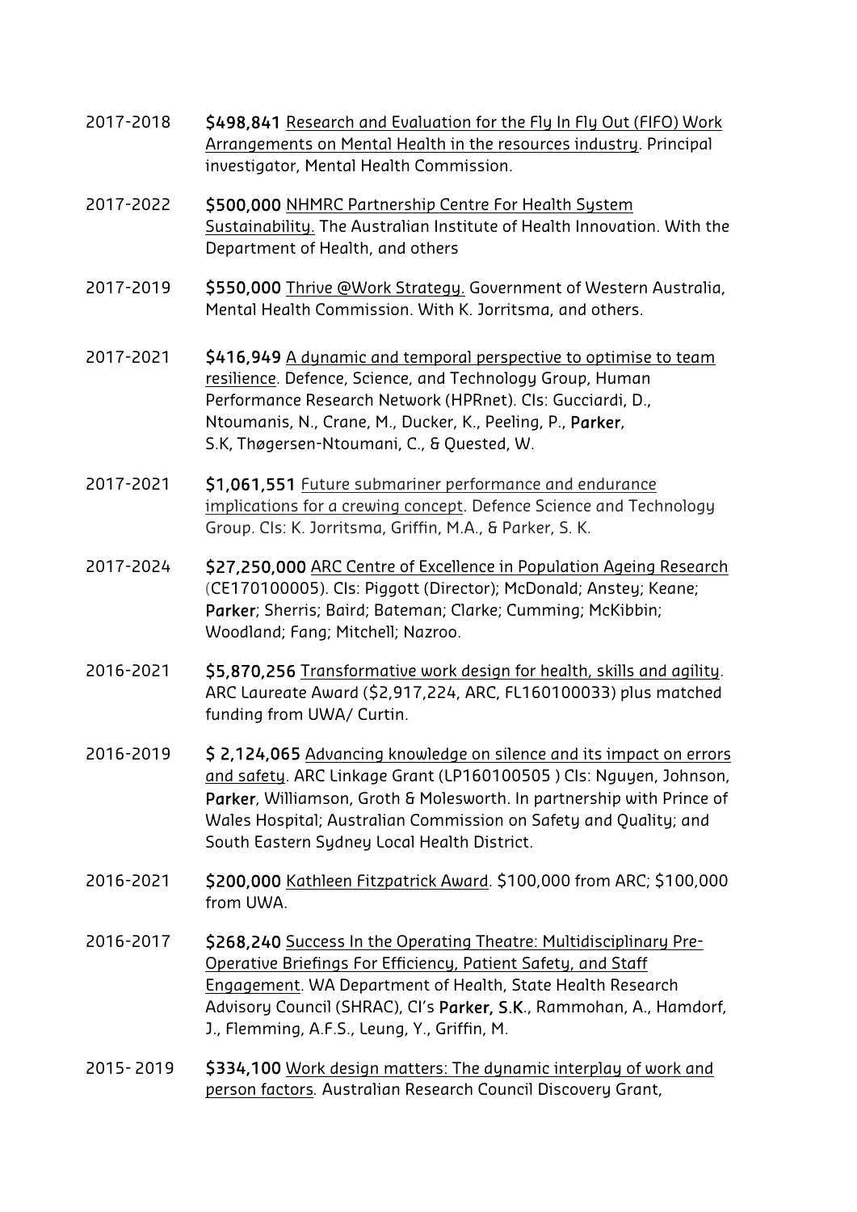2017-2018 **$498,841** Research and Evaluation for the Fly In Fly Out (FIFO) Work Arrangements on Mental Health in the resources industry. Principal investigator, Mental Health Commission.

2017-2022 **$500,000** NHMRC Partnership Centre For Health System Sustainability. The Australian Institute of Health Innovation. With the Department of Health, and others

2017-2019 **$550,000** Thrive @Work Strategy. Government of Western Australia, Mental Health Commission. With K. Jorritsma, and others.

2017-2021 **$416,949** A dynamic and temporal perspective to optimise to team resilience. Defence, Science, and Technology Group, Human Performance Research Network (HPRnet). CIs: Gucciardi, D., Ntoumanis, N., Crane, M., Ducker, K., Peeling, P., **Parker**, S.K, Thøgersen-Ntoumani, C., & Quested, W.

2017-2021 **$1,061,551** Future submariner performance and endurance implications for a crewing concept. Defence Science and Technology Group. CIs: K. Jorritsma, Griffin, M.A., & Parker, S. K.

2017-2024 **$27,250,000** ARC Centre of Excellence in Population Ageing Research (CE170100005). CIs: Piggott (Director); McDonald; Anstey; Keane; **Parker**; Sherris; Baird; Bateman; Clarke; Cumming; McKibbin; Woodland; Fang; Mitchell; Nazroo.

2016-2021 **$5,870,256** Transformative work design for health, skills and agility. ARC Laureate Award ($2,917,224, ARC, FL160100033) plus matched funding from UWA/ Curtin.

2016-2019 **$ 2,124,065** Advancing knowledge on silence and its impact on errors and safety. ARC Linkage Grant (LP160100505 ) CIs: Nguyen, Johnson, **Parker**, Williamson, Groth & Molesworth. In partnership with Prince of Wales Hospital; Australian Commission on Safety and Quality; and South Eastern Sydney Local Health District.

2016-2021 **$200,000** Kathleen Fitzpatrick Award. $100,000 from ARC; $100,000 from UWA.

2016-2017 **$268,240** Success In the Operating Theatre: Multidisciplinary Pre-Operative Briefings For Efficiency, Patient Safety, and Staff Engagement. WA Department of Health, State Health Research Advisory Council (SHRAC), CI's **Parker, S.K.**, Rammohan, A., Hamdorf, J., Flemming, A.F.S., Leung, Y., Griffin, M.

2015- 2019 **$334,100** Work design matters: The dynamic interplay of work and person factors. Australian Research Council Discovery Grant,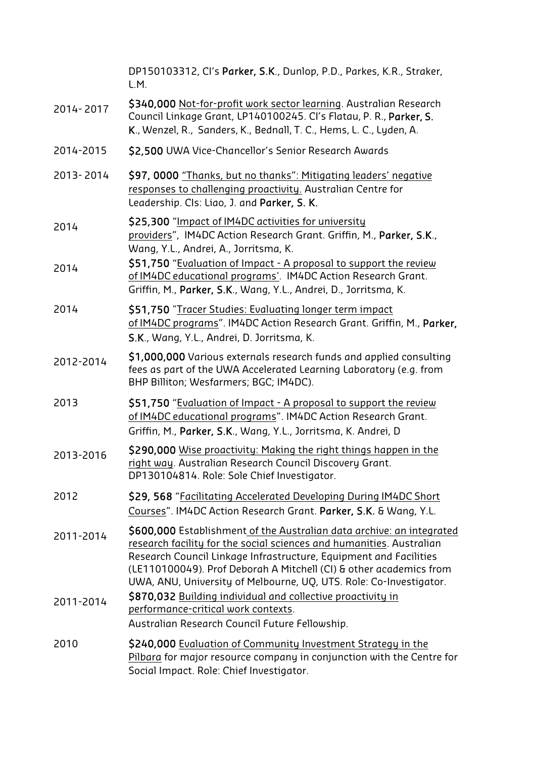| | |
|---|---|
| | DP150103312, CI's **Parker, S.K.**, Dunlop, P.D., Parkes, K.R., Straker, L.M. |
| 2014- 2017 | **$340,000** Not-for-profit work sector learning. Australian Research Council Linkage Grant, LP140100245. CI's Flatau, P. R., **Parker, S. K.**, Wenzel, R., Sanders, K., Bednall, T. C., Hems, L. C., Lyden, A. |
| 2014-2015 | **$2,500** UWA Vice-Chancellor's Senior Research Awards |
| 2013- 2014 | **$97, 0000** "Thanks, but no thanks": Mitigating leaders' negative responses to challenging proactivity. Australian Centre for Leadership. CIs: Liao, J. and **Parker, S. K.** |
| 2014 | **$25,300** "Impact of IM4DC activities for university providers", IM4DC Action Research Grant. Griffin, M., **Parker, S.K.**, Wang, Y.L., Andrei, A., Jorritsma, K. |
| 2014 | **$51,750** "Evaluation of Impact - A proposal to support the review of IM4DC educational programs'. IM4DC Action Research Grant. Griffin, M., **Parker, S.K.**, Wang, Y.L., Andrei, D., Jorritsma, K. |
| 2014 | **$51,750** "Tracer Studies: Evaluating longer term impact of IM4DC programs". IM4DC Action Research Grant. Griffin, M., **Parker, S.K.**, Wang, Y.L., Andrei, D. Jorritsma, K. |
| 2012-2014 | **$1,000,000** Various externals research funds and applied consulting fees as part of the UWA Accelerated Learning Laboratory (e.g. from BHP Billiton; Wesfarmers; BGC; IM4DC). |
| 2013 | **$51,750** "Evaluation of Impact - A proposal to support the review of IM4DC educational programs". IM4DC Action Research Grant. Griffin, M., **Parker, S.K.**, Wang, Y.L., Jorritsma, K. Andrei, D |
| 2013-2016 | **$290,000** Wise proactivity: Making the right things happen in the right way. Australian Research Council Discovery Grant. DP130104814. Role: Sole Chief Investigator. |
| 2012 | **$29, 568** "Facilitating Accelerated Developing During IM4DC Short Courses". IM4DC Action Research Grant. **Parker, S.K.** & Wang, Y.L. |
| 2011-2014 | **$600,000** Establishment of the Australian data archive: an integrated research facility for the social sciences and humanities. Australian Research Council Linkage Infrastructure, Equipment and Facilities (LE110100049). Prof Deborah A Mitchell (CI) & other academics from UWA, ANU, University of Melbourne, UQ, UTS. Role: Co-Investigator. |
| 2011-2014 | **$870,032** Building individual and collective proactivity in performance-critical work contexts. Australian Research Council Future Fellowship. |
| 2010 | **$240,000** Evaluation of Community Investment Strategy in the Pilbara for major resource company in conjunction with the Centre for Social Impact. Role: Chief Investigator. |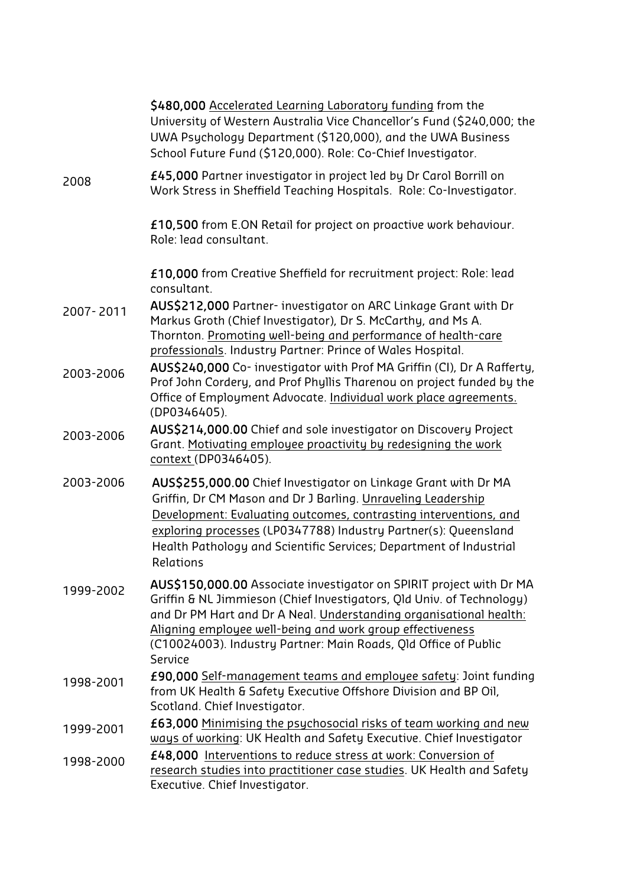**$480,000** Accelerated Learning Laboratory funding from the University of Western Australia Vice Chancellor's Fund ($240,000; the UWA Psychology Department ($120,000), and the UWA Business School Future Fund ($120,000). Role: Co-Chief Investigator.

2008 **£45,000** Partner investigator in project led by Dr Carol Borrill on Work Stress in Sheffield Teaching Hospitals. Role: Co-Investigator.

**£10,500** from E.ON Retail for project on proactive work behaviour. Role: lead consultant.

**£10,000** from Creative Sheffield for recruitment project: Role: lead consultant.

2007- 2011 **AUS$212,000** Partner- investigator on ARC Linkage Grant with Dr Markus Groth (Chief Investigator), Dr S. McCarthy, and Ms A. Thornton. Promoting well-being and performance of health-care professionals. Industry Partner: Prince of Wales Hospital.

2003-2006 **AUS$240,000** Co- investigator with Prof MA Griffin (CI), Dr A Rafferty, Prof John Cordery, and Prof Phyllis Tharenou on project funded by the Office of Employment Advocate. Individual work place agreements. (DP0346405).

2003-2006 **AUS$214,000.00** Chief and sole investigator on Discovery Project Grant. Motivating employee proactivity by redesigning the work context (DP0346405).

2003-2006 **AUS$255,000.00** Chief Investigator on Linkage Grant with Dr MA Griffin, Dr CM Mason and Dr J Barling. Unraveling Leadership Development: Evaluating outcomes, contrasting interventions, and exploring processes (LP0347788) Industry Partner(s): Queensland Health Pathology and Scientific Services; Department of Industrial Relations

1999-2002 **AUS$150,000.00** Associate investigator on SPIRIT project with Dr MA Griffin & NL Jimmieson (Chief Investigators, Qld Univ. of Technology) and Dr PM Hart and Dr A Neal. Understanding organisational health: Aligning employee well-being and work group effectiveness (C10024003). Industry Partner: Main Roads, Qld Office of Public Service

1998-2001 **£90,000** Self-management teams and employee safety: Joint funding from UK Health & Safety Executive Offshore Division and BP Oil, Scotland. Chief Investigator.

1999-2001 **£63,000** Minimising the psychosocial risks of team working and new ways of working: UK Health and Safety Executive. Chief Investigator

1998-2000 **£48,000** Interventions to reduce stress at work: Conversion of research studies into practitioner case studies. UK Health and Safety Executive. Chief Investigator.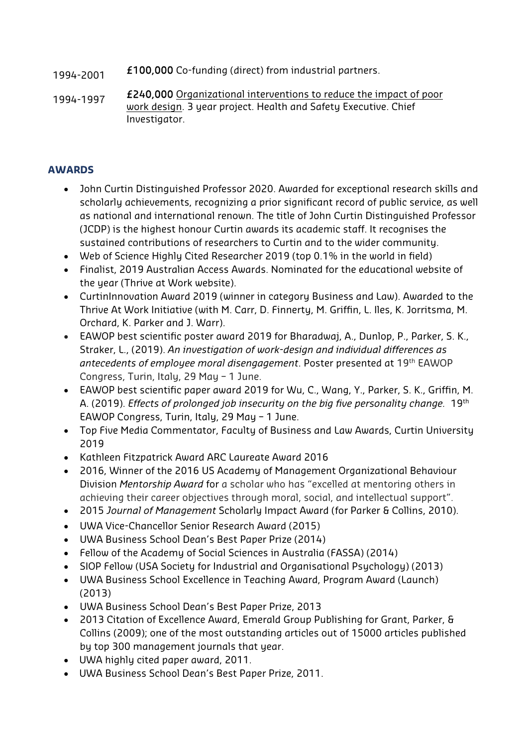| | |
|---|---|
| 1994-2001 | **£100,000** Co-funding (direct) from industrial partners. |
| 1994-1997 | **£240,000** Organizational interventions to reduce the impact of poor work design. 3 year project. Health and Safety Executive. Chief Investigator. |

## AWARDS

- John Curtin Distinguished Professor 2020. Awarded for exceptional research skills and scholarly achievements, recognizing a prior significant record of public service, as well as national and international renown. The title of John Curtin Distinguished Professor (JCDP) is the highest honour Curtin awards its academic staff. It recognises the sustained contributions of researchers to Curtin and to the wider community.
- Web of Science Highly Cited Researcher 2019 (top 0.1% in the world in field)
- Finalist, 2019 Australian Access Awards. Nominated for the educational website of the year (Thrive at Work website).
- CurtinInnovation Award 2019 (winner in category Business and Law). Awarded to the Thrive At Work Initiative (with M. Carr, D. Finnerty, M. Griffin, L. Iles, K. Jorritsma, M. Orchard, K. Parker and J. Warr).
- EAWOP best scientific poster award 2019 for Bharadwaj, A., Dunlop, P., Parker, S. K., Straker, L., (2019). *An investigation of work-design and individual differences as antecedents of employee moral disengagement*. Poster presented at 19th EAWOP Congress, Turin, Italy, 29 May – 1 June.
- EAWOP best scientific paper award 2019 for Wu, C., Wang, Y., Parker, S. K., Griffin, M. A. (2019). *Effects of prolonged job insecurity on the big five personality change.* 19th EAWOP Congress, Turin, Italy, 29 May – 1 June.
- Top Five Media Commentator, Faculty of Business and Law Awards, Curtin University 2019
- Kathleen Fitzpatrick Award ARC Laureate Award 2016
- 2016, Winner of the 2016 US Academy of Management Organizational Behaviour Division *Mentorship Award* for a scholar who has "excelled at mentoring others in achieving their career objectives through moral, social, and intellectual support".
- 2015 *Journal of Management* Scholarly Impact Award (for Parker & Collins, 2010).
- UWA Vice-Chancellor Senior Research Award (2015)
- UWA Business School Dean's Best Paper Prize (2014)
- Fellow of the Academy of Social Sciences in Australia (FASSA) (2014)
- SIOP Fellow (USA Society for Industrial and Organisational Psychology) (2013)
- UWA Business School Excellence in Teaching Award, Program Award (Launch) (2013)
- UWA Business School Dean's Best Paper Prize, 2013
- 2013 Citation of Excellence Award, Emerald Group Publishing for Grant, Parker, & Collins (2009); one of the most outstanding articles out of 15000 articles published by top 300 management journals that year.
- UWA highly cited paper award, 2011.
- UWA Business School Dean's Best Paper Prize, 2011.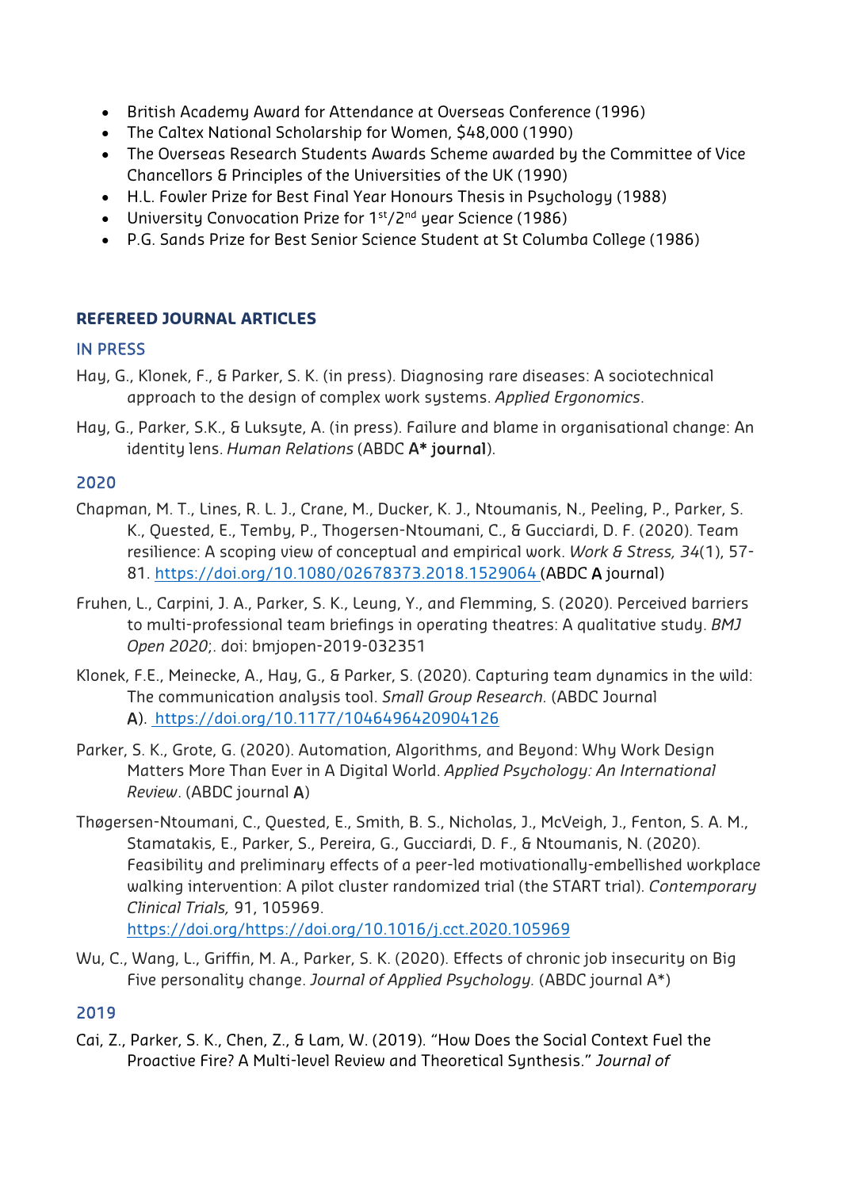- British Academy Award for Attendance at Overseas Conference (1996)
- The Caltex National Scholarship for Women, $48,000 (1990)
- The Overseas Research Students Awards Scheme awarded by the Committee of Vice Chancellors & Principles of the Universities of the UK (1990)
- H.L. Fowler Prize for Best Final Year Honours Thesis in Psychology (1988)
- University Convocation Prize for 1st/2nd year Science (1986)
- P.G. Sands Prize for Best Senior Science Student at St Columba College (1986)

## REFEREED JOURNAL ARTICLES

### IN PRESS

Hay, G., Klonek, F., & Parker, S. K. (in press). Diagnosing rare diseases: A sociotechnical approach to the design of complex work systems. *Applied Ergonomics*.

Hay, G., Parker, S.K., & Luksyte, A. (in press). Failure and blame in organisational change: An identity lens. *Human Relations* (ABDC **A\* journal**).

### 2020

Chapman, M. T., Lines, R. L. J., Crane, M., Ducker, K. J., Ntoumanis, N., Peeling, P., Parker, S. K., Quested, E., Temby, P., Thogersen-Ntoumani, C., & Gucciardi, D. F. (2020). Team resilience: A scoping view of conceptual and empirical work. *Work & Stress, 34*(1), 57-81. https://doi.org/10.1080/02678373.2018.1529064 (ABDC **A** journal)

Fruhen, L., Carpini, J. A., Parker, S. K., Leung, Y., and Flemming, S. (2020). Perceived barriers to multi-professional team briefings in operating theatres: A qualitative study. *BMJ Open 2020*;. doi: bmjopen-2019-032351

Klonek, F.E., Meinecke, A., Hay, G., & Parker, S. (2020). Capturing team dynamics in the wild: The communication analysis tool. *Small Group Research*. (ABDC Journal **A**). https://doi.org/10.1177/1046496420904126

Parker, S. K., Grote, G. (2020). Automation, Algorithms, and Beyond: Why Work Design Matters More Than Ever in A Digital World. *Applied Psychology: An International Review*. (ABDC journal **A**)

Thøgersen-Ntoumani, C., Quested, E., Smith, B. S., Nicholas, J., McVeigh, J., Fenton, S. A. M., Stamatakis, E., Parker, S., Pereira, G., Gucciardi, D. F., & Ntoumanis, N. (2020). Feasibility and preliminary effects of a peer-led motivationally-embellished workplace walking intervention: A pilot cluster randomized trial (the START trial). *Contemporary Clinical Trials,* 91, 105969. https://doi.org/https://doi.org/10.1016/j.cct.2020.105969

Wu, C., Wang, L., Griffin, M. A., Parker, S. K. (2020). Effects of chronic job insecurity on Big Five personality change. *Journal of Applied Psychology*. (ABDC journal A*)

### 2019

Cai, Z., Parker, S. K., Chen, Z., & Lam, W. (2019). "How Does the Social Context Fuel the Proactive Fire? A Multi-level Review and Theoretical Synthesis." *Journal of*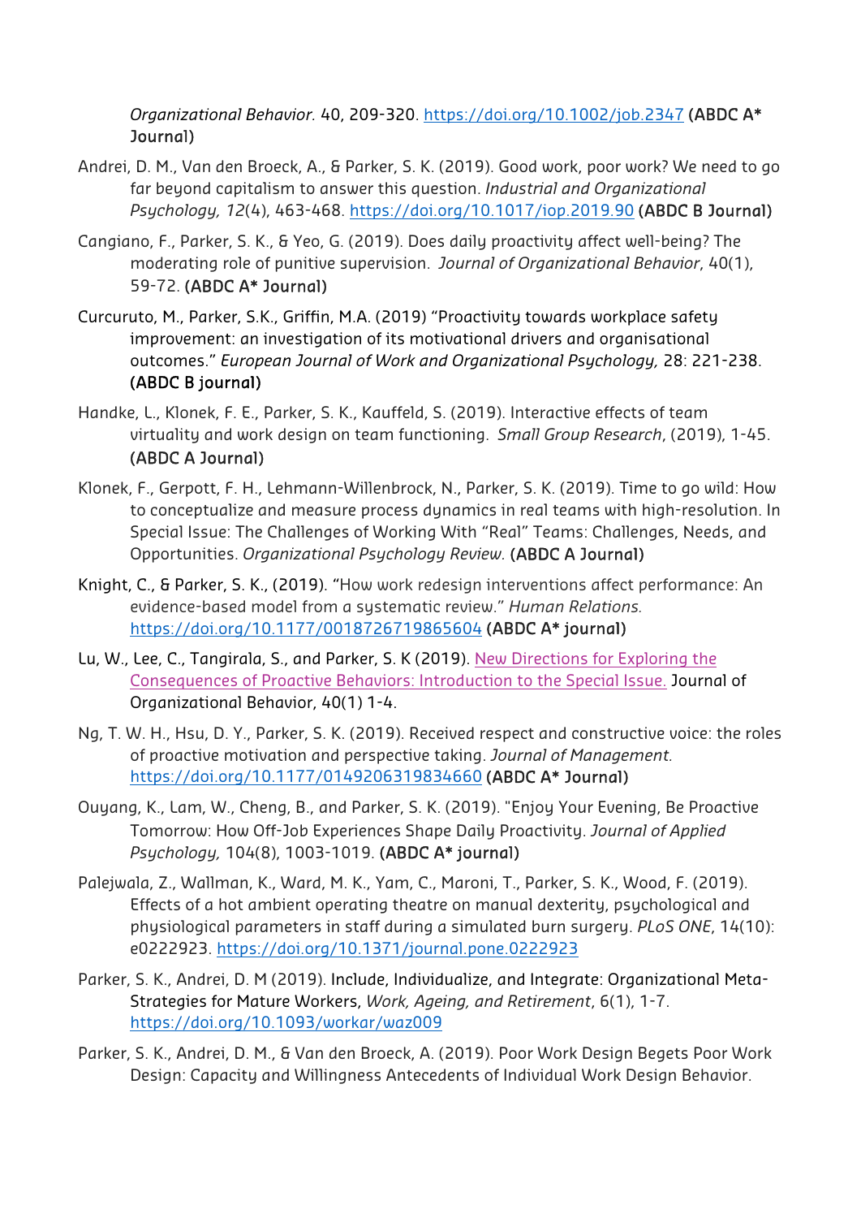*Organizational Behavior.* 40, 209-320. https://doi.org/10.1002/job.2347 **(ABDC A* Journal)**

Andrei, D. M., Van den Broeck, A., & Parker, S. K. (2019). Good work, poor work? We need to go far beyond capitalism to answer this question. *Industrial and Organizational Psychology, 12*(4), 463-468. https://doi.org/10.1017/iop.2019.90 **(ABDC B Journal)**

Cangiano, F., Parker, S. K., & Yeo, G. (2019). Does daily proactivity affect well-being? The moderating role of punitive supervision. *Journal of Organizational Behavior*, 40(1), 59-72. **(ABDC A* Journal)**

Curcuruto, M., Parker, S.K., Griffin, M.A. (2019) "Proactivity towards workplace safety improvement: an investigation of its motivational drivers and organisational outcomes." *European Journal of Work and Organizational Psychology,* 28: 221-238. **(ABDC B journal)**

Handke, L., Klonek, F. E., Parker, S. K., Kauffeld, S. (2019). Interactive effects of team virtuality and work design on team functioning. *Small Group Research*, (2019), 1-45. **(ABDC A Journal)**

Klonek, F., Gerpott, F. H., Lehmann-Willenbrock, N., Parker, S. K. (2019). Time to go wild: How to conceptualize and measure process dynamics in real teams with high-resolution. In Special Issue: The Challenges of Working With "Real" Teams: Challenges, Needs, and Opportunities. *Organizational Psychology Review.* **(ABDC A Journal)**

Knight, C., & Parker, S. K., (2019). "How work redesign interventions affect performance: An evidence-based model from a systematic review." *Human Relations.* https://doi.org/10.1177/0018726719865604 **(ABDC A* journal)**

Lu, W., Lee, C., Tangirala, S., and Parker, S. K (2019). New Directions for Exploring the Consequences of Proactive Behaviors: Introduction to the Special Issue. Journal of Organizational Behavior, 40(1) 1-4.

Ng, T. W. H., Hsu, D. Y., Parker, S. K. (2019). Received respect and constructive voice: the roles of proactive motivation and perspective taking. *Journal of Management.* https://doi.org/10.1177/0149206319834660 **(ABDC A* Journal)**

Ouyang, K., Lam, W., Cheng, B., and Parker, S. K. (2019). "Enjoy Your Evening, Be Proactive Tomorrow: How Off-Job Experiences Shape Daily Proactivity. *Journal of Applied Psychology,* 104(8), 1003-1019. **(ABDC A* journal)**

Palejwala, Z., Wallman, K., Ward, M. K., Yam, C., Maroni, T., Parker, S. K., Wood, F. (2019). Effects of a hot ambient operating theatre on manual dexterity, psychological and physiological parameters in staff during a simulated burn surgery. *PLoS ONE*, 14(10): e0222923. https://doi.org/10.1371/journal.pone.0222923

Parker, S. K., Andrei, D. M (2019). Include, Individualize, and Integrate: Organizational Meta-Strategies for Mature Workers, *Work, Ageing, and Retirement*, 6(1), 1-7. https://doi.org/10.1093/workar/waz009

Parker, S. K., Andrei, D. M., & Van den Broeck, A. (2019). Poor Work Design Begets Poor Work Design: Capacity and Willingness Antecedents of Individual Work Design Behavior.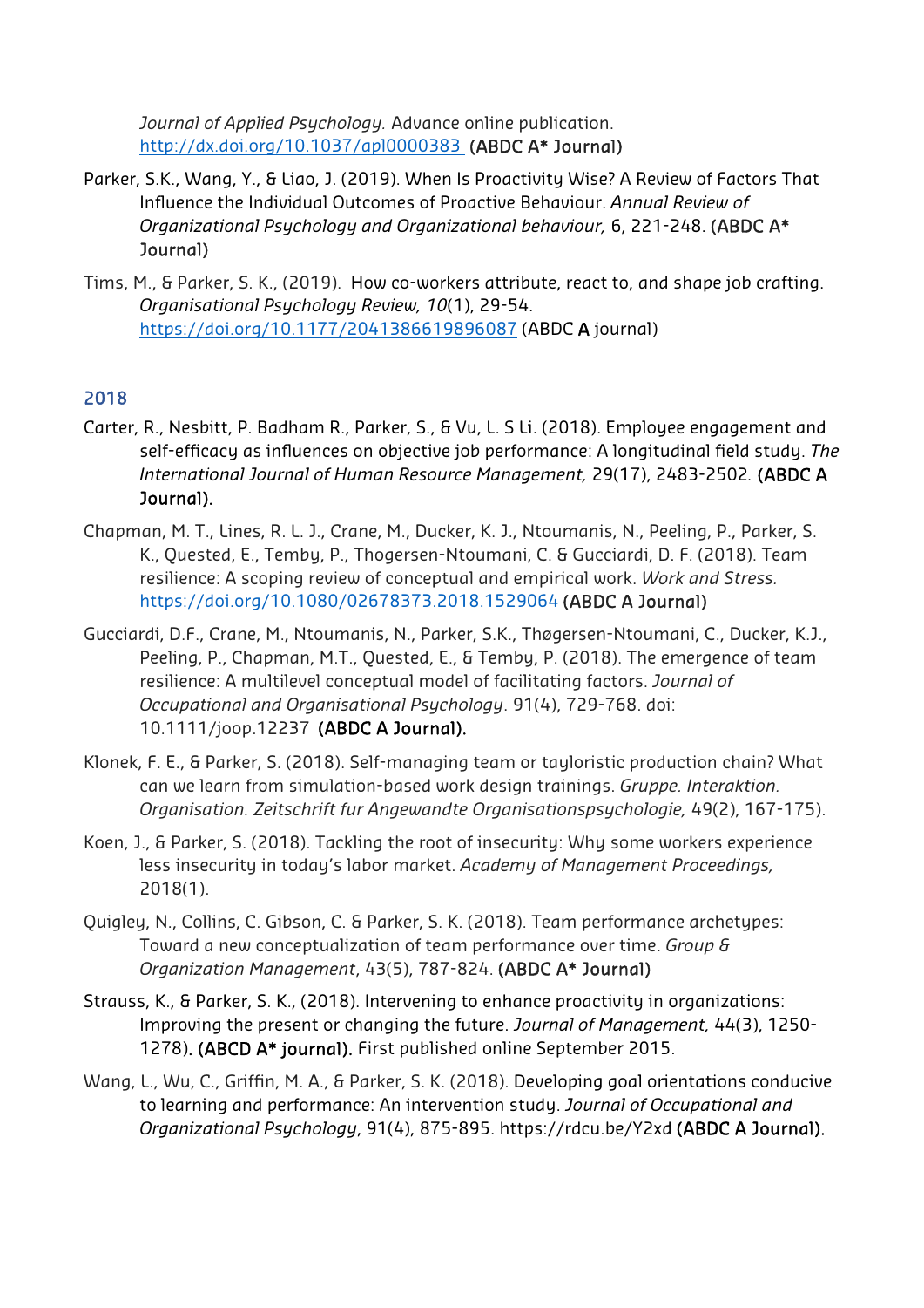*Journal of Applied Psychology.* Advance online publication. http://dx.doi.org/10.1037/apl0000383 **(ABDC A* Journal)**

Parker, S.K., Wang, Y., & Liao, J. (2019). When Is Proactivity Wise? A Review of Factors That Influence the Individual Outcomes of Proactive Behaviour. *Annual Review of Organizational Psychology and Organizational behaviour,* 6, 221-248. **(ABDC A* Journal)**

Tims, M., & Parker, S. K., (2019). How co-workers attribute, react to, and shape job crafting. *Organisational Psychology Review, 10*(1), 29-54. https://doi.org/10.1177/2041386619896087 (ABDC **A** journal)

## 2018

Carter, R., Nesbitt, P. Badham R., Parker, S., & Vu, L. S Li. (2018). Employee engagement and self-efficacy as influences on objective job performance: A longitudinal field study. *The International Journal of Human Resource Management,* 29(17), 2483-2502. **(ABDC A Journal).**

Chapman, M. T., Lines, R. L. J., Crane, M., Ducker, K. J., Ntoumanis, N., Peeling, P., Parker, S. K., Quested, E., Temby, P., Thogersen-Ntoumani, C. & Gucciardi, D. F. (2018). Team resilience: A scoping review of conceptual and empirical work. *Work and Stress.* https://doi.org/10.1080/02678373.2018.1529064 **(ABDC A Journal)**

Gucciardi, D.F., Crane, M., Ntoumanis, N., Parker, S.K., Thøgersen-Ntoumani, C., Ducker, K.J., Peeling, P., Chapman, M.T., Quested, E., & Temby, P. (2018). The emergence of team resilience: A multilevel conceptual model of facilitating factors. *Journal of Occupational and Organisational Psychology*. 91(4), 729-768. doi: 10.1111/joop.12237 **(ABDC A Journal).**

Klonek, F. E., & Parker, S. (2018). Self-managing team or tayloristic production chain? What can we learn from simulation-based work design trainings. *Gruppe. Interaktion. Organisation. Zeitschrift fur Angewandte Organisationspsychologie,* 49(2), 167-175).

Koen, J., & Parker, S. (2018). Tackling the root of insecurity: Why some workers experience less insecurity in today's labor market. *Academy of Management Proceedings,* 2018(1).

Quigley, N., Collins, C. Gibson, C. & Parker, S. K. (2018). Team performance archetypes: Toward a new conceptualization of team performance over time. *Group & Organization Management*, 43(5), 787-824. **(ABDC A* Journal)**

Strauss, K., & Parker, S. K., (2018). Intervening to enhance proactivity in organizations: Improving the present or changing the future. *Journal of Management,* 44(3), 1250-1278). **(ABCD A* journal).** First published online September 2015.

Wang, L., Wu, C., Griffin, M. A., & Parker, S. K. (2018). Developing goal orientations conducive to learning and performance: An intervention study. *Journal of Occupational and Organizational Psychology*, 91(4), 875-895. https://rdcu.be/Y2xd **(ABDC A Journal).**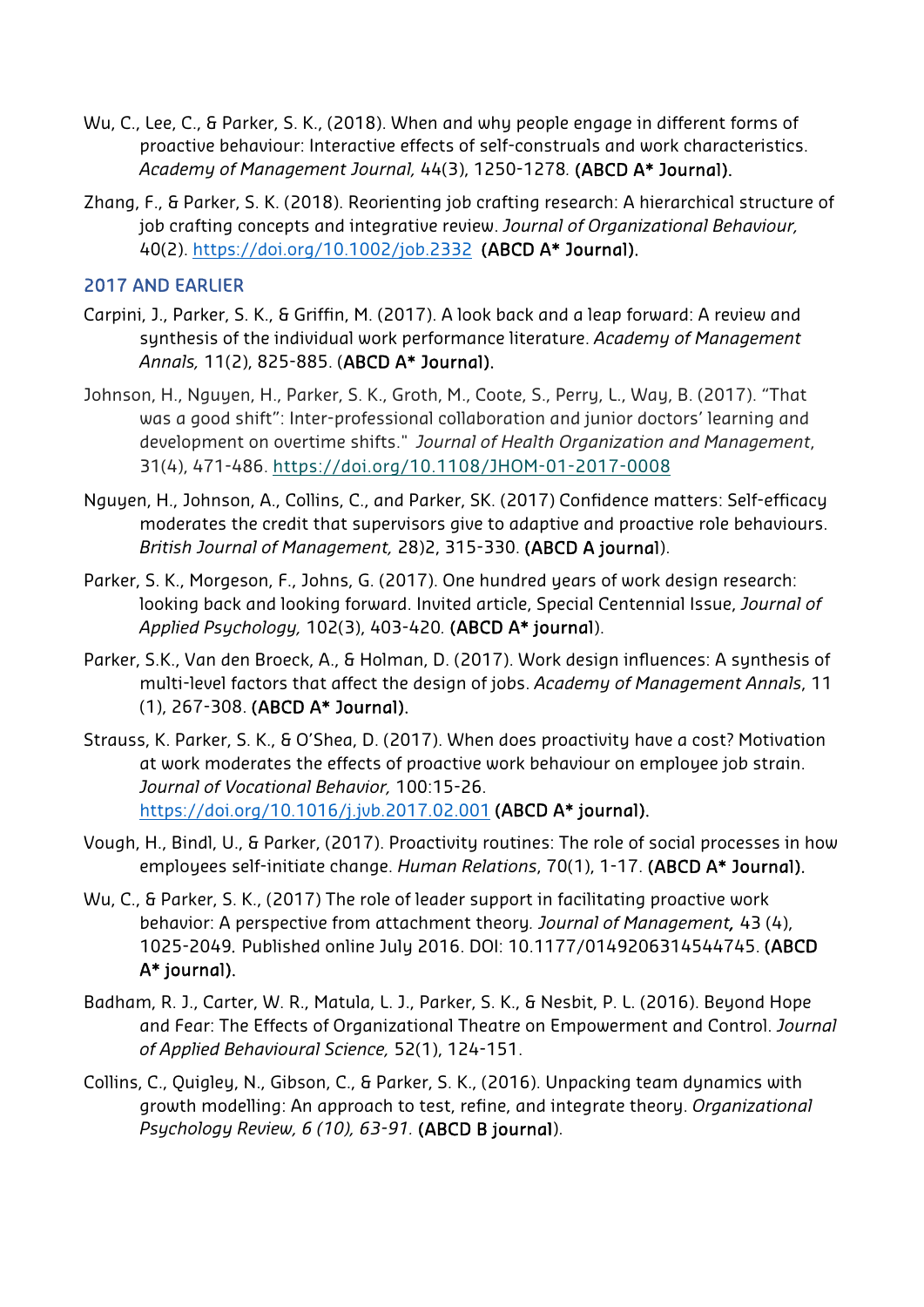Wu, C., Lee, C., & Parker, S. K., (2018). When and why people engage in different forms of proactive behaviour: Interactive effects of self-construals and work characteristics. *Academy of Management Journal,* 44(3), 1250-1278. **(ABCD A* Journal).**

Zhang, F., & Parker, S. K. (2018). Reorienting job crafting research: A hierarchical structure of job crafting concepts and integrative review. *Journal of Organizational Behaviour,* 40(2). https://doi.org/10.1002/job.2332 **(ABCD A* Journal).**

## 2017 AND EARLIER

Carpini, J., Parker, S. K., & Griffin, M. (2017). A look back and a leap forward: A review and synthesis of the individual work performance literature. *Academy of Management Annals,* 11(2), 825-885. (**ABCD A* Journal).**

Johnson, H., Nguyen, H., Parker, S. K., Groth, M., Coote, S., Perry, L., Way, B. (2017). "That was a good shift": Inter-professional collaboration and junior doctors' learning and development on overtime shifts." *Journal of Health Organization and Management*, 31(4), 471-486. https://doi.org/10.1108/JHOM-01-2017-0008

Nguyen, H., Johnson, A., Collins, C., and Parker, SK. (2017) Confidence matters: Self-efficacy moderates the credit that supervisors give to adaptive and proactive role behaviours. *British Journal of Management,* 28)2, 315-330. **(ABCD A journal**).

Parker, S. K., Morgeson, F., Johns, G. (2017). One hundred years of work design research: looking back and looking forward. Invited article, Special Centennial Issue, *Journal of Applied Psychology,* 102(3), 403-420. **(ABCD A* journal**).

Parker, S.K., Van den Broeck, A., & Holman, D. (2017). Work design influences: A synthesis of multi-level factors that affect the design of jobs. *Academy of Management Annals*, 11 (1), 267-308. **(ABCD A* Journal).**

Strauss, K. Parker, S. K., & O'Shea, D. (2017). When does proactivity have a cost? Motivation at work moderates the effects of proactive work behaviour on employee job strain. *Journal of Vocational Behavior,* 100:15-26. https://doi.org/10.1016/j.jvb.2017.02.001 **(ABCD A* journal).**

Vough, H., Bindl, U., & Parker, (2017). Proactivity routines: The role of social processes in how employees self-initiate change. *Human Relations*, 70(1), 1-17. **(ABCD A* Journal).**

Wu, C., & Parker, S. K., (2017) The role of leader support in facilitating proactive work behavior: A perspective from attachment theory*. Journal of Management,* 43 (4), 1025-2049. Published online July 2016. DOI: 10.1177/0149206314544745. **(ABCD A* journal).**

Badham, R. J., Carter, W. R., Matula, L. J., Parker, S. K., & Nesbit, P. L. (2016). Beyond Hope and Fear: The Effects of Organizational Theatre on Empowerment and Control. *Journal of Applied Behavioural Science,* 52(1), 124-151.

Collins, C., Quigley, N., Gibson, C., & Parker, S. K., (2016). Unpacking team dynamics with growth modelling: An approach to test, refine, and integrate theory. *Organizational Psychology Review, 6 (10), 63-91.* **(ABCD B journal**).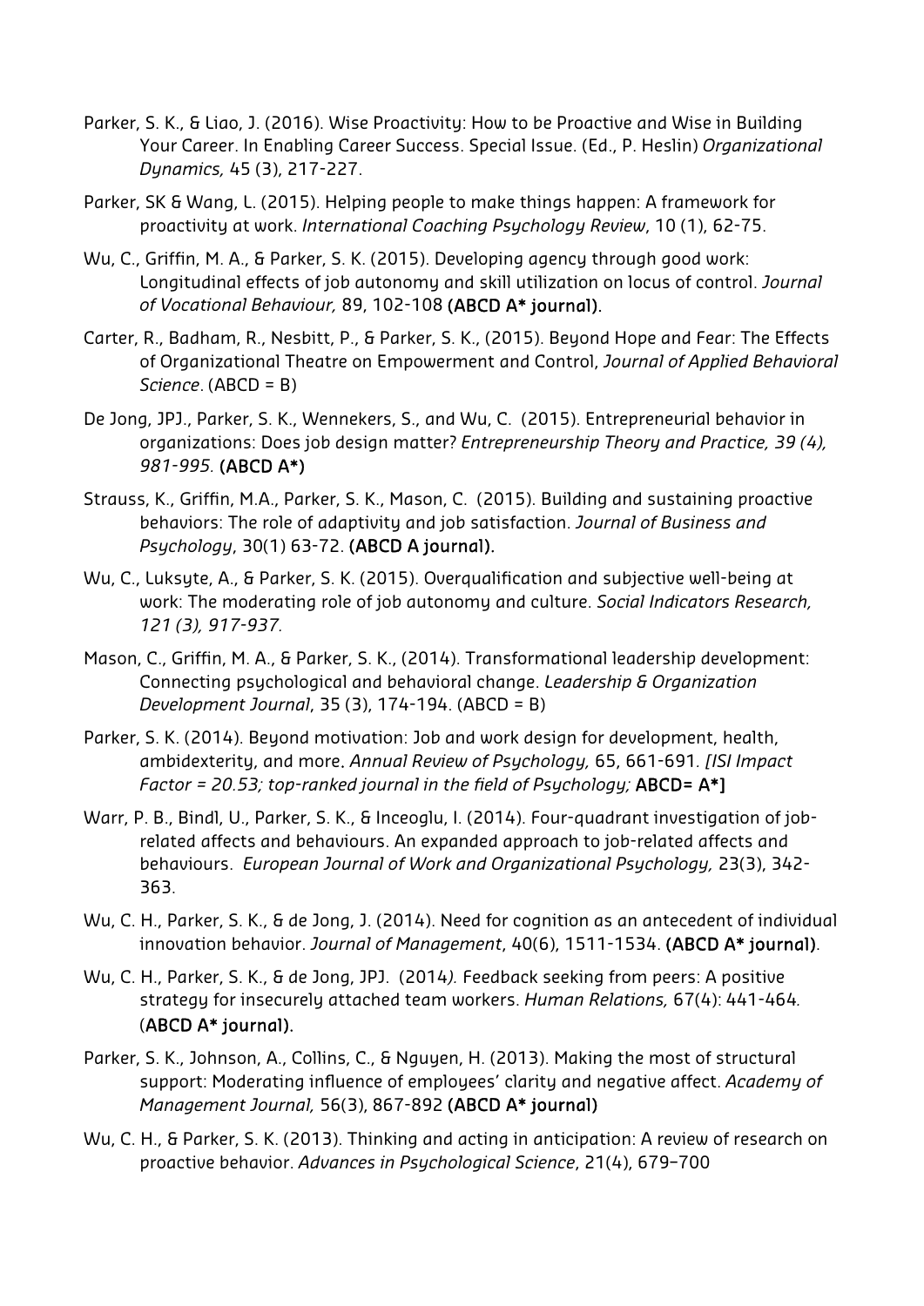Parker, S. K., & Liao, J. (2016). Wise Proactivity: How to be Proactive and Wise in Building Your Career. In Enabling Career Success. Special Issue. (Ed., P. Heslin) *Organizational Dynamics,* 45 (3), 217-227.

Parker, SK & Wang, L. (2015). Helping people to make things happen: A framework for proactivity at work. *International Coaching Psychology Review*, 10 (1), 62-75.

Wu, C., Griffin, M. A., & Parker, S. K. (2015). Developing agency through good work: Longitudinal effects of job autonomy and skill utilization on locus of control. *Journal of Vocational Behaviour,* 89, 102-108 **(ABCD A* journal).**

Carter, R., Badham, R., Nesbitt, P., & Parker, S. K., (2015). Beyond Hope and Fear: The Effects of Organizational Theatre on Empowerment and Control, *Journal of Applied Behavioral Science*. (ABCD = B)

De Jong, JPJ., Parker, S. K., Wennekers, S., and Wu, C. (2015). Entrepreneurial behavior in organizations: Does job design matter? *Entrepreneurship Theory and Practice, 39 (4), 981-995.* **(ABCD A*)**

Strauss, K., Griffin, M.A., Parker, S. K., Mason, C. (2015). Building and sustaining proactive behaviors: The role of adaptivity and job satisfaction. *Journal of Business and Psychology*, 30(1) 63-72. **(ABCD A journal).**

Wu, C., Luksyte, A., & Parker, S. K. (2015). Overqualification and subjective well-being at work: The moderating role of job autonomy and culture. *Social Indicators Research, 121 (3), 917-937.*

Mason, C., Griffin, M. A., & Parker, S. K., (2014). Transformational leadership development: Connecting psychological and behavioral change. *Leadership & Organization Development Journal*, 35 (3), 174-194. (ABCD = B)

Parker, S. K. (2014). Beyond motivation: Job and work design for development, health, ambidexterity, and more. *Annual Review of Psychology,* 65, 661-691. *[ISI Impact Factor = 20.53; top-ranked journal in the field of Psychology;* **ABCD= A*]**

Warr, P. B., Bindl, U., Parker, S. K., & Inceoglu, I. (2014). Four-quadrant investigation of job-related affects and behaviours. An expanded approach to job-related affects and behaviours. *European Journal of Work and Organizational Psychology,* 23(3), 342-363.

Wu, C. H., Parker, S. K., & de Jong, J. (2014). Need for cognition as an antecedent of individual innovation behavior. *Journal of Management*, 40(6), 1511-1534. **(ABCD A* journal)**.

Wu, C. H., Parker, S. K., & de Jong, JPJ. (2014*).* Feedback seeking from peers: A positive strategy for insecurely attached team workers. *Human Relations,* 67(4): 441-464*.* (**ABCD A* journal).**

Parker, S. K., Johnson, A., Collins, C., & Nguyen, H. (2013). Making the most of structural support: Moderating influence of employees' clarity and negative affect. *Academy of Management Journal,* 56(3), 867-892 **(ABCD A* journal)**

Wu, C. H., & Parker, S. K. (2013). Thinking and acting in anticipation: A review of research on proactive behavior. *Advances in Psychological Science*, 21(4), 679–700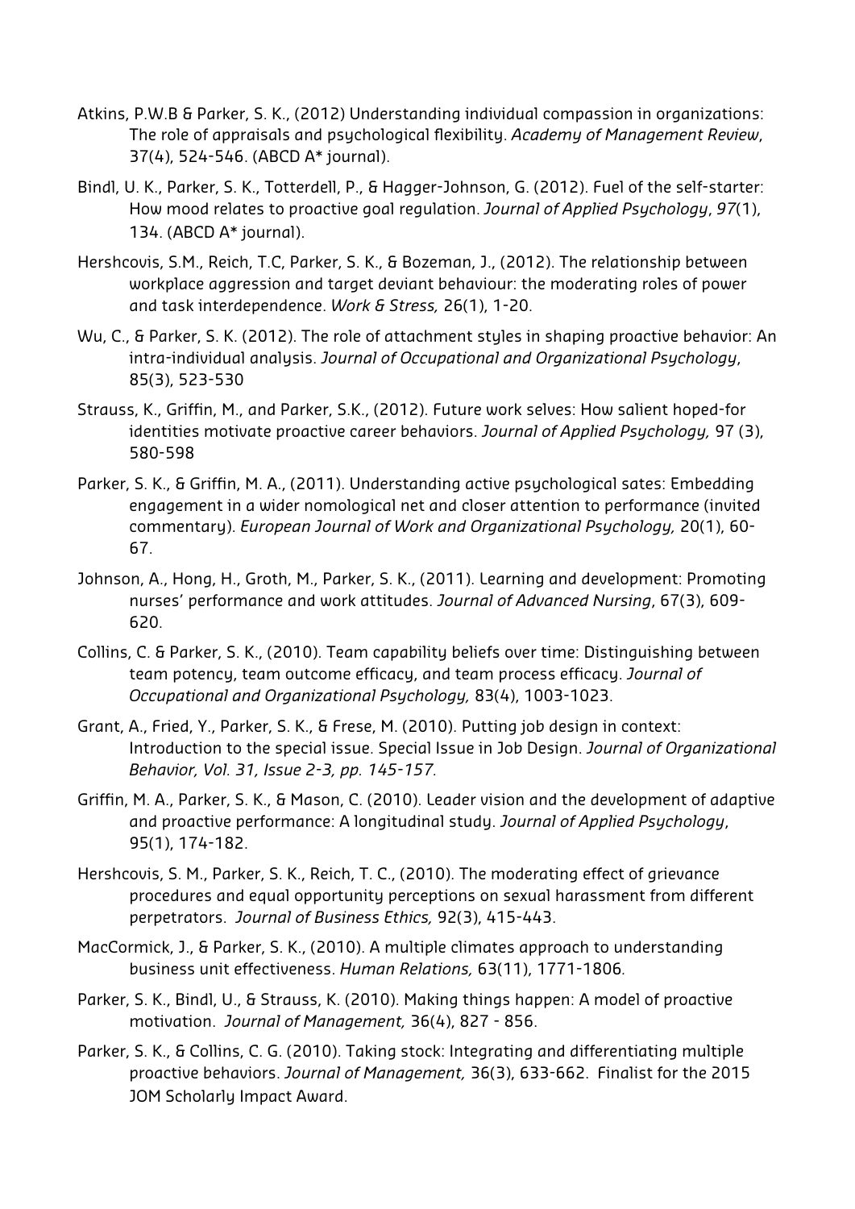Atkins, P.W.B & Parker, S. K., (2012) Understanding individual compassion in organizations: The role of appraisals and psychological flexibility. *Academy of Management Review*, 37(4), 524-546. (ABCD A* journal).

Bindl, U. K., Parker, S. K., Totterdell, P., & Hagger-Johnson, G. (2012). Fuel of the self-starter: How mood relates to proactive goal regulation. *Journal of Applied Psychology*, *97*(1), 134. (ABCD A* journal).

Hershcovis, S.M., Reich, T.C, Parker, S. K., & Bozeman, J., (2012). The relationship between workplace aggression and target deviant behaviour: the moderating roles of power and task interdependence. *Work & Stress,* 26(1), 1-20.

Wu, C., & Parker, S. K. (2012). The role of attachment styles in shaping proactive behavior: An intra-individual analysis. *Journal of Occupational and Organizational Psychology*, 85(3), 523-530

Strauss, K., Griffin, M., and Parker, S.K., (2012). Future work selves: How salient hoped-for identities motivate proactive career behaviors. *Journal of Applied Psychology,* 97 (3), 580-598

Parker, S. K., & Griffin, M. A., (2011). Understanding active psychological sates: Embedding engagement in a wider nomological net and closer attention to performance (invited commentary). *European Journal of Work and Organizational Psychology,* 20(1), 60-67.

Johnson, A., Hong, H., Groth, M., Parker, S. K., (2011). Learning and development: Promoting nurses' performance and work attitudes. *Journal of Advanced Nursing*, 67(3), 609-620.

Collins, C. & Parker, S. K., (2010). Team capability beliefs over time: Distinguishing between team potency, team outcome efficacy, and team process efficacy. *Journal of Occupational and Organizational Psychology,* 83(4), 1003-1023.

Grant, A., Fried, Y., Parker, S. K., & Frese, M. (2010). Putting job design in context: Introduction to the special issue. Special Issue in Job Design. *Journal of Organizational Behavior, Vol. 31, Issue 2-3, pp. 145-157.*

Griffin, M. A., Parker, S. K., & Mason, C. (2010). Leader vision and the development of adaptive and proactive performance: A longitudinal study. *Journal of Applied Psychology*, 95(1), 174-182.

Hershcovis, S. M., Parker, S. K., Reich, T. C., (2010). The moderating effect of grievance procedures and equal opportunity perceptions on sexual harassment from different perpetrators. *Journal of Business Ethics,* 92(3), 415-443.

MacCormick, J., & Parker, S. K., (2010). A multiple climates approach to understanding business unit effectiveness. *Human Relations,* 63(11), 1771-1806.

Parker, S. K., Bindl, U., & Strauss, K. (2010). Making things happen: A model of proactive motivation. *Journal of Management,* 36(4), 827 - 856.

Parker, S. K., & Collins, C. G. (2010). Taking stock: Integrating and differentiating multiple proactive behaviors. *Journal of Management,* 36(3), 633-662. Finalist for the 2015 JOM Scholarly Impact Award.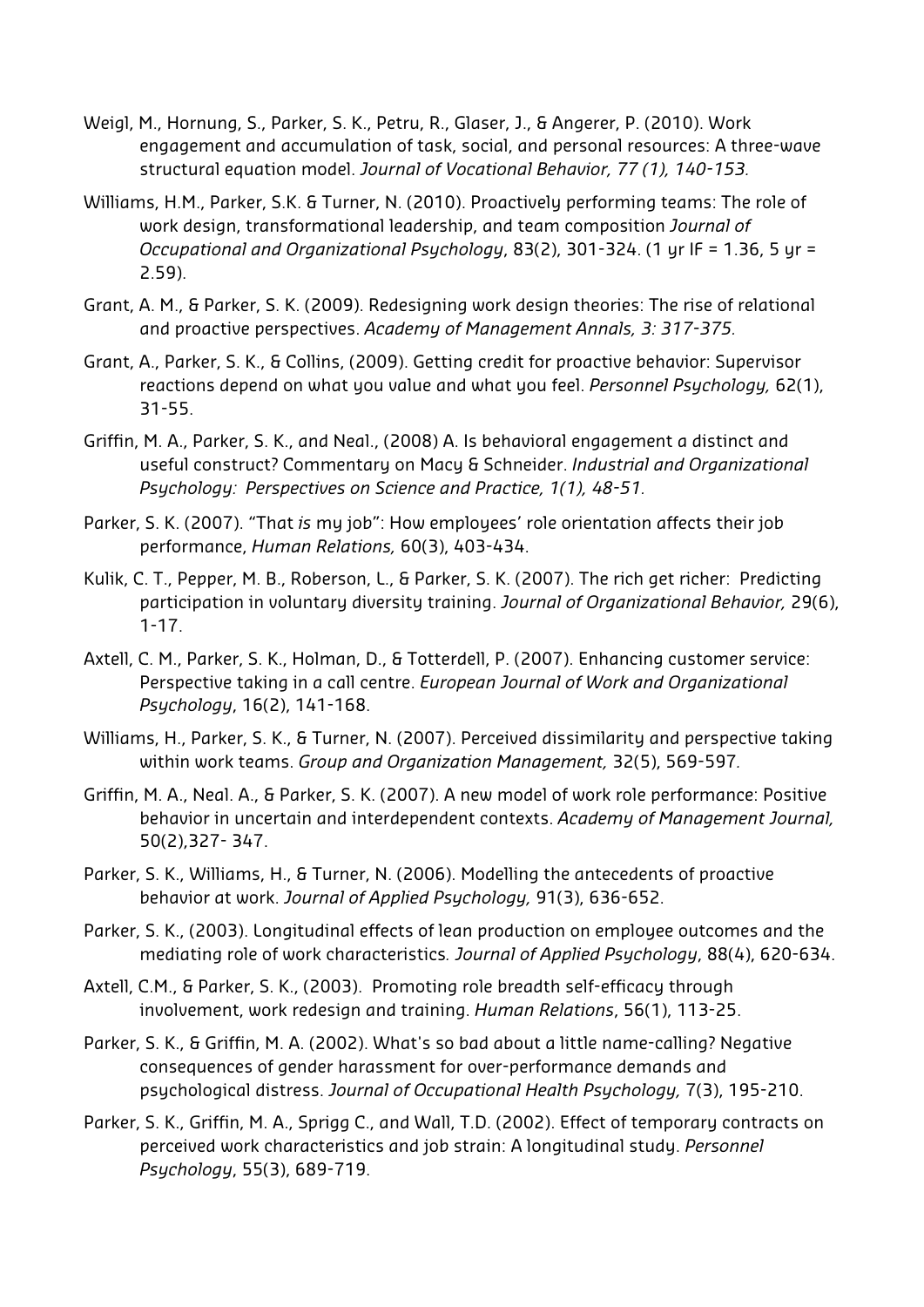Weigl, M., Hornung, S., Parker, S. K., Petru, R., Glaser, J., & Angerer, P. (2010). Work engagement and accumulation of task, social, and personal resources: A three-wave structural equation model. *Journal of Vocational Behavior, 77 (1), 140-153.*

Williams, H.M., Parker, S.K. & Turner, N. (2010). Proactively performing teams: The role of work design, transformational leadership, and team composition *Journal of Occupational and Organizational Psychology*, 83(2), 301-324. (1 yr IF = 1.36, 5 yr = 2.59).

Grant, A. M., & Parker, S. K. (2009). Redesigning work design theories: The rise of relational and proactive perspectives. *Academy of Management Annals, 3: 317-375.*

Grant, A., Parker, S. K., & Collins, (2009). Getting credit for proactive behavior: Supervisor reactions depend on what you value and what you feel. *Personnel Psychology,* 62(1), 31-55.

Griffin, M. A., Parker, S. K., and Neal., (2008) A. Is behavioral engagement a distinct and useful construct? Commentary on Macy & Schneider. *Industrial and Organizational Psychology: Perspectives on Science and Practice, 1(1), 48-51.*

Parker, S. K. (2007). "That *is* my job": How employees' role orientation affects their job performance, *Human Relations,* 60(3), 403-434.

Kulik, C. T., Pepper, M. B., Roberson, L., & Parker, S. K. (2007). The rich get richer: Predicting participation in voluntary diversity training. *Journal of Organizational Behavior,* 29(6), 1-17.

Axtell, C. M., Parker, S. K., Holman, D., & Totterdell, P. (2007). Enhancing customer service: Perspective taking in a call centre. *European Journal of Work and Organizational Psychology*, 16(2), 141-168.

Williams, H., Parker, S. K., & Turner, N. (2007). Perceived dissimilarity and perspective taking within work teams. *Group and Organization Management,* 32(5), 569-597.

Griffin, M. A., Neal. A., & Parker, S. K. (2007). A new model of work role performance: Positive behavior in uncertain and interdependent contexts. *Academy of Management Journal,* 50(2),327- 347.

Parker, S. K., Williams, H., & Turner, N. (2006). Modelling the antecedents of proactive behavior at work. *Journal of Applied Psychology,* 91(3), 636-652.

Parker, S. K., (2003). Longitudinal effects of lean production on employee outcomes and the mediating role of work characteristics. *Journal of Applied Psychology*, 88(4), 620-634.

Axtell, C.M., & Parker, S. K., (2003). Promoting role breadth self-efficacy through involvement, work redesign and training. *Human Relations*, 56(1), 113-25.

Parker, S. K., & Griffin, M. A. (2002). What's so bad about a little name-calling? Negative consequences of gender harassment for over-performance demands and psychological distress. *Journal of Occupational Health Psychology,* 7(3), 195-210.

Parker, S. K., Griffin, M. A., Sprigg C., and Wall, T.D. (2002). Effect of temporary contracts on perceived work characteristics and job strain: A longitudinal study. *Personnel Psychology*, 55(3), 689-719.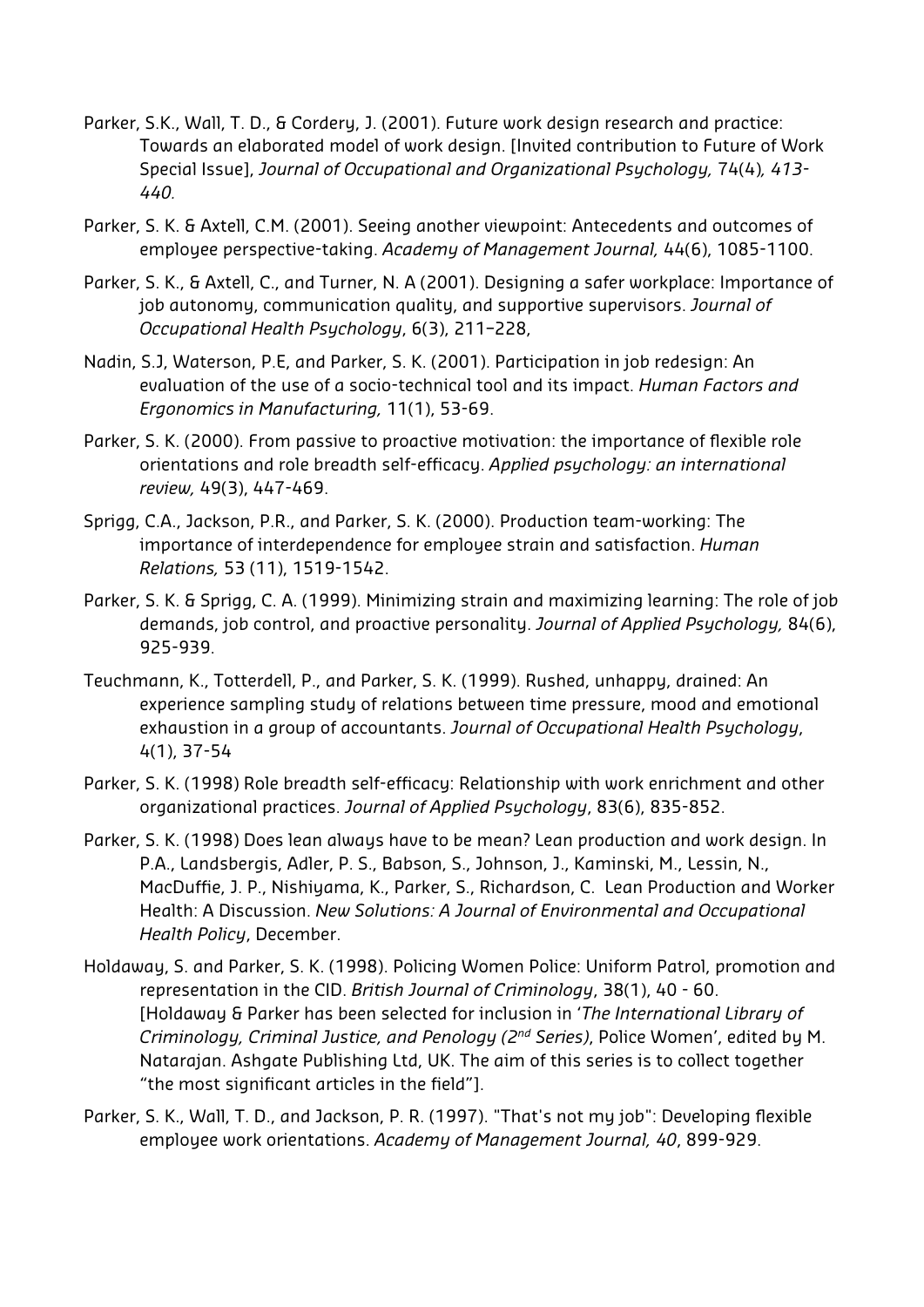Parker, S.K., Wall, T. D., & Cordery, J. (2001). Future work design research and practice: Towards an elaborated model of work design. [Invited contribution to Future of Work Special Issue], *Journal of Occupational and Organizational Psychology,* 74(4)*, 413-440.*

Parker, S. K. & Axtell, C.M. (2001). Seeing another viewpoint: Antecedents and outcomes of employee perspective-taking. *Academy of Management Journal,* 44(6), 1085-1100.

Parker, S. K., & Axtell, C., and Turner, N. A (2001). Designing a safer workplace: Importance of job autonomy, communication quality, and supportive supervisors. *Journal of Occupational Health Psychology*, 6(3), 211–228,

Nadin, S.J, Waterson, P.E, and Parker, S. K. (2001). Participation in job redesign: An evaluation of the use of a socio-technical tool and its impact. *Human Factors and Ergonomics in Manufacturing,* 11(1), 53-69.

Parker, S. K. (2000). From passive to proactive motivation: the importance of flexible role orientations and role breadth self-efficacy. *Applied psychology: an international review,* 49(3), 447-469.

Sprigg, C.A., Jackson, P.R., and Parker, S. K. (2000). Production team-working: The importance of interdependence for employee strain and satisfaction. *Human Relations,* 53 (11), 1519-1542.

Parker, S. K. & Sprigg, C. A. (1999). Minimizing strain and maximizing learning: The role of job demands, job control, and proactive personality. *Journal of Applied Psychology,* 84(6), 925-939.

Teuchmann, K., Totterdell, P., and Parker, S. K. (1999). Rushed, unhappy, drained: An experience sampling study of relations between time pressure, mood and emotional exhaustion in a group of accountants. *Journal of Occupational Health Psychology*, 4(1), 37-54

Parker, S. K. (1998) Role breadth self-efficacy: Relationship with work enrichment and other organizational practices. *Journal of Applied Psychology*, 83(6), 835-852.

Parker, S. K. (1998) Does lean always have to be mean? Lean production and work design. In P.A., Landsbergis, Adler, P. S., Babson, S., Johnson, J., Kaminski, M., Lessin, N., MacDuffie, J. P., Nishiyama, K., Parker, S., Richardson, C. Lean Production and Worker Health: A Discussion. *New Solutions: A Journal of Environmental and Occupational Health Policy*, December.

Holdaway, S. and Parker, S. K. (1998). Policing Women Police: Uniform Patrol, promotion and representation in the CID. *British Journal of Criminology*, 38(1), 40 - 60. [Holdaway & Parker has been selected for inclusion in '*The International Library of Criminology, Criminal Justice, and Penology (2nd Series)*, Police Women', edited by M. Natarajan. Ashgate Publishing Ltd, UK. The aim of this series is to collect together "the most significant articles in the field"].

Parker, S. K., Wall, T. D., and Jackson, P. R. (1997). "That's not my job": Developing flexible employee work orientations. *Academy of Management Journal, 40*, 899-929.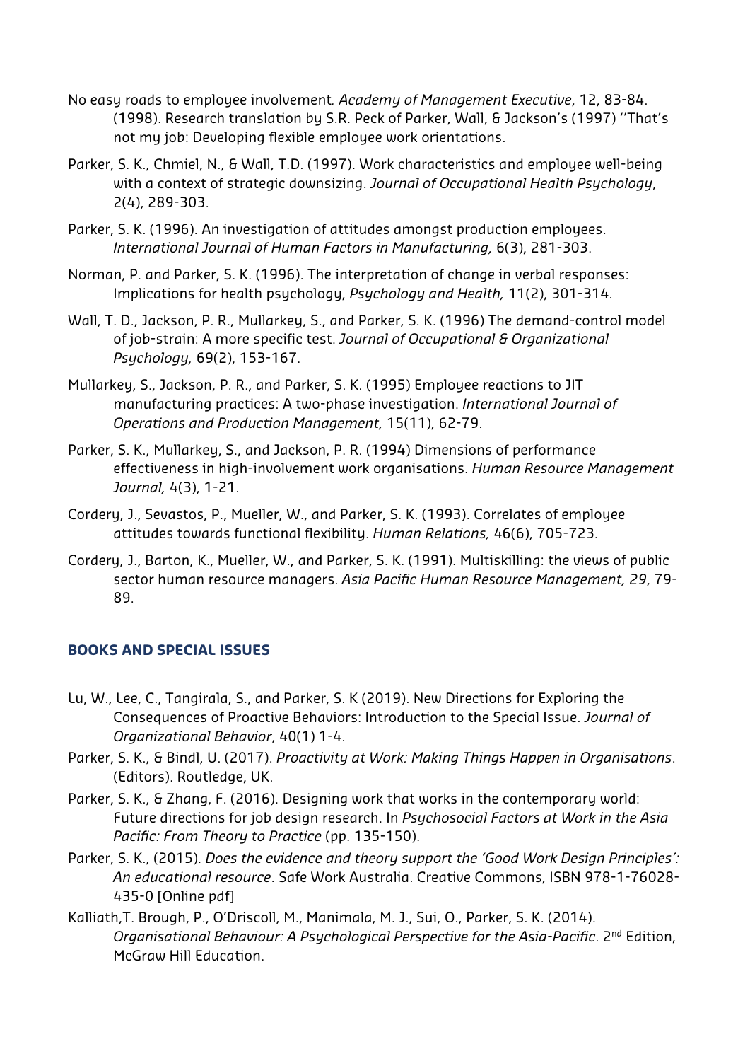No easy roads to employee involvement. *Academy of Management Executive*, 12, 83-84. (1998). Research translation by S.R. Peck of Parker, Wall, & Jackson's (1997) ''That's not my job: Developing flexible employee work orientations.

Parker, S. K., Chmiel, N., & Wall, T.D. (1997). Work characteristics and employee well-being with a context of strategic downsizing. *Journal of Occupational Health Psychology*, 2(4), 289-303.

Parker, S. K. (1996). An investigation of attitudes amongst production employees. *International Journal of Human Factors in Manufacturing,* 6(3), 281-303.

Norman, P. and Parker, S. K. (1996). The interpretation of change in verbal responses: Implications for health psychology, *Psychology and Health,* 11(2), 301-314.

Wall, T. D., Jackson, P. R., Mullarkey, S., and Parker, S. K. (1996) The demand-control model of job-strain: A more specific test. *Journal of Occupational & Organizational Psychology,* 69(2), 153-167.

Mullarkey, S., Jackson, P. R., and Parker, S. K. (1995) Employee reactions to JIT manufacturing practices: A two-phase investigation. *International Journal of Operations and Production Management,* 15(11), 62-79.

Parker, S. K., Mullarkey, S., and Jackson, P. R. (1994) Dimensions of performance effectiveness in high-involvement work organisations. *Human Resource Management Journal,* 4(3), 1-21.

Cordery, J., Sevastos, P., Mueller, W., and Parker, S. K. (1993). Correlates of employee attitudes towards functional flexibility. *Human Relations,* 46(6), 705-723.

Cordery, J., Barton, K., Mueller, W., and Parker, S. K. (1991). Multiskilling: the views of public sector human resource managers. *Asia Pacific Human Resource Management, 29*, 79-89.

## BOOKS AND SPECIAL ISSUES

Lu, W., Lee, C., Tangirala, S., and Parker, S. K (2019). New Directions for Exploring the Consequences of Proactive Behaviors: Introduction to the Special Issue. *Journal of Organizational Behavior*, 40(1) 1-4.

Parker, S. K., & Bindl, U. (2017). *Proactivity at Work: Making Things Happen in Organisations*. (Editors). Routledge, UK.

Parker, S. K., & Zhang, F. (2016). Designing work that works in the contemporary world: Future directions for job design research. In *Psychosocial Factors at Work in the Asia Pacific: From Theory to Practice* (pp. 135-150).

Parker, S. K., (2015). *Does the evidence and theory support the 'Good Work Design Principles': An educational resource*. Safe Work Australia. Creative Commons, ISBN 978-1-76028-435-0 [Online pdf]

Kalliath,T. Brough, P., O'Driscoll, M., Manimala, M. J., Sui, O., Parker, S. K. (2014). *Organisational Behaviour: A Psychological Perspective for the Asia-Pacific*. 2nd Edition, McGraw Hill Education.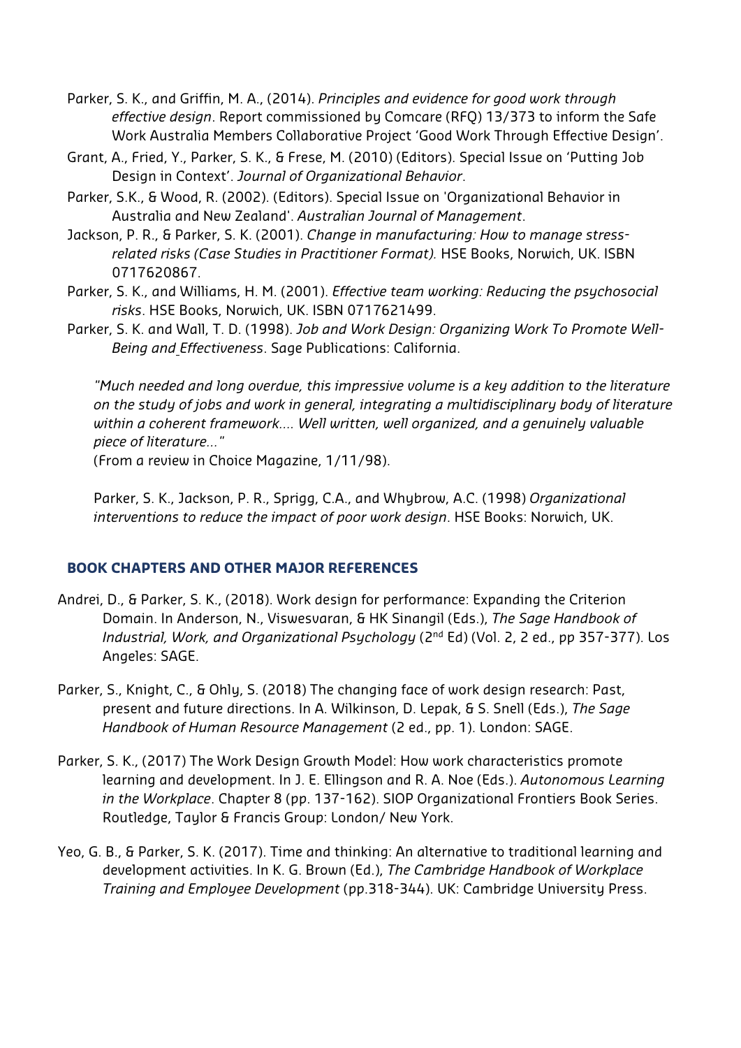Parker, S. K., and Griffin, M. A., (2014). *Principles and evidence for good work through effective design*. Report commissioned by Comcare (RFQ) 13/373 to inform the Safe Work Australia Members Collaborative Project 'Good Work Through Effective Design'.

Grant, A., Fried, Y., Parker, S. K., & Frese, M. (2010) (Editors). Special Issue on 'Putting Job Design in Context'. *Journal of Organizational Behavior*.

Parker, S.K., & Wood, R. (2002). (Editors). Special Issue on 'Organizational Behavior in Australia and New Zealand'. *Australian Journal of Management*.

Jackson, P. R., & Parker, S. K. (2001). *Change in manufacturing: How to manage stress-related risks (Case Studies in Practitioner Format).* HSE Books, Norwich, UK. ISBN 0717620867.

Parker, S. K., and Williams, H. M. (2001). *Effective team working: Reducing the psychosocial risks*. HSE Books, Norwich, UK. ISBN 0717621499.

Parker, S. K. and Wall, T. D. (1998). *Job and Work Design: Organizing Work To Promote Well-Being and Effectiveness*. Sage Publications: California.

*"Much needed and long overdue, this impressive volume is a key addition to the literature on the study of jobs and work in general, integrating a multidisciplinary body of literature within a coherent framework…. Well written, well organized, and a genuinely valuable piece of literature…"*
(From a review in Choice Magazine, 1/11/98).

Parker, S. K., Jackson, P. R., Sprigg, C.A., and Whybrow, A.C. (1998) *Organizational interventions to reduce the impact of poor work design*. HSE Books: Norwich, UK.

## BOOK CHAPTERS AND OTHER MAJOR REFERENCES

Andrei, D., & Parker, S. K., (2018). Work design for performance: Expanding the Criterion Domain. In Anderson, N., Viswesvaran, & HK Sinangil (Eds.), *The Sage Handbook of Industrial, Work, and Organizational Psychology* (2nd Ed) (Vol. 2, 2 ed., pp 357-377). Los Angeles: SAGE.

Parker, S., Knight, C., & Ohly, S. (2018) The changing face of work design research: Past, present and future directions. In A. Wilkinson, D. Lepak, & S. Snell (Eds.), *The Sage Handbook of Human Resource Management* (2 ed., pp. 1). London: SAGE.

Parker, S. K., (2017) The Work Design Growth Model: How work characteristics promote learning and development. In J. E. Ellingson and R. A. Noe (Eds.). *Autonomous Learning in the Workplace*. Chapter 8 (pp. 137-162). SIOP Organizational Frontiers Book Series. Routledge, Taylor & Francis Group: London/ New York.

Yeo, G. B., & Parker, S. K. (2017). Time and thinking: An alternative to traditional learning and development activities. In K. G. Brown (Ed.), *The Cambridge Handbook of Workplace Training and Employee Development* (pp.318-344). UK: Cambridge University Press.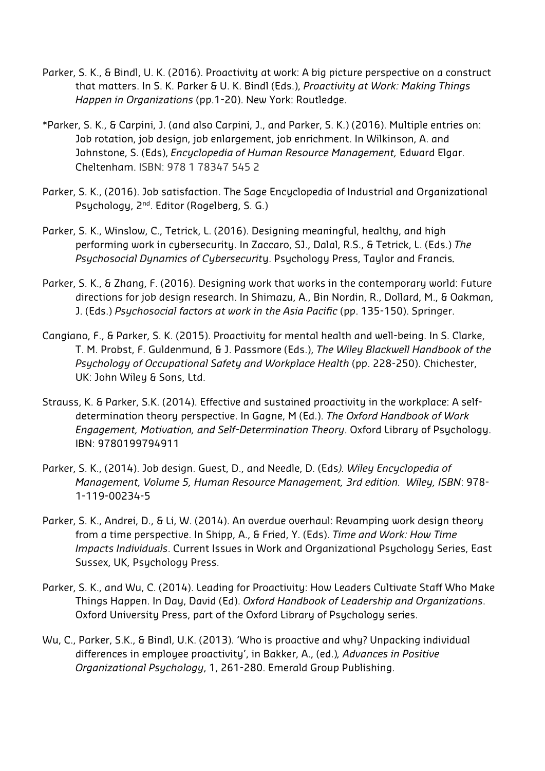Parker, S. K., & Bindl, U. K. (2016). Proactivity at work: A big picture perspective on a construct that matters. In S. K. Parker & U. K. Bindl (Eds.), *Proactivity at Work: Making Things Happen in Organizations* (pp.1-20). New York: Routledge.

*Parker, S. K., & Carpini, J. (and also Carpini, J., and Parker, S. K.) (2016). Multiple entries on: Job rotation, job design, job enlargement, job enrichment. In Wilkinson, A. and Johnstone, S. (Eds), *Encyclopedia of Human Resource Management,* Edward Elgar. Cheltenham. ISBN: 978 1 78347 545 2

Parker, S. K., (2016). Job satisfaction. The Sage Encyclopedia of Industrial and Organizational Psychology, 2nd. Editor (Rogelberg, S. G.)

Parker, S. K., Winslow, C., Tetrick, L. (2016). Designing meaningful, healthy, and high performing work in cybersecurity. In Zaccaro, SJ., Dalal, R.S., & Tetrick, L. (Eds.) *The Psychosocial Dynamics of Cybersecurity*. Psychology Press, Taylor and Francis.

Parker, S. K., & Zhang, F. (2016). Designing work that works in the contemporary world: Future directions for job design research. In Shimazu, A., Bin Nordin, R., Dollard, M., & Oakman, J. (Eds.) *Psychosocial factors at work in the Asia Pacific* (pp. 135-150). Springer.

Cangiano, F., & Parker, S. K. (2015). Proactivity for mental health and well-being. In S. Clarke, T. M. Probst, F. Guldenmund, & J. Passmore (Eds.), *The Wiley Blackwell Handbook of the Psychology of Occupational Safety and Workplace Health* (pp. 228-250). Chichester, UK: John Wiley & Sons, Ltd.

Strauss, K. & Parker, S.K. (2014). Effective and sustained proactivity in the workplace: A self-determination theory perspective. In Gagne, M (Ed.). *The Oxford Handbook of Work Engagement, Motivation, and Self-Determination Theory*. Oxford Library of Psychology. IBN: 9780199794911

Parker, S. K., (2014). Job design. Guest, D., and Needle, D. (Eds*). Wiley Encyclopedia of Management, Volume 5, Human Resource Management, 3rd edition. Wiley, ISBN*: 978-1-119-00234-5

Parker, S. K., Andrei, D., & Li, W. (2014). An overdue overhaul: Revamping work design theory from a time perspective. In Shipp, A., & Fried, Y. (Eds). *Time and Work: How Time Impacts Individuals*. Current Issues in Work and Organizational Psychology Series, East Sussex, UK, Psychology Press.

Parker, S. K., and Wu, C. (2014). Leading for Proactivity: How Leaders Cultivate Staff Who Make Things Happen. In Day, David (Ed). *Oxford Handbook of Leadership and Organizations*. Oxford University Press, part of the Oxford Library of Psychology series.

Wu, C., Parker, S.K., & Bindl, U.K. (2013). 'Who is proactive and why? Unpacking individual differences in employee proactivity', in Bakker, A., (ed.)*, Advances in Positive Organizational Psychology*, 1, 261-280. Emerald Group Publishing.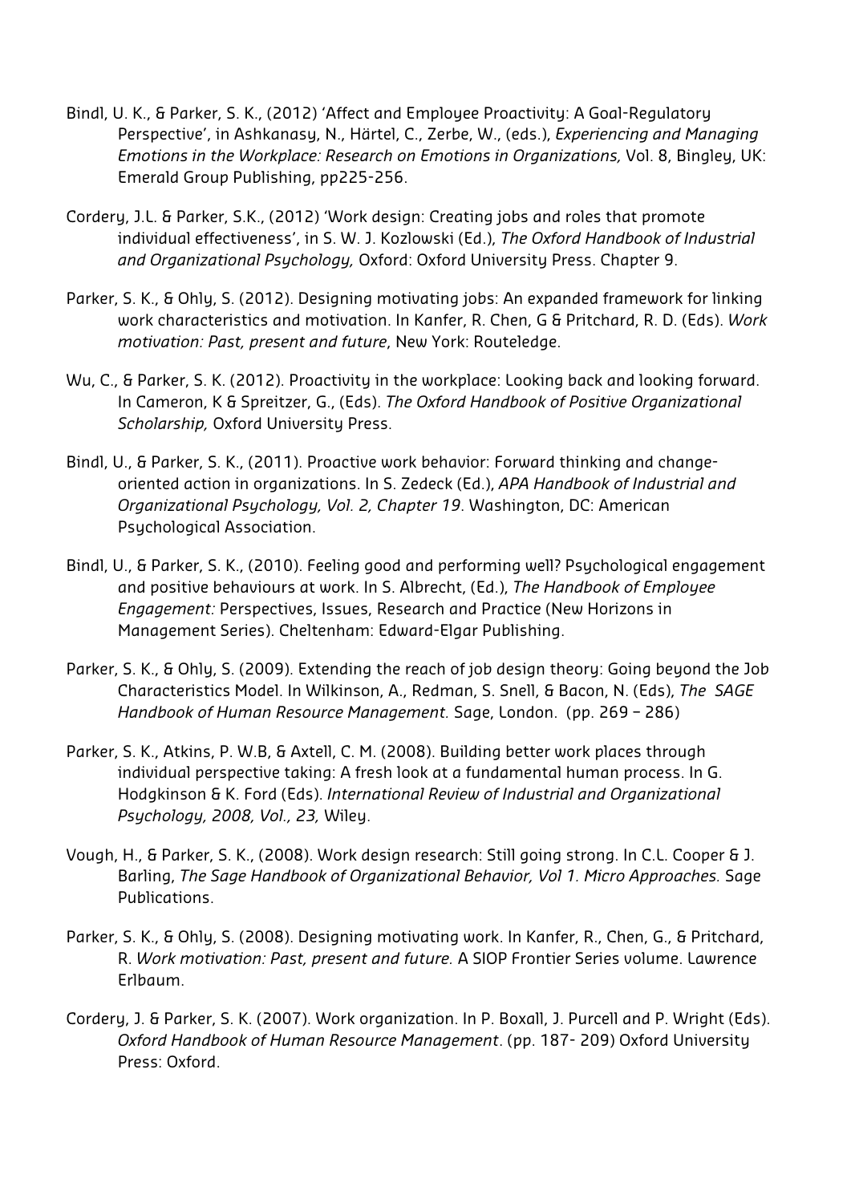Bindl, U. K., & Parker, S. K., (2012) 'Affect and Employee Proactivity: A Goal-Regulatory Perspective', in Ashkanasy, N., Härtel, C., Zerbe, W., (eds.), *Experiencing and Managing Emotions in the Workplace: Research on Emotions in Organizations,* Vol. 8, Bingley, UK: Emerald Group Publishing, pp225-256.

Cordery, J.L. & Parker, S.K., (2012) 'Work design: Creating jobs and roles that promote individual effectiveness', in S. W. J. Kozlowski (Ed.), *The Oxford Handbook of Industrial and Organizational Psychology,* Oxford: Oxford University Press. Chapter 9.

Parker, S. K., & Ohly, S. (2012). Designing motivating jobs: An expanded framework for linking work characteristics and motivation. In Kanfer, R. Chen, G & Pritchard, R. D. (Eds). *Work motivation: Past, present and future*, New York: Routeledge.

Wu, C., & Parker, S. K. (2012). Proactivity in the workplace: Looking back and looking forward. In Cameron, K & Spreitzer, G., (Eds). *The Oxford Handbook of Positive Organizational Scholarship,* Oxford University Press.

Bindl, U., & Parker, S. K., (2011). Proactive work behavior: Forward thinking and change-oriented action in organizations. In S. Zedeck (Ed.), *APA Handbook of Industrial and Organizational Psychology, Vol. 2, Chapter 19*. Washington, DC: American Psychological Association.

Bindl, U., & Parker, S. K., (2010). Feeling good and performing well? Psychological engagement and positive behaviours at work. In S. Albrecht, (Ed.), *The Handbook of Employee Engagement:* Perspectives, Issues, Research and Practice (New Horizons in Management Series). Cheltenham: Edward-Elgar Publishing.

Parker, S. K., & Ohly, S. (2009). Extending the reach of job design theory: Going beyond the Job Characteristics Model. In Wilkinson, A., Redman, S. Snell, & Bacon, N. (Eds), *The SAGE Handbook of Human Resource Management.* Sage, London. (pp. 269 – 286)

Parker, S. K., Atkins, P. W.B, & Axtell, C. M. (2008). Building better work places through individual perspective taking: A fresh look at a fundamental human process. In G. Hodgkinson & K. Ford (Eds). *International Review of Industrial and Organizational Psychology, 2008, Vol., 23,* Wiley.

Vough, H., & Parker, S. K., (2008). Work design research: Still going strong. In C.L. Cooper & J. Barling, *The Sage Handbook of Organizational Behavior, Vol 1. Micro Approaches.* Sage Publications.

Parker, S. K., & Ohly, S. (2008). Designing motivating work. In Kanfer, R., Chen, G., & Pritchard, R. *Work motivation: Past, present and future.* A SIOP Frontier Series volume. Lawrence Erlbaum.

Cordery, J. & Parker, S. K. (2007). Work organization. In P. Boxall, J. Purcell and P. Wright (Eds). *Oxford Handbook of Human Resource Management*. (pp. 187- 209) Oxford University Press: Oxford.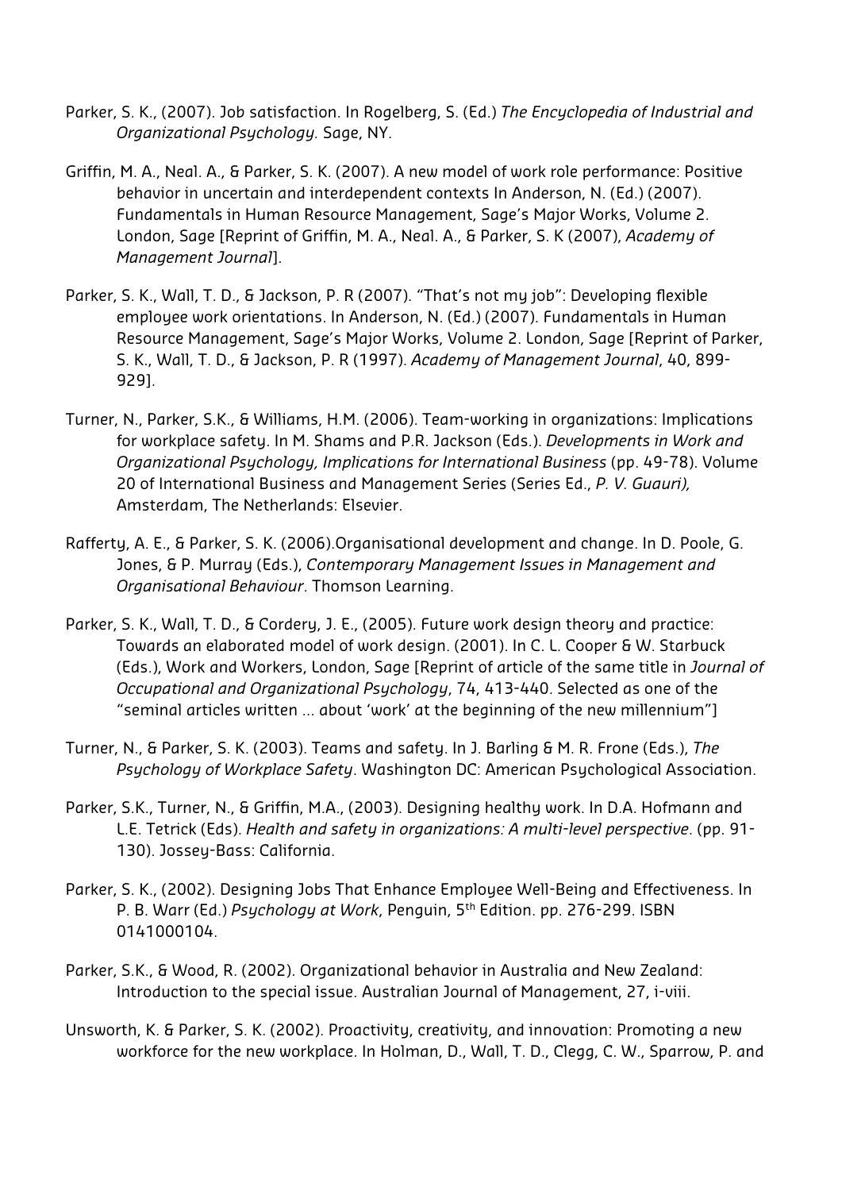Parker, S. K., (2007). Job satisfaction. In Rogelberg, S. (Ed.) *The Encyclopedia of Industrial and Organizational Psychology.* Sage, NY.

Griffin, M. A., Neal. A., & Parker, S. K. (2007). A new model of work role performance: Positive behavior in uncertain and interdependent contexts In Anderson, N. (Ed.) (2007). Fundamentals in Human Resource Management, Sage's Major Works, Volume 2. London, Sage [Reprint of Griffin, M. A., Neal. A., & Parker, S. K (2007), *Academy of Management Journal*].

Parker, S. K., Wall, T. D., & Jackson, P. R (2007). "That's not my job": Developing flexible employee work orientations. In Anderson, N. (Ed.) (2007). Fundamentals in Human Resource Management, Sage's Major Works, Volume 2. London, Sage [Reprint of Parker, S. K., Wall, T. D., & Jackson, P. R (1997). *Academy of Management Journal*, 40, 899-929].

Turner, N., Parker, S.K., & Williams, H.M. (2006). Team-working in organizations: Implications for workplace safety. In M. Shams and P.R. Jackson (Eds.). *Developments in Work and Organizational Psychology, Implications for International Business* (pp. 49-78). Volume 20 of International Business and Management Series (Series Ed., *P. V. Guauri),* Amsterdam, The Netherlands: Elsevier.

Rafferty, A. E., & Parker, S. K. (2006).Organisational development and change. In D. Poole, G. Jones, & P. Murray (Eds.), *Contemporary Management Issues in Management and Organisational Behaviour*. Thomson Learning.

Parker, S. K., Wall, T. D., & Cordery, J. E., (2005). Future work design theory and practice: Towards an elaborated model of work design. (2001). In C. L. Cooper & W. Starbuck (Eds.), Work and Workers, London, Sage [Reprint of article of the same title in *Journal of Occupational and Organizational Psychology*, 74, 413-440. Selected as one of the "seminal articles written … about 'work' at the beginning of the new millennium"]

Turner, N., & Parker, S. K. (2003). Teams and safety. In J. Barling & M. R. Frone (Eds.), *The Psychology of Workplace Safety*. Washington DC: American Psychological Association.

Parker, S.K., Turner, N., & Griffin, M.A., (2003). Designing healthy work. In D.A. Hofmann and L.E. Tetrick (Eds). *Health and safety in organizations: A multi-level perspective*. (pp. 91-130). Jossey-Bass: California.

Parker, S. K., (2002). Designing Jobs That Enhance Employee Well-Being and Effectiveness. In P. B. Warr (Ed.) *Psychology at Work*, Penguin, 5th Edition. pp. 276-299. ISBN 0141000104.

Parker, S.K., & Wood, R. (2002). Organizational behavior in Australia and New Zealand: Introduction to the special issue. Australian Journal of Management, 27, i-viii.

Unsworth, K. & Parker, S. K. (2002). Proactivity, creativity, and innovation: Promoting a new workforce for the new workplace. In Holman, D., Wall, T. D., Clegg, C. W., Sparrow, P. and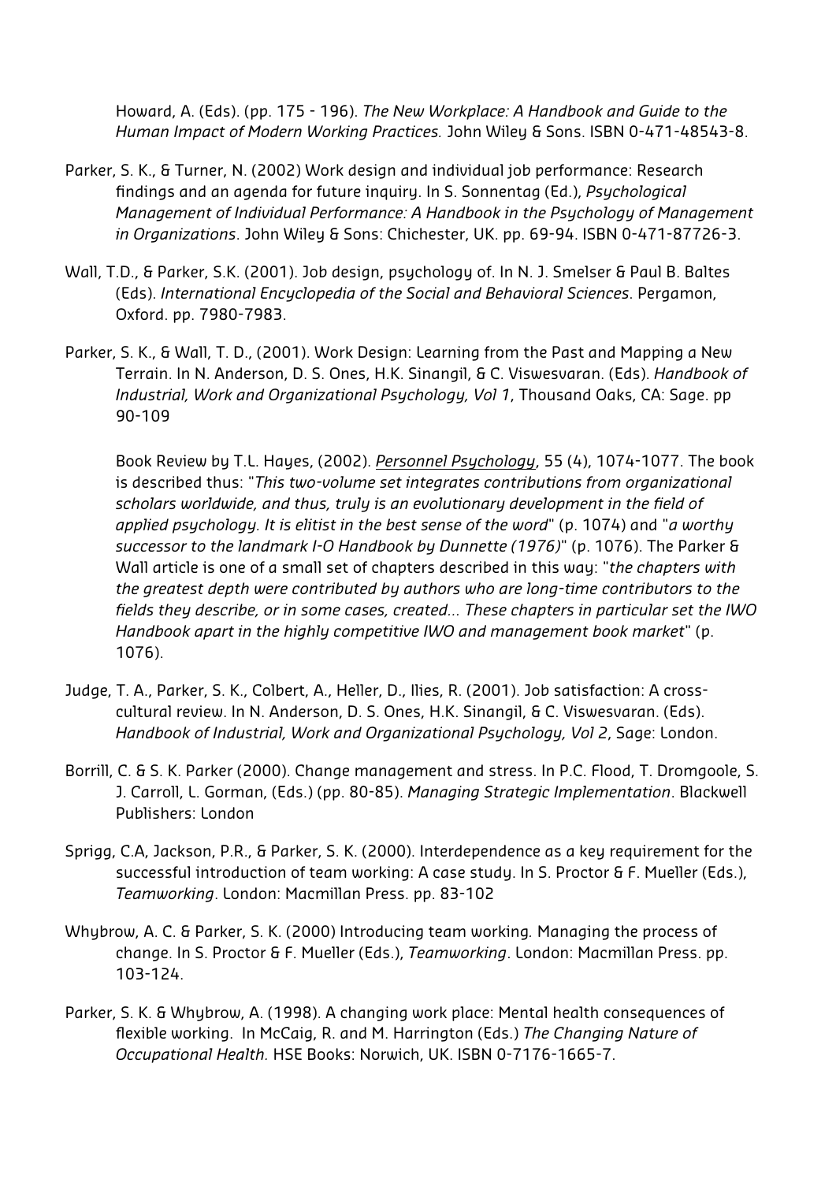Howard, A. (Eds). (pp. 175 - 196). *The New Workplace: A Handbook and Guide to the Human Impact of Modern Working Practices.* John Wiley & Sons. ISBN 0-471-48543-8.

Parker, S. K., & Turner, N. (2002) Work design and individual job performance: Research findings and an agenda for future inquiry. In S. Sonnentag (Ed.), *Psychological Management of Individual Performance: A Handbook in the Psychology of Management in Organizations*. John Wiley & Sons: Chichester, UK. pp. 69-94. ISBN 0-471-87726-3.

Wall, T.D., & Parker, S.K. (2001). Job design, psychology of. In N. J. Smelser & Paul B. Baltes (Eds). *International Encyclopedia of the Social and Behavioral Sciences*. Pergamon, Oxford. pp. 7980-7983.

Parker, S. K., & Wall, T. D., (2001). Work Design: Learning from the Past and Mapping a New Terrain. In N. Anderson, D. S. Ones, H.K. Sinangil, & C. Viswesvaran. (Eds). *Handbook of Industrial, Work and Organizational Psychology, Vol 1*, Thousand Oaks, CA: Sage. pp 90-109

Book Review by T.L. Hayes, (2002). *Personnel Psychology*, 55 (4), 1074-1077. The book is described thus: "*This two-volume set integrates contributions from organizational scholars worldwide, and thus, truly is an evolutionary development in the field of applied psychology. It is elitist in the best sense of the word*" (p. 1074) and "*a worthy successor to the landmark I-O Handbook by Dunnette (1976)*" (p. 1076). The Parker & Wall article is one of a small set of chapters described in this way: "*the chapters with the greatest depth were contributed by authors who are long-time contributors to the fields they describe, or in some cases, created... These chapters in particular set the IWO Handbook apart in the highly competitive IWO and management book market*" (p. 1076).

Judge, T. A., Parker, S. K., Colbert, A., Heller, D., Ilies, R. (2001). Job satisfaction: A cross-cultural review. In N. Anderson, D. S. Ones, H.K. Sinangil, & C. Viswesvaran. (Eds). *Handbook of Industrial, Work and Organizational Psychology, Vol 2*, Sage: London.

Borrill, C. & S. K. Parker (2000). Change management and stress. In P.C. Flood, T. Dromgoole, S. J. Carroll, L. Gorman, (Eds.) (pp. 80-85). *Managing Strategic Implementation*. Blackwell Publishers: London

Sprigg, C.A, Jackson, P.R., & Parker, S. K. (2000). Interdependence as a key requirement for the successful introduction of team working: A case study. In S. Proctor & F. Mueller (Eds.), *Teamworking*. London: Macmillan Press. pp. 83-102

Whybrow, A. C. & Parker, S. K. (2000) Introducing team working. Managing the process of change. In S. Proctor & F. Mueller (Eds.), *Teamworking*. London: Macmillan Press. pp. 103-124.

Parker, S. K. & Whybrow, A. (1998). A changing work place: Mental health consequences of flexible working. In McCaig, R. and M. Harrington (Eds.) *The Changing Nature of Occupational Health.* HSE Books: Norwich, UK. ISBN 0-7176-1665-7.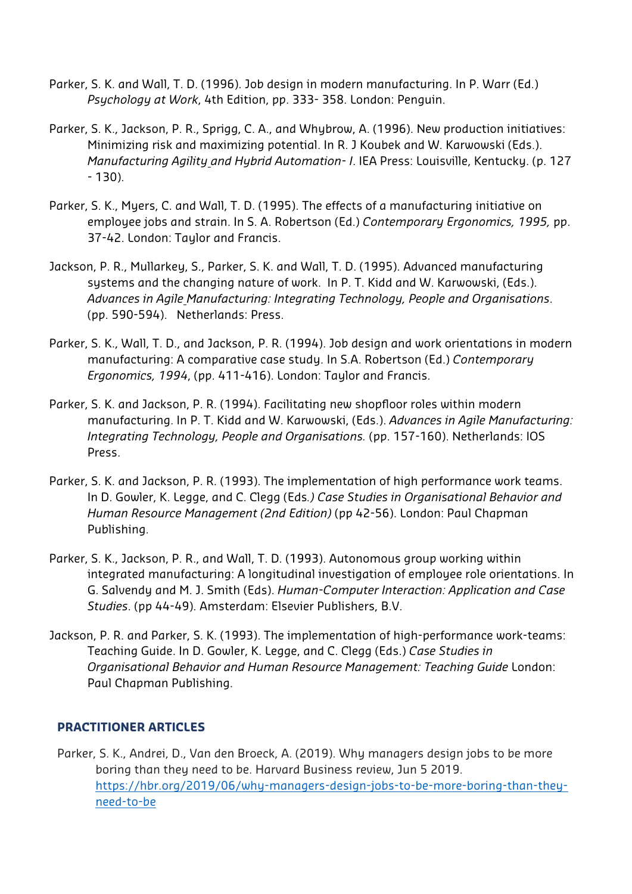Parker, S. K. and Wall, T. D. (1996). Job design in modern manufacturing. In P. Warr (Ed.) *Psychology at Work*, 4th Edition, pp. 333- 358. London: Penguin.

Parker, S. K., Jackson, P. R., Sprigg, C. A., and Whybrow, A. (1996). New production initiatives: Minimizing risk and maximizing potential. In R. J Koubek and W. Karwowski (Eds.). *Manufacturing Agility and Hybrid Automation- I*. IEA Press: Louisville, Kentucky. (p. 127 - 130).

Parker, S. K., Myers, C. and Wall, T. D. (1995). The effects of a manufacturing initiative on employee jobs and strain. In S. A. Robertson (Ed.) *Contemporary Ergonomics, 1995,* pp. 37-42. London: Taylor and Francis.

Jackson, P. R., Mullarkey, S., Parker, S. K. and Wall, T. D. (1995). Advanced manufacturing systems and the changing nature of work. In P. T. Kidd and W. Karwowski, (Eds.). *Advances in Agile Manufacturing: Integrating Technology, People and Organisations*. (pp. 590-594). Netherlands: Press.

Parker, S. K., Wall, T. D., and Jackson, P. R. (1994). Job design and work orientations in modern manufacturing: A comparative case study. In S.A. Robertson (Ed.) *Contemporary Ergonomics, 1994*, (pp. 411-416). London: Taylor and Francis.

Parker, S. K. and Jackson, P. R. (1994). Facilitating new shopfloor roles within modern manufacturing. In P. T. Kidd and W. Karwowski, (Eds.). *Advances in Agile Manufacturing: Integrating Technology, People and Organisations.* (pp. 157-160). Netherlands: IOS Press.

Parker, S. K. and Jackson, P. R. (1993). The implementation of high performance work teams. In D. Gowler, K. Legge, and C. Clegg (Eds*.) Case Studies in Organisational Behavior and Human Resource Management (2nd Edition)* (pp 42-56). London: Paul Chapman Publishing.

Parker, S. K., Jackson, P. R., and Wall, T. D. (1993). Autonomous group working within integrated manufacturing: A longitudinal investigation of employee role orientations. In G. Salvendy and M. J. Smith (Eds). *Human-Computer Interaction: Application and Case Studies*. (pp 44-49). Amsterdam: Elsevier Publishers, B.V.

Jackson, P. R. and Parker, S. K. (1993). The implementation of high-performance work-teams: Teaching Guide. In D. Gowler, K. Legge, and C. Clegg (Eds.) *Case Studies in Organisational Behavior and Human Resource Management: Teaching Guide* London: Paul Chapman Publishing.

## PRACTITIONER ARTICLES

Parker, S. K., Andrei, D., Van den Broeck, A. (2019). Why managers design jobs to be more boring than they need to be. Harvard Business review, Jun 5 2019. https://hbr.org/2019/06/why-managers-design-jobs-to-be-more-boring-than-they-need-to-be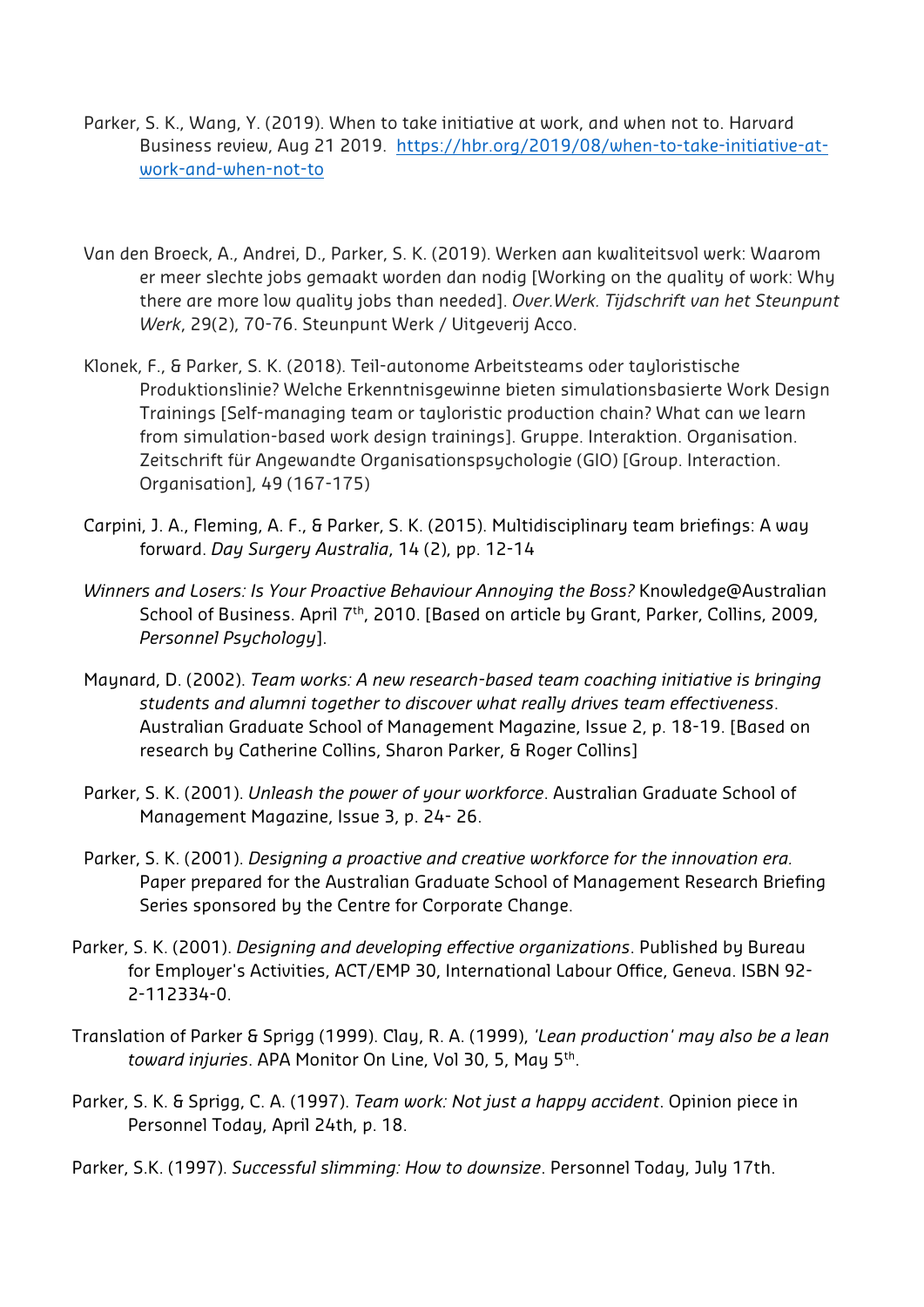Parker, S. K., Wang, Y. (2019). When to take initiative at work, and when not to. Harvard Business review, Aug 21 2019. https://hbr.org/2019/08/when-to-take-initiative-at-work-and-when-not-to

Van den Broeck, A., Andrei, D., Parker, S. K. (2019). Werken aan kwaliteitsvol werk: Waarom er meer slechte jobs gemaakt worden dan nodig [Working on the quality of work: Why there are more low quality jobs than needed]. *Over.Werk. Tijdschrift van het Steunpunt Werk*, 29(2), 70-76. Steunpunt Werk / Uitgeverij Acco.

Klonek, F., & Parker, S. K. (2018). Teil-autonome Arbeitsteams oder tayloristische Produktionslinie? Welche Erkenntnisgewinne bieten simulationsbasierte Work Design Trainings [Self-managing team or tayloristic production chain? What can we learn from simulation-based work design trainings]. Gruppe. Interaktion. Organisation. Zeitschrift für Angewandte Organisationspsychologie (GIO) [Group. Interaction. Organisation], 49 (167-175)

Carpini, J. A., Fleming, A. F., & Parker, S. K. (2015). Multidisciplinary team briefings: A way forward. *Day Surgery Australia*, 14 (2), pp. 12-14

*Winners and Losers: Is Your Proactive Behaviour Annoying the Boss?* Knowledge@Australian School of Business. April 7th, 2010. [Based on article by Grant, Parker, Collins, 2009, *Personnel Psychology*].

Maynard, D. (2002). *Team works: A new research-based team coaching initiative is bringing students and alumni together to discover what really drives team effectiveness*. Australian Graduate School of Management Magazine, Issue 2, p. 18-19. [Based on research by Catherine Collins, Sharon Parker, & Roger Collins]

Parker, S. K. (2001). *Unleash the power of your workforce*. Australian Graduate School of Management Magazine, Issue 3, p. 24- 26.

Parker, S. K. (2001). *Designing a proactive and creative workforce for the innovation era.* Paper prepared for the Australian Graduate School of Management Research Briefing Series sponsored by the Centre for Corporate Change.

Parker, S. K. (2001). *Designing and developing effective organizations*. Published by Bureau for Employer's Activities, ACT/EMP 30, International Labour Office, Geneva. ISBN 92-2-112334-0.

Translation of Parker & Sprigg (1999). Clay, R. A. (1999), *'Lean production' may also be a lean toward injuries*. APA Monitor On Line, Vol 30, 5, May 5th.

Parker, S. K. & Sprigg, C. A. (1997). *Team work: Not just a happy accident*. Opinion piece in Personnel Today, April 24th, p. 18.

Parker, S.K. (1997). *Successful slimming: How to downsize*. Personnel Today, July 17th.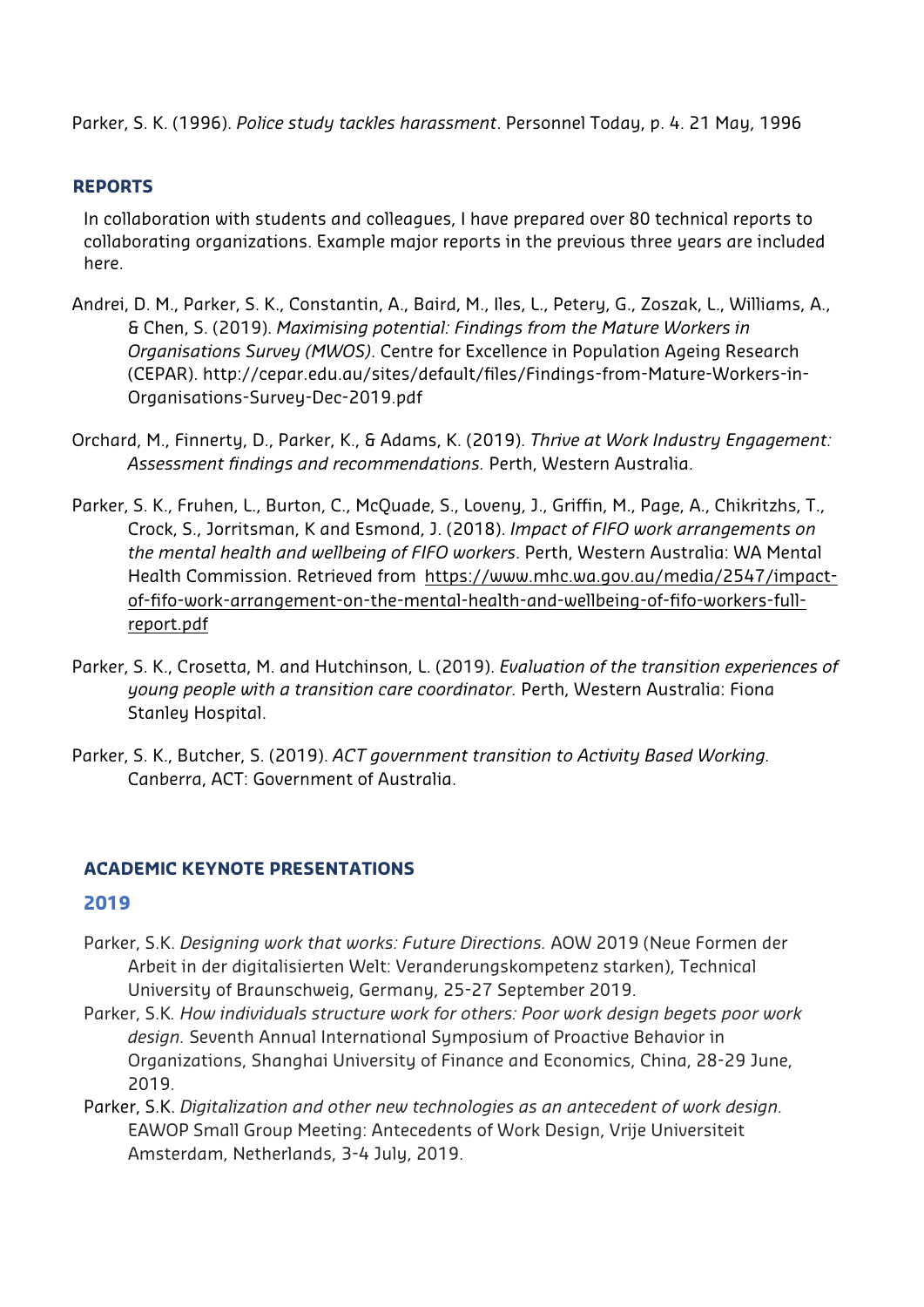Parker, S. K. (1996). *Police study tackles harassment*. Personnel Today, p. 4. 21 May, 1996

## REPORTS

In collaboration with students and colleagues, I have prepared over 80 technical reports to collaborating organizations. Example major reports in the previous three years are included here.

Andrei, D. M., Parker, S. K., Constantin, A., Baird, M., Iles, L., Petery, G., Zoszak, L., Williams, A., & Chen, S. (2019). *Maximising potential: Findings from the Mature Workers in Organisations Survey (MWOS)*. Centre for Excellence in Population Ageing Research (CEPAR). http://cepar.edu.au/sites/default/files/Findings-from-Mature-Workers-in-Organisations-Survey-Dec-2019.pdf

Orchard, M., Finnerty, D., Parker, K., & Adams, K. (2019). *Thrive at Work Industry Engagement: Assessment findings and recommendations.* Perth, Western Australia.

Parker, S. K., Fruhen, L., Burton, C., McQuade, S., Loveny, J., Griffin, M., Page, A., Chikritzhs, T., Crock, S., Jorritsman, K and Esmond, J. (2018). *Impact of FIFO work arrangements on the mental health and wellbeing of FIFO workers*. Perth, Western Australia: WA Mental Health Commission. Retrieved from https://www.mhc.wa.gov.au/media/2547/impact-of-fifo-work-arrangement-on-the-mental-health-and-wellbeing-of-fifo-workers-full-report.pdf

Parker, S. K., Crosetta, M. and Hutchinson, L. (2019). *Evaluation of the transition experiences of young people with a transition care coordinator.* Perth, Western Australia: Fiona Stanley Hospital.

Parker, S. K., Butcher, S. (2019). *ACT government transition to Activity Based Working.* Canberra, ACT: Government of Australia.

## ACADEMIC KEYNOTE PRESENTATIONS

### 2019

Parker, S.K. *Designing work that works: Future Directions.* AOW 2019 (Neue Formen der Arbeit in der digitalisierten Welt: Veranderungskompetenz starken), Technical University of Braunschweig, Germany, 25-27 September 2019.

Parker, S.K. *How individuals structure work for others: Poor work design begets poor work design.* Seventh Annual International Symposium of Proactive Behavior in Organizations, Shanghai University of Finance and Economics, China, 28-29 June, 2019.

Parker, S.K. *Digitalization and other new technologies as an antecedent of work design.* EAWOP Small Group Meeting: Antecedents of Work Design, Vrije Universiteit Amsterdam, Netherlands, 3-4 July, 2019.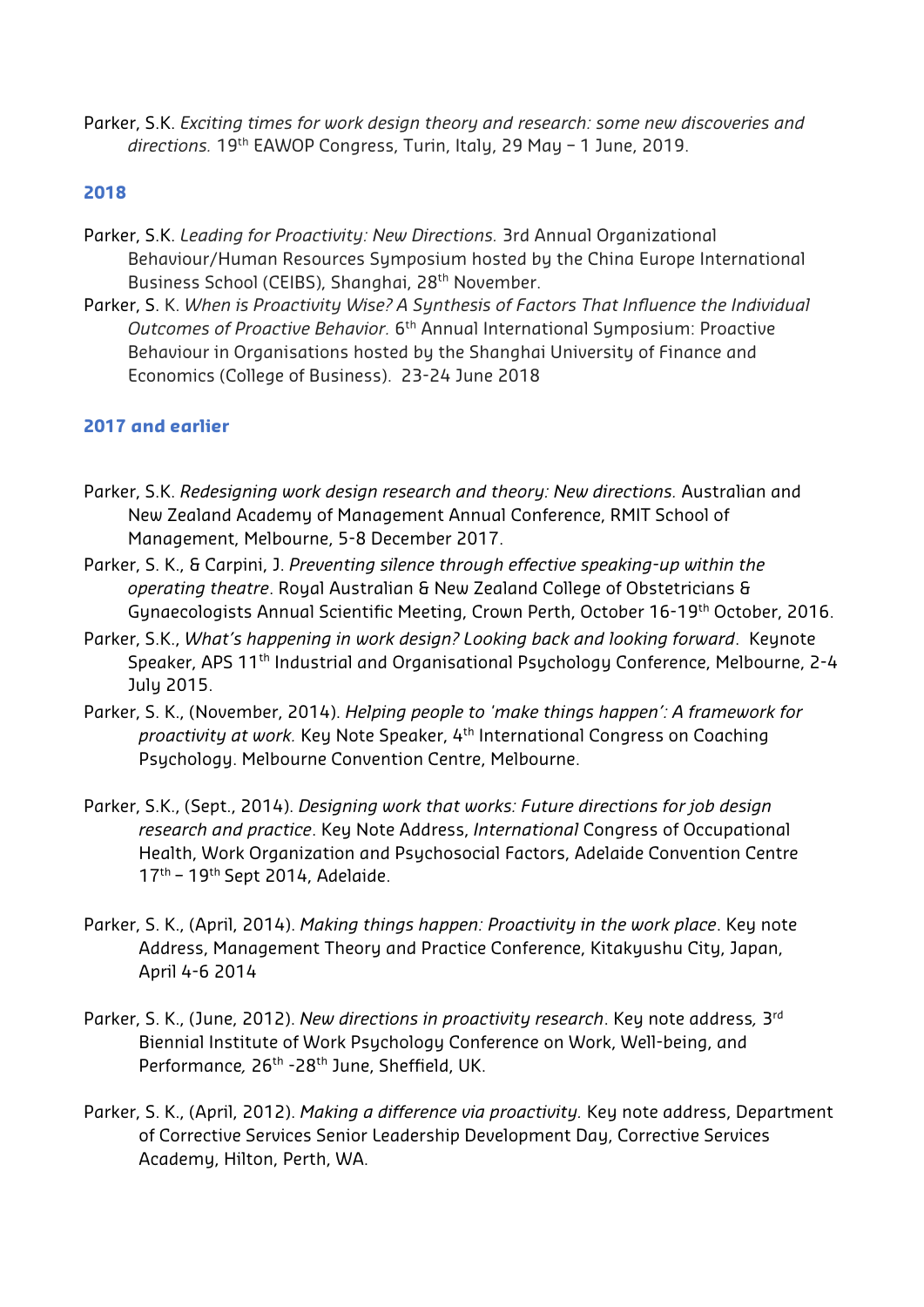Parker, S.K. *Exciting times for work design theory and research: some new discoveries and directions.* 19th EAWOP Congress, Turin, Italy, 29 May – 1 June, 2019.

### 2018

Parker, S.K. *Leading for Proactivity: New Directions.* 3rd Annual Organizational Behaviour/Human Resources Symposium hosted by the China Europe International Business School (CEIBS), Shanghai, 28th November.

Parker, S. K. *When is Proactivity Wise? A Synthesis of Factors That Influence the Individual Outcomes of Proactive Behavior.* 6th Annual International Symposium: Proactive Behaviour in Organisations hosted by the Shanghai University of Finance and Economics (College of Business). 23-24 June 2018

### 2017 and earlier

Parker, S.K. *Redesigning work design research and theory: New directions.* Australian and New Zealand Academy of Management Annual Conference, RMIT School of Management, Melbourne, 5-8 December 2017.

Parker, S. K., & Carpini, J. *Preventing silence through effective speaking-up within the operating theatre*. Royal Australian & New Zealand College of Obstetricians & Gynaecologists Annual Scientific Meeting, Crown Perth, October 16-19th October, 2016.

Parker, S.K., *What's happening in work design? Looking back and looking forward*. Keynote Speaker, APS 11th Industrial and Organisational Psychology Conference, Melbourne, 2-4 July 2015.

Parker, S. K., (November, 2014). *Helping people to 'make things happen': A framework for proactivity at work.* Key Note Speaker, 4th International Congress on Coaching Psychology. Melbourne Convention Centre, Melbourne.

Parker, S.K., (Sept., 2014). *Designing work that works: Future directions for job design research and practice*. Key Note Address, *International* Congress of Occupational Health, Work Organization and Psychosocial Factors, Adelaide Convention Centre 17th – 19th Sept 2014, Adelaide.

Parker, S. K., (April, 2014). *Making things happen: Proactivity in the work place*. Key note Address, Management Theory and Practice Conference, Kitakyushu City, Japan, April 4-6 2014

Parker, S. K., (June, 2012). *New directions in proactivity research*. Key note address, 3rd Biennial Institute of Work Psychology Conference on Work, Well-being, and Performance, 26th -28th June, Sheffield, UK.

Parker, S. K., (April, 2012). *Making a difference via proactivity.* Key note address, Department of Corrective Services Senior Leadership Development Day, Corrective Services Academy, Hilton, Perth, WA.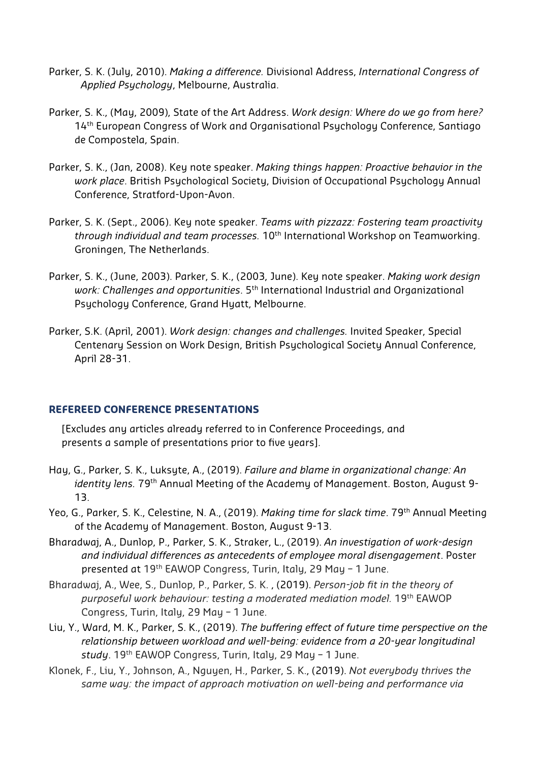Parker, S. K. (July, 2010). *Making a difference.* Divisional Address, *International Congress of Applied Psychology*, Melbourne, Australia.

Parker, S. K., (May, 2009), State of the Art Address. *Work design: Where do we go from here?* 14th European Congress of Work and Organisational Psychology Conference, Santiago de Compostela, Spain.

Parker, S. K., (Jan, 2008). Key note speaker. *Making things happen: Proactive behavior in the work place*. British Psychological Society, Division of Occupational Psychology Annual Conference, Stratford-Upon-Avon.

Parker, S. K. (Sept., 2006). Key note speaker. *Teams with pizzazz: Fostering team proactivity through individual and team processes.* 10th International Workshop on Teamworking. Groningen, The Netherlands.

Parker, S. K., (June, 2003). Parker, S. K., (2003, June). Key note speaker. *Making work design work: Challenges and opportunities*. 5th International Industrial and Organizational Psychology Conference, Grand Hyatt, Melbourne.

Parker, S.K. (April, 2001). *Work design: changes and challenges.* Invited Speaker, Special Centenary Session on Work Design, British Psychological Society Annual Conference, April 28-31.

## REFEREED CONFERENCE PRESENTATIONS

[Excludes any articles already referred to in Conference Proceedings, and presents a sample of presentations prior to five years].

Hay, G., Parker, S. K., Luksyte, A., (2019). *Failure and blame in organizational change: An identity lens.* 79th Annual Meeting of the Academy of Management. Boston, August 9-13.

Yeo, G., Parker, S. K., Celestine, N. A., (2019). *Making time for slack time*. 79th Annual Meeting of the Academy of Management. Boston, August 9-13.

Bharadwaj, A., Dunlop, P., Parker, S. K., Straker, L., (2019). *An investigation of work-design and individual differences as antecedents of employee moral disengagement*. Poster presented at 19th EAWOP Congress, Turin, Italy, 29 May – 1 June.

Bharadwaj, A., Wee, S., Dunlop, P., Parker, S. K. , (2019). *Person-job fit in the theory of purposeful work behaviour: testing a moderated mediation model.* 19th EAWOP Congress, Turin, Italy, 29 May – 1 June.

Liu, Y., Ward, M. K., Parker, S. K., (2019). *The buffering effect of future time perspective on the relationship between workload and well-being: evidence from a 20-year longitudinal study*. 19th EAWOP Congress, Turin, Italy, 29 May – 1 June.

Klonek, F., Liu, Y., Johnson, A., Nguyen, H., Parker, S. K., (2019). *Not everybody thrives the same way: the impact of approach motivation on well-being and performance via*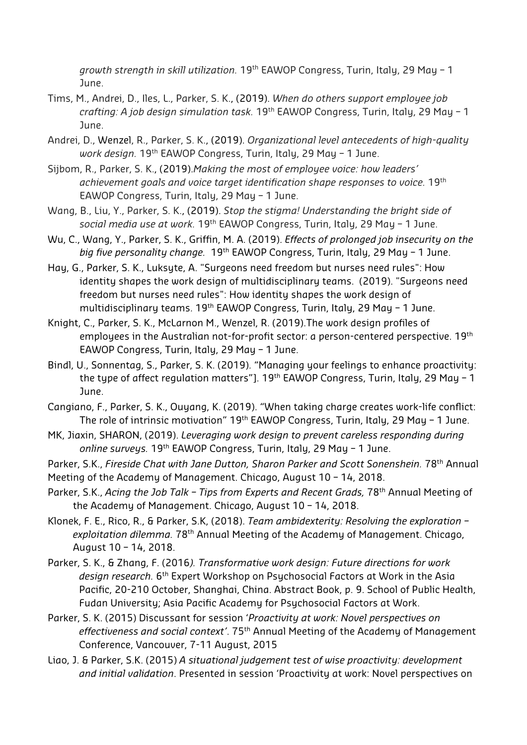*growth strength in skill utilization.* 19th EAWOP Congress, Turin, Italy, 29 May – 1 June.

Tims, M., Andrei, D., Iles, L., Parker, S. K., (2019). *When do others support employee job crafting: A job design simulation task.* 19th EAWOP Congress, Turin, Italy, 29 May – 1 June.

Andrei, D., Wenzel, R., Parker, S. K., (2019). *Organizational level antecedents of high-quality work design.* 19th EAWOP Congress, Turin, Italy, 29 May – 1 June.

Sijbom, R., Parker, S. K., (2019).*Making the most of employee voice: how leaders' achievement goals and voice target identification shape responses to voice.* 19th EAWOP Congress, Turin, Italy, 29 May – 1 June.

Wang, B., Liu, Y., Parker, S. K., (2019). *Stop the stigma! Understanding the bright side of social media use at work.* 19th EAWOP Congress, Turin, Italy, 29 May – 1 June.

Wu, C., Wang, Y., Parker, S. K., Griffin, M. A. (2019). *Effects of prolonged job insecurity on the big five personality change.* 19th EAWOP Congress, Turin, Italy, 29 May – 1 June.

Hay, G., Parker, S. K., Luksyte, A. "Surgeons need freedom but nurses need rules": How identity shapes the work design of multidisciplinary teams. (2019). "Surgeons need freedom but nurses need rules": How identity shapes the work design of multidisciplinary teams. 19th EAWOP Congress, Turin, Italy, 29 May – 1 June.

Knight, C., Parker, S. K., McLarnon M., Wenzel, R. (2019).The work design profiles of employees in the Australian not-for-profit sector: a person-centered perspective. 19th EAWOP Congress, Turin, Italy, 29 May – 1 June.

Bindl, U., Sonnentag, S., Parker, S. K. (2019). "Managing your feelings to enhance proactivity: the type of affect regulation matters"]. 19th EAWOP Congress, Turin, Italy, 29 May – 1 June.

Cangiano, F., Parker, S. K., Ouyang, K. (2019). "When taking charge creates work-life conflict: The role of intrinsic motivation" 19th EAWOP Congress, Turin, Italy, 29 May – 1 June.

MK, Jiaxin, SHARON, (2019). *Leveraging work design to prevent careless responding during online surveys.* 19th EAWOP Congress, Turin, Italy, 29 May – 1 June.

Parker, S.K., *Fireside Chat with Jane Dutton, Sharon Parker and Scott Sonenshein.* 78th Annual Meeting of the Academy of Management. Chicago, August 10 – 14, 2018.

Parker, S.K., *Acing the Job Talk – Tips from Experts and Recent Grads,* 78th Annual Meeting of the Academy of Management. Chicago, August 10 – 14, 2018.

Klonek, F. E., Rico, R., & Parker, S.K, (2018). *Team ambidexterity: Resolving the exploration – exploitation dilemma.* 78th Annual Meeting of the Academy of Management. Chicago, August 10 – 14, 2018.

Parker, S. K., & Zhang, F. (2016*). Transformative work design: Future directions for work design research.* 6th Expert Workshop on Psychosocial Factors at Work in the Asia Pacific, 20-210 October, Shanghai, China. Abstract Book, p. 9. School of Public Health, Fudan University; Asia Pacific Academy for Psychosocial Factors at Work.

Parker, S. K. (2015) Discussant for session '*Proactivity at work: Novel perspectives on effectiveness and social context'*. 75th Annual Meeting of the Academy of Management Conference, Vancouver, 7-11 August, 2015

Liao, J. & Parker, S.K. (2015) *A situational judgement test of wise proactivity: development and initial validation*. Presented in session 'Proactivity at work: Novel perspectives on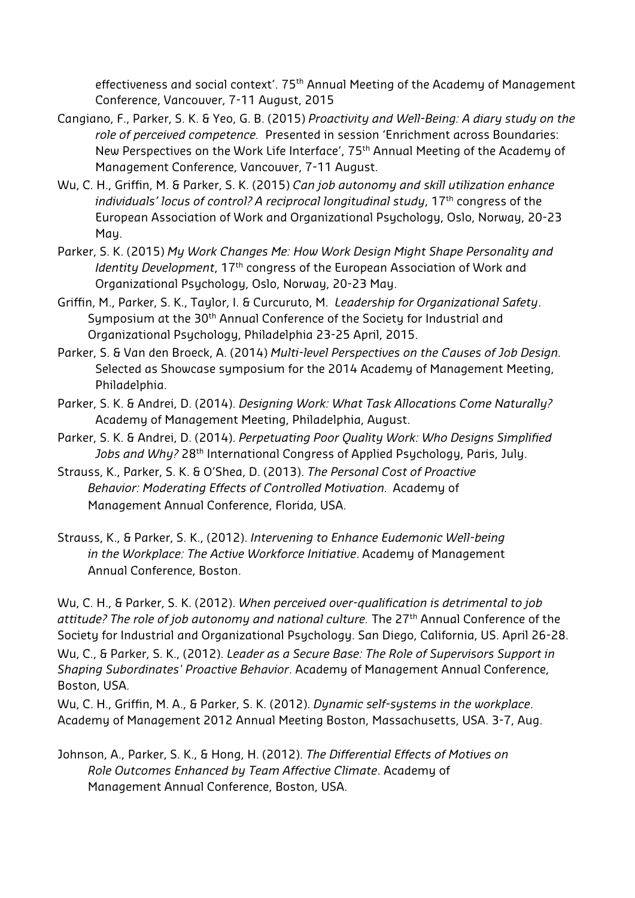effectiveness and social context'. 75th Annual Meeting of the Academy of Management Conference, Vancouver, 7-11 August, 2015

Cangiano, F., Parker, S. K. & Yeo, G. B. (2015) *Proactivity and Well-Being: A diary study on the role of perceived competence.* Presented in session 'Enrichment across Boundaries: New Perspectives on the Work Life Interface', 75th Annual Meeting of the Academy of Management Conference, Vancouver, 7-11 August.

Wu, C. H., Griffin, M. & Parker, S. K. (2015) *Can job autonomy and skill utilization enhance individuals' locus of control? A reciprocal longitudinal study*, 17th congress of the European Association of Work and Organizational Psychology, Oslo, Norway, 20-23 May.

Parker, S. K. (2015) *My Work Changes Me: How Work Design Might Shape Personality and Identity Development*, 17th congress of the European Association of Work and Organizational Psychology, Oslo, Norway, 20-23 May.

Griffin, M., Parker, S. K., Taylor, I. & Curcuruto, M. *Leadership for Organizational Safety*. Symposium at the 30th Annual Conference of the Society for Industrial and Organizational Psychology, Philadelphia 23-25 April, 2015.

Parker, S. & Van den Broeck, A. (2014) *Multi-level Perspectives on the Causes of Job Design*. Selected as Showcase symposium for the 2014 Academy of Management Meeting, Philadelphia.

Parker, S. K. & Andrei, D. (2014). *Designing Work: What Task Allocations Come Naturally?* Academy of Management Meeting, Philadelphia, August.

Parker, S. K. & Andrei, D. (2014). *Perpetuating Poor Quality Work: Who Designs Simplified Jobs and Why?* 28th International Congress of Applied Psychology, Paris, July.

Strauss, K., Parker, S. K. & O'Shea, D. (2013). *The Personal Cost of Proactive Behavior: Moderating Effects of Controlled Motivation.* Academy of Management Annual Conference, Florida, USA.

Strauss, K., & Parker, S. K., (2012). *Intervening to Enhance Eudemonic Well-being in the Workplace: The Active Workforce Initiative*. Academy of Management Annual Conference, Boston.

Wu, C. H., & Parker, S. K. (2012). *When perceived over-qualification is detrimental to job attitude? The role of job autonomy and national culture.* The 27th Annual Conference of the Society for Industrial and Organizational Psychology. San Diego, California, US. April 26-28.

Wu, C., & Parker, S. K., (2012). *Leader as a Secure Base: The Role of Supervisors Support in Shaping Subordinates' Proactive Behavior*. Academy of Management Annual Conference, Boston, USA.

Wu, C. H., Griffin, M. A., & Parker, S. K. (2012). *Dynamic self-systems in the workplace*. Academy of Management 2012 Annual Meeting Boston, Massachusetts, USA. 3-7, Aug.

Johnson, A., Parker, S. K., & Hong, H. (2012). *The Differential Effects of Motives on Role Outcomes Enhanced by Team Affective Climate*. Academy of Management Annual Conference, Boston, USA.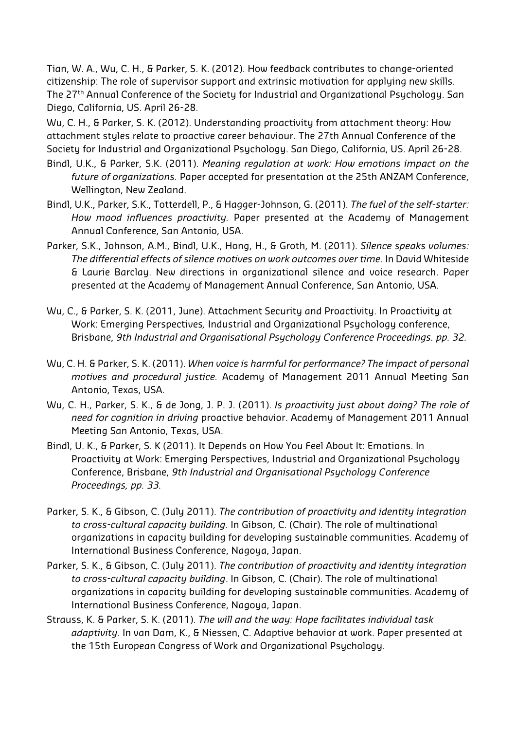Tian, W. A., Wu, C. H., & Parker, S. K. (2012). How feedback contributes to change-oriented citizenship: The role of supervisor support and extrinsic motivation for applying new skills. The 27th Annual Conference of the Society for Industrial and Organizational Psychology. San Diego, California, US. April 26-28.

Wu, C. H., & Parker, S. K. (2012). Understanding proactivity from attachment theory: How attachment styles relate to proactive career behaviour. The 27th Annual Conference of the Society for Industrial and Organizational Psychology. San Diego, California, US. April 26-28.

Bindl, U.K., & Parker, S.K. (2011). *Meaning regulation at work: How emotions impact on the future of organizations.* Paper accepted for presentation at the 25th ANZAM Conference, Wellington, New Zealand.

Bindl, U.K., Parker, S.K., Totterdell, P., & Hagger-Johnson, G. (2011). *The fuel of the self-starter: How mood influences proactivity.* Paper presented at the Academy of Management Annual Conference, San Antonio, USA.

Parker, S.K., Johnson, A.M., Bindl, U.K., Hong, H., & Groth, M. (2011). *Silence speaks volumes: The differential effects of silence motives on work outcomes over time.* In David Whiteside & Laurie Barclay. New directions in organizational silence and voice research. Paper presented at the Academy of Management Annual Conference, San Antonio, USA.

Wu, C., & Parker, S. K. (2011, June). Attachment Security and Proactivity. In Proactivity at Work: Emerging Perspectives, Industrial and Organizational Psychology conference, Brisbane, *9th Industrial and Organisational Psychology Conference Proceedings. pp. 32.*

Wu, C. H. & Parker, S. K. (2011). *When voice is harmful for performance? The impact of personal motives and procedural justice.* Academy of Management 2011 Annual Meeting San Antonio, Texas, USA.

Wu, C. H., Parker, S. K., & de Jong, J. P. J. (2011). *Is proactivity just about doing? The role of need for cognition in driving* proactive behavior. Academy of Management 2011 Annual Meeting San Antonio, Texas, USA.

Bindl, U. K., & Parker, S. K (2011). It Depends on How You Feel About It: Emotions. In Proactivity at Work: Emerging Perspectives, Industrial and Organizational Psychology Conference, Brisbane, *9th Industrial and Organisational Psychology Conference Proceedings, pp. 33.*

Parker, S. K., & Gibson, C. (July 2011). *The contribution of proactivity and identity integration to cross-cultural capacity building.* In Gibson, C. (Chair). The role of multinational organizations in capacity building for developing sustainable communities. Academy of International Business Conference, Nagoya, Japan.

Parker, S. K., & Gibson, C. (July 2011). *The contribution of proactivity and identity integration to cross-cultural capacity building*. In Gibson, C. (Chair). The role of multinational organizations in capacity building for developing sustainable communities. Academy of International Business Conference, Nagoya, Japan.

Strauss, K. & Parker, S. K. (2011). *The will and the way: Hope facilitates individual task adaptivity.* In van Dam, K., & Niessen, C. Adaptive behavior at work. Paper presented at the 15th European Congress of Work and Organizational Psychology.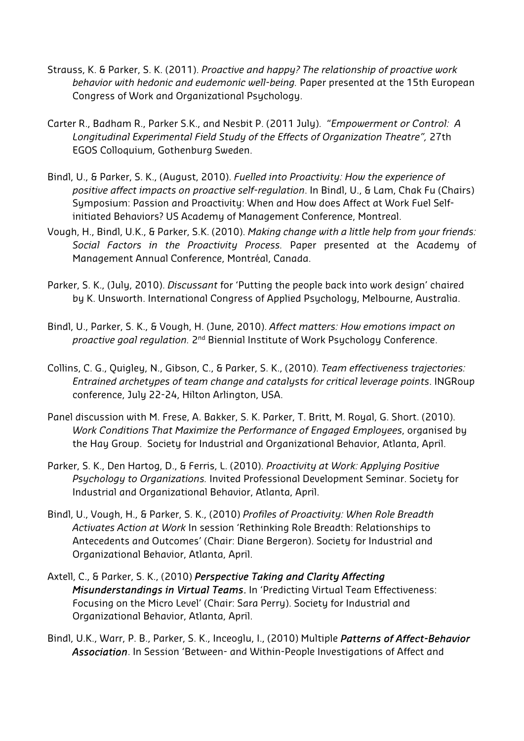Strauss, K. & Parker, S. K. (2011). *Proactive and happy? The relationship of proactive work behavior with hedonic and eudemonic well-being.* Paper presented at the 15th European Congress of Work and Organizational Psychology.

Carter R., Badham R., Parker S.K., and Nesbit P. (2011 July). *"Empowerment or Control: A Longitudinal Experimental Field Study of the Effects of Organization Theatre",* 27th EGOS Colloquium, Gothenburg Sweden.

Bindl, U., & Parker, S. K., (August, 2010). *Fuelled into Proactivity: How the experience of positive affect impacts on proactive self-regulation*. In Bindl, U., & Lam, Chak Fu (Chairs) Symposium: Passion and Proactivity: When and How does Affect at Work Fuel Self-initiated Behaviors? US Academy of Management Conference, Montreal.

Vough, H., Bindl, U.K., & Parker, S.K. (2010). *Making change with a little help from your friends: Social Factors in the Proactivity Process.* Paper presented at the Academy of Management Annual Conference, Montréal, Canada.

Parker, S. K., (July, 2010). *Discussant* for 'Putting the people back into work design' chaired by K. Unsworth. International Congress of Applied Psychology, Melbourne, Australia.

Bindl, U., Parker, S. K., & Vough, H. (June, 2010). *Affect matters: How emotions impact on proactive goal regulation.* 2nd Biennial Institute of Work Psychology Conference.

Collins, C. G., Quigley, N., Gibson, C., & Parker, S. K., (2010). *Team effectiveness trajectories: Entrained archetypes of team change and catalysts for critical leverage points*. INGRoup conference, July 22-24, Hilton Arlington, USA.

Panel discussion with M. Frese, A. Bakker, S. K. Parker, T. Britt, M. Royal, G. Short. (2010). *Work Conditions That Maximize the Performance of Engaged Employees*, organised by the Hay Group. Society for Industrial and Organizational Behavior, Atlanta, April.

Parker, S. K., Den Hartog, D., & Ferris, L. (2010). *Proactivity at Work: Applying Positive Psychology to Organizations.* Invited Professional Development Seminar. Society for Industrial and Organizational Behavior, Atlanta, April.

Bindl, U., Vough, H., & Parker, S. K., (2010) *Profiles of Proactivity: When Role Breadth Activates Action at Work* In session 'Rethinking Role Breadth: Relationships to Antecedents and Outcomes' (Chair: Diane Bergeron). Society for Industrial and Organizational Behavior, Atlanta, April.

Axtell, C., & Parker, S. K., (2010) ***Perspective Taking and Clarity Affecting Misunderstandings in Virtual Teams***. In 'Predicting Virtual Team Effectiveness: Focusing on the Micro Level' (Chair: Sara Perry). Society for Industrial and Organizational Behavior, Atlanta, April.

Bindl, U.K., Warr, P. B., Parker, S. K., Inceoglu, I., (2010) Multiple ***Patterns of Affect-Behavior Association***. In Session 'Between- and Within-People Investigations of Affect and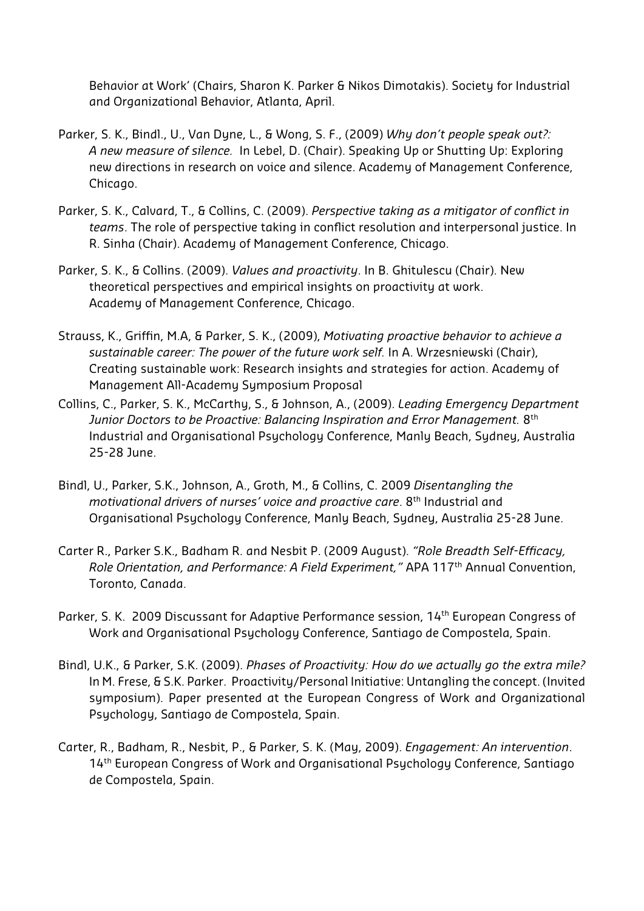Behavior at Work' (Chairs, Sharon K. Parker & Nikos Dimotakis). Society for Industrial and Organizational Behavior, Atlanta, April.

Parker, S. K., Bindl., U., Van Dyne, L., & Wong, S. F., (2009) *Why don't people speak out?: A new measure of silence.* In Lebel, D. (Chair). Speaking Up or Shutting Up: Exploring new directions in research on voice and silence. Academy of Management Conference, Chicago.

Parker, S. K., Calvard, T., & Collins, C. (2009). *Perspective taking as a mitigator of conflict in teams*. The role of perspective taking in conflict resolution and interpersonal justice. In R. Sinha (Chair). Academy of Management Conference, Chicago.

Parker, S. K., & Collins. (2009). *Values and proactivity*. In B. Ghitulescu (Chair). New theoretical perspectives and empirical insights on proactivity at work. Academy of Management Conference, Chicago.

Strauss, K., Griffin, M.A, & Parker, S. K., (2009), *Motivating proactive behavior to achieve a sustainable career: The power of the future work self.* In A. Wrzesniewski (Chair), Creating sustainable work: Research insights and strategies for action. Academy of Management All-Academy Symposium Proposal

Collins, C., Parker, S. K., McCarthy, S., & Johnson, A., (2009). *Leading Emergency Department Junior Doctors to be Proactive: Balancing Inspiration and Error Management.* 8th Industrial and Organisational Psychology Conference, Manly Beach, Sydney, Australia 25-28 June.

Bindl, U., Parker, S.K., Johnson, A., Groth, M., & Collins, C. 2009 *Disentangling the motivational drivers of nurses' voice and proactive care*. 8th Industrial and Organisational Psychology Conference, Manly Beach, Sydney, Australia 25-28 June.

Carter R., Parker S.K., Badham R. and Nesbit P. (2009 August). *"Role Breadth Self-Efficacy, Role Orientation, and Performance: A Field Experiment,"* APA 117th Annual Convention, Toronto, Canada.

Parker, S. K. 2009 Discussant for Adaptive Performance session, 14th European Congress of Work and Organisational Psychology Conference, Santiago de Compostela, Spain.

Bindl, U.K., & Parker, S.K. (2009). *Phases of Proactivity: How do we actually go the extra mile?* In M. Frese, & S.K. Parker. Proactivity/Personal Initiative: Untangling the concept. (Invited symposium). Paper presented at the European Congress of Work and Organizational Psychology, Santiago de Compostela, Spain.

Carter, R., Badham, R., Nesbit, P., & Parker, S. K. (May, 2009). *Engagement: An intervention*. 14th European Congress of Work and Organisational Psychology Conference, Santiago de Compostela, Spain.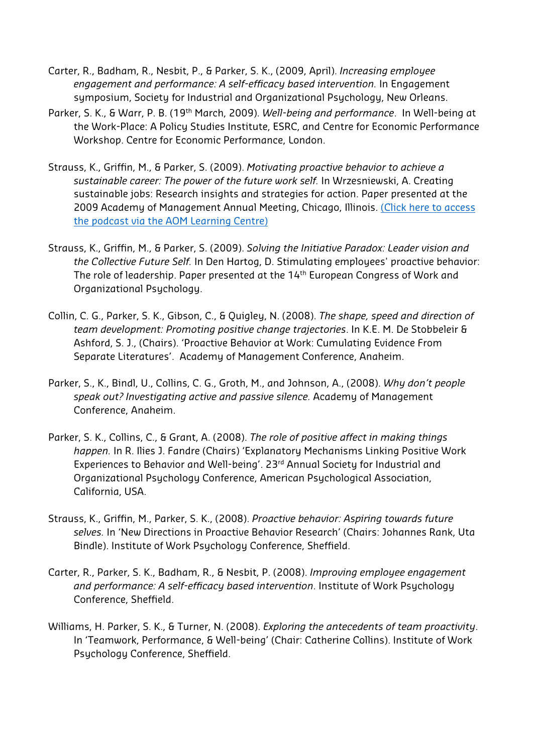Carter, R., Badham, R., Nesbit, P., & Parker, S. K., (2009, April). *Increasing employee engagement and performance: A self-efficacy based intervention.* In Engagement symposium, Society for Industrial and Organizational Psychology, New Orleans.

Parker, S. K., & Warr, P. B. (19th March, 2009). *Well-being and performance*. In Well-being at the Work-Place: A Policy Studies Institute, ESRC, and Centre for Economic Performance Workshop. Centre for Economic Performance, London.

Strauss, K., Griffin, M., & Parker, S. (2009). *Motivating proactive behavior to achieve a sustainable career: The power of the future work self.* In Wrzesniewski, A. Creating sustainable jobs: Research insights and strategies for action. Paper presented at the 2009 Academy of Management Annual Meeting, Chicago, Illinois. (Click here to access the podcast via the AOM Learning Centre)

Strauss, K., Griffin, M., & Parker, S. (2009). *Solving the Initiative Paradox: Leader vision and the Collective Future Self.* In Den Hartog, D. Stimulating employees' proactive behavior: The role of leadership. Paper presented at the 14th European Congress of Work and Organizational Psychology.

Collin, C. G., Parker, S. K., Gibson, C., & Quigley, N. (2008). *The shape, speed and direction of team development: Promoting positive change trajectories*. In K.E. M. De Stobbeleir & Ashford, S. J., (Chairs). 'Proactive Behavior at Work: Cumulating Evidence From Separate Literatures'. Academy of Management Conference, Anaheim.

Parker, S., K., Bindl, U., Collins, C. G., Groth, M., and Johnson, A., (2008). *Why don't people speak out? Investigating active and passive silence.* Academy of Management Conference, Anaheim.

Parker, S. K., Collins, C., & Grant, A. (2008). *The role of positive affect in making things happen.* In R. Ilies J. Fandre (Chairs) 'Explanatory Mechanisms Linking Positive Work Experiences to Behavior and Well-being'. 23rd Annual Society for Industrial and Organizational Psychology Conference, American Psychological Association, California, USA.

Strauss, K., Griffin, M., Parker, S. K., (2008). *Proactive behavior: Aspiring towards future selves.* In 'New Directions in Proactive Behavior Research' (Chairs: Johannes Rank, Uta Bindle). Institute of Work Psychology Conference, Sheffield.

Carter, R., Parker, S. K., Badham, R., & Nesbit, P. (2008). *Improving employee engagement and performance: A self-efficacy based intervention*. Institute of Work Psychology Conference, Sheffield.

Williams, H. Parker, S. K., & Turner, N. (2008). *Exploring the antecedents of team proactivity*. In 'Teamwork, Performance, & Well-being' (Chair: Catherine Collins). Institute of Work Psychology Conference, Sheffield.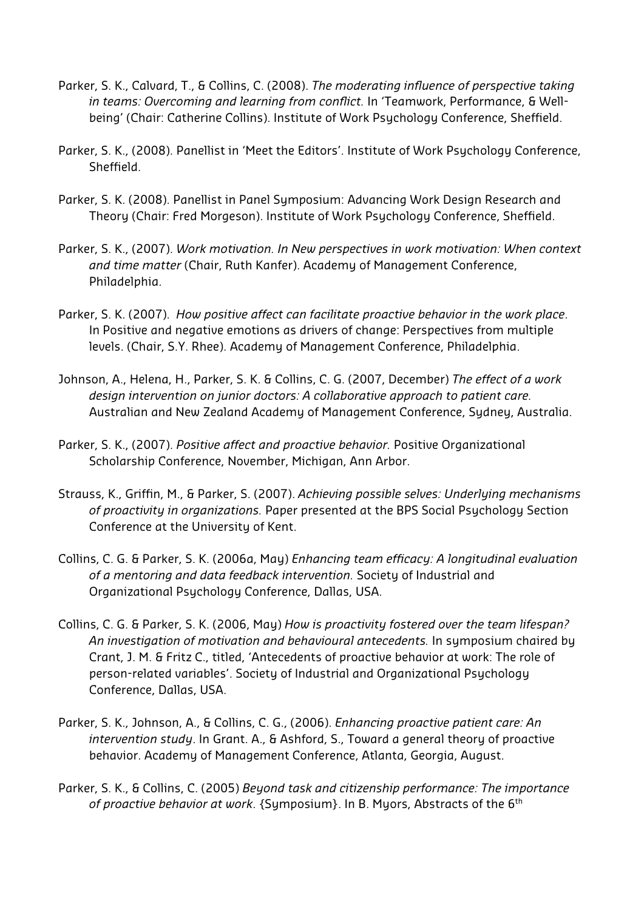Parker, S. K., Calvard, T., & Collins, C. (2008). *The moderating influence of perspective taking in teams: Overcoming and learning from conflict.* In 'Teamwork, Performance, & Well-being' (Chair: Catherine Collins). Institute of Work Psychology Conference, Sheffield.

Parker, S. K., (2008). Panellist in 'Meet the Editors'. Institute of Work Psychology Conference, Sheffield.

Parker, S. K. (2008). Panellist in Panel Symposium: Advancing Work Design Research and Theory (Chair: Fred Morgeson). Institute of Work Psychology Conference, Sheffield.

Parker, S. K., (2007). *Work motivation. In New perspectives in work motivation: When context and time matter* (Chair, Ruth Kanfer). Academy of Management Conference, Philadelphia.

Parker, S. K. (2007). *How positive affect can facilitate proactive behavior in the work place*. In Positive and negative emotions as drivers of change: Perspectives from multiple levels. (Chair, S.Y. Rhee). Academy of Management Conference, Philadelphia.

Johnson, A., Helena, H., Parker, S. K. & Collins, C. G. (2007, December) *The effect of a work design intervention on junior doctors: A collaborative approach to patient care.* Australian and New Zealand Academy of Management Conference, Sydney, Australia.

Parker, S. K., (2007). *Positive affect and proactive behavior.* Positive Organizational Scholarship Conference, November, Michigan, Ann Arbor.

Strauss, K., Griffin, M., & Parker, S. (2007). *Achieving possible selves: Underlying mechanisms of proactivity in organizations.* Paper presented at the BPS Social Psychology Section Conference at the University of Kent.

Collins, C. G. & Parker, S. K. (2006a, May) *Enhancing team efficacy: A longitudinal evaluation of a mentoring and data feedback intervention.* Society of Industrial and Organizational Psychology Conference, Dallas, USA.

Collins, C. G. & Parker, S. K. (2006, May) *How is proactivity fostered over the team lifespan? An investigation of motivation and behavioural antecedents.* In symposium chaired by Crant, J. M. & Fritz C., titled, 'Antecedents of proactive behavior at work: The role of person-related variables'. Society of Industrial and Organizational Psychology Conference, Dallas, USA.

Parker, S. K., Johnson, A., & Collins, C. G., (2006). *Enhancing proactive patient care: An intervention study*. In Grant. A., & Ashford, S., Toward a general theory of proactive behavior. Academy of Management Conference, Atlanta, Georgia, August.

Parker, S. K., & Collins, C. (2005) *Beyond task and citizenship performance: The importance of proactive behavior at work*. {Symposium}. In B. Myors, Abstracts of the 6th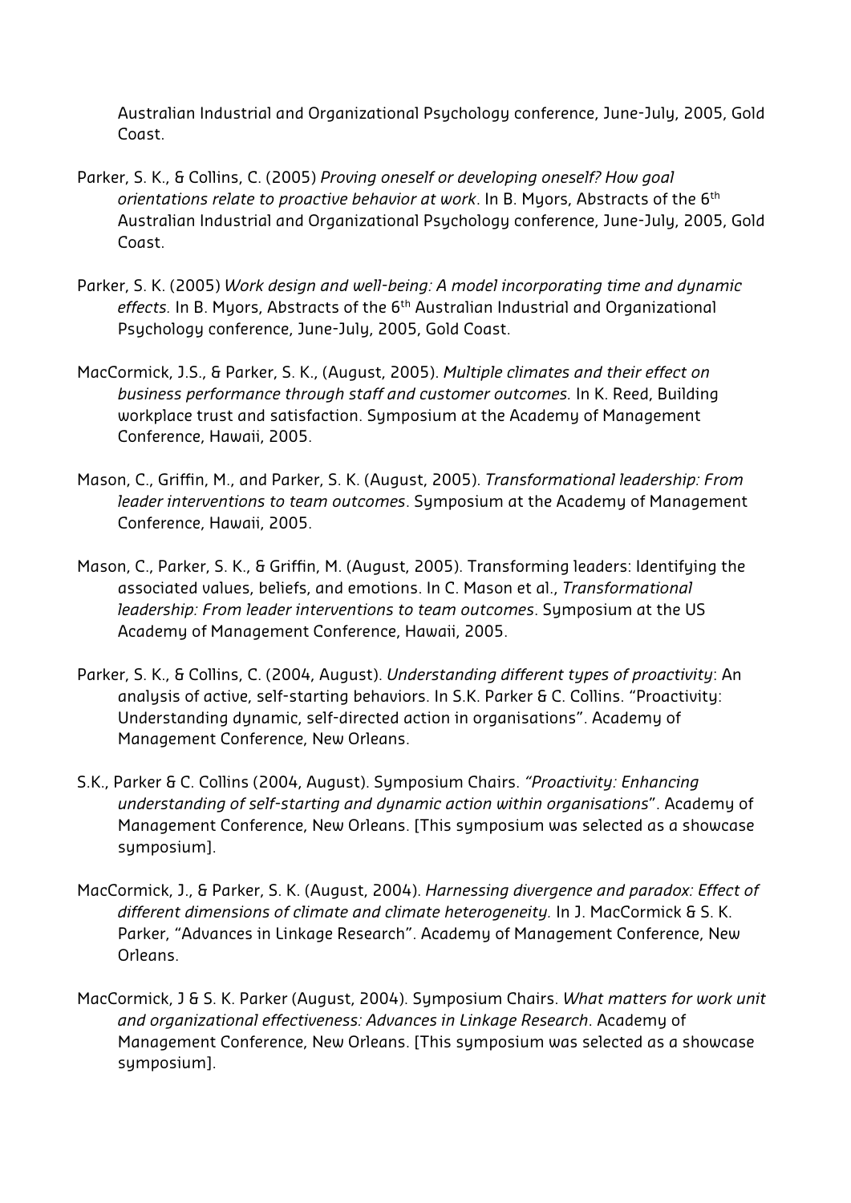Australian Industrial and Organizational Psychology conference, June-July, 2005, Gold Coast.

Parker, S. K., & Collins, C. (2005) *Proving oneself or developing oneself? How goal orientations relate to proactive behavior at work*. In B. Myors, Abstracts of the 6th Australian Industrial and Organizational Psychology conference, June-July, 2005, Gold Coast.

Parker, S. K. (2005) *Work design and well-being: A model incorporating time and dynamic effects.* In B. Myors, Abstracts of the 6th Australian Industrial and Organizational Psychology conference, June-July, 2005, Gold Coast.

MacCormick, J.S., & Parker, S. K., (August, 2005). *Multiple climates and their effect on business performance through staff and customer outcomes.* In K. Reed, Building workplace trust and satisfaction. Symposium at the Academy of Management Conference, Hawaii, 2005.

Mason, C., Griffin, M., and Parker, S. K. (August, 2005). *Transformational leadership: From leader interventions to team outcomes*. Symposium at the Academy of Management Conference, Hawaii, 2005.

Mason, C., Parker, S. K., & Griffin, M. (August, 2005). Transforming leaders: Identifying the associated values, beliefs, and emotions. In C. Mason et al., *Transformational leadership: From leader interventions to team outcomes*. Symposium at the US Academy of Management Conference, Hawaii, 2005.

Parker, S. K., & Collins, C. (2004, August). *Understanding different types of proactivity*: An analysis of active, self-starting behaviors. In S.K. Parker & C. Collins. "Proactivity: Understanding dynamic, self-directed action in organisations". Academy of Management Conference, New Orleans.

S.K., Parker & C. Collins (2004, August). Symposium Chairs. *"Proactivity: Enhancing understanding of self-starting and dynamic action within organisations*". Academy of Management Conference, New Orleans. [This symposium was selected as a showcase symposium].

MacCormick, J., & Parker, S. K. (August, 2004). *Harnessing divergence and paradox: Effect of different dimensions of climate and climate heterogeneity.* In J. MacCormick & S. K. Parker, "Advances in Linkage Research". Academy of Management Conference, New Orleans.

MacCormick, J & S. K. Parker (August, 2004). Symposium Chairs. *What matters for work unit and organizational effectiveness: Advances in Linkage Research*. Academy of Management Conference, New Orleans. [This symposium was selected as a showcase symposium].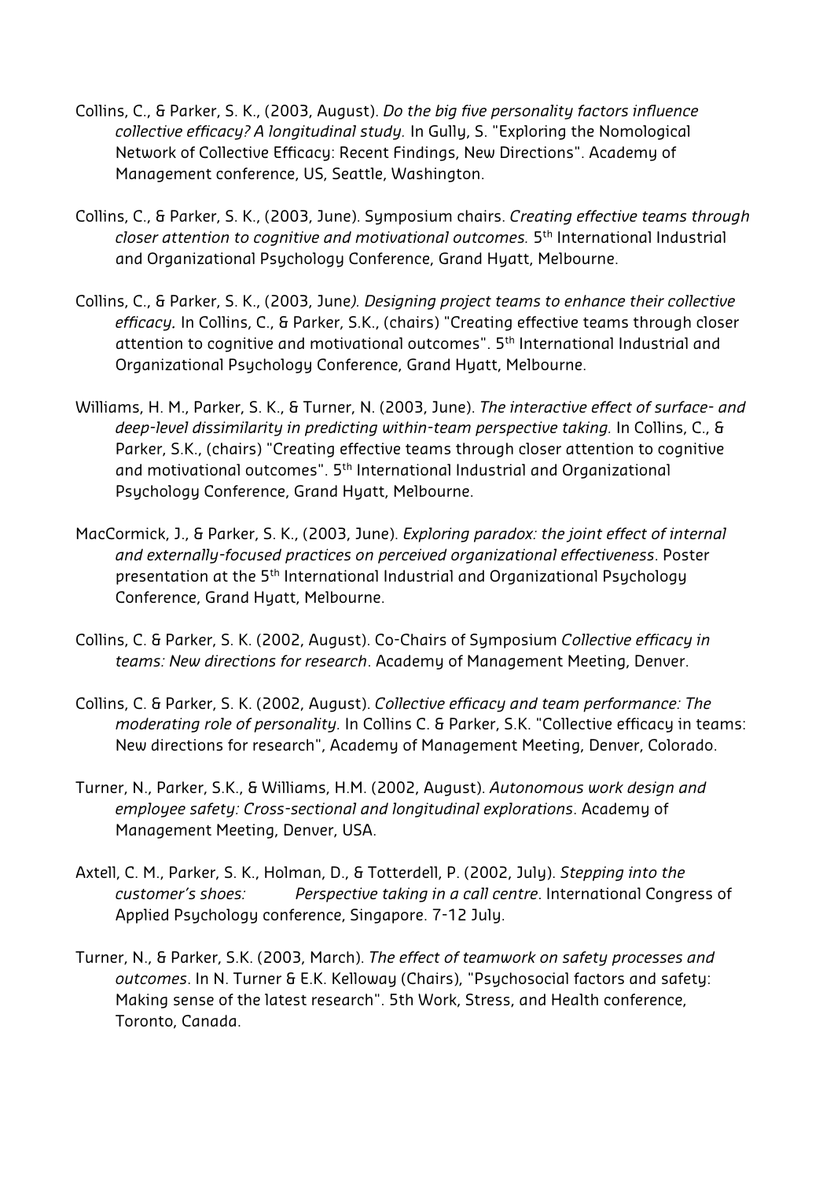Collins, C., & Parker, S. K., (2003, August). *Do the big five personality factors influence collective efficacy? A longitudinal study.* In Gully, S. "Exploring the Nomological Network of Collective Efficacy: Recent Findings, New Directions". Academy of Management conference, US, Seattle, Washington.

Collins, C., & Parker, S. K., (2003, June). Symposium chairs. *Creating effective teams through closer attention to cognitive and motivational outcomes.* 5th International Industrial and Organizational Psychology Conference, Grand Hyatt, Melbourne.

Collins, C., & Parker, S. K., (2003, June*). Designing project teams to enhance their collective efficacy.* In Collins, C., & Parker, S.K., (chairs) "Creating effective teams through closer attention to cognitive and motivational outcomes". 5th International Industrial and Organizational Psychology Conference, Grand Hyatt, Melbourne.

Williams, H. M., Parker, S. K., & Turner, N. (2003, June). *The interactive effect of surface- and deep-level dissimilarity in predicting within-team perspective taking.* In Collins, C., & Parker, S.K., (chairs) "Creating effective teams through closer attention to cognitive and motivational outcomes". 5th International Industrial and Organizational Psychology Conference, Grand Hyatt, Melbourne.

MacCormick, J., & Parker, S. K., (2003, June). *Exploring paradox: the joint effect of internal and externally-focused practices on perceived organizational effectiveness*. Poster presentation at the 5th International Industrial and Organizational Psychology Conference, Grand Hyatt, Melbourne.

Collins, C. & Parker, S. K. (2002, August). Co-Chairs of Symposium *Collective efficacy in teams: New directions for research*. Academy of Management Meeting, Denver.

Collins, C. & Parker, S. K. (2002, August). *Collective efficacy and team performance: The moderating role of personality.* In Collins C. & Parker, S.K. "Collective efficacy in teams: New directions for research", Academy of Management Meeting, Denver, Colorado.

Turner, N., Parker, S.K., & Williams, H.M. (2002, August). *Autonomous work design and employee safety: Cross-sectional and longitudinal explorations*. Academy of Management Meeting, Denver, USA.

Axtell, C. M., Parker, S. K., Holman, D., & Totterdell, P. (2002, July). *Stepping into the customer's shoes: Perspective taking in a call centre*. International Congress of Applied Psychology conference, Singapore. 7-12 July.

Turner, N., & Parker, S.K. (2003, March). *The effect of teamwork on safety processes and outcomes*. In N. Turner & E.K. Kelloway (Chairs), "Psychosocial factors and safety: Making sense of the latest research". 5th Work, Stress, and Health conference, Toronto, Canada.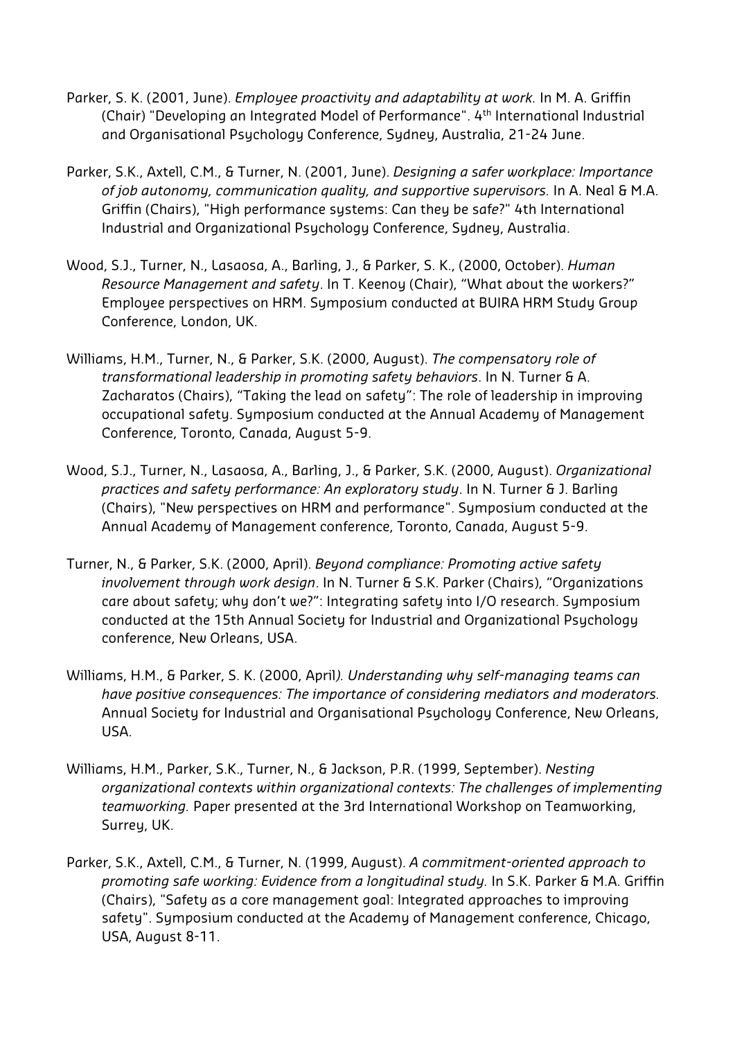Parker, S. K. (2001, June). *Employee proactivity and adaptability at work.* In M. A. Griffin (Chair) "Developing an Integrated Model of Performance". 4th International Industrial and Organisational Psychology Conference, Sydney, Australia, 21-24 June.

Parker, S.K., Axtell, C.M., & Turner, N. (2001, June). *Designing a safer workplace: Importance of job autonomy, communication quality, and supportive supervisors.* In A. Neal & M.A. Griffin (Chairs), "High performance systems: Can they be safe?" 4th International Industrial and Organizational Psychology Conference, Sydney, Australia.

Wood, S.J., Turner, N., Lasaosa, A., Barling, J., & Parker, S. K., (2000, October). *Human Resource Management and safety*. In T. Keenoy (Chair), "What about the workers?" Employee perspectives on HRM. Symposium conducted at BUIRA HRM Study Group Conference, London, UK.

Williams, H.M., Turner, N., & Parker, S.K. (2000, August). *The compensatory role of transformational leadership in promoting safety behaviors*. In N. Turner & A. Zacharatos (Chairs), "Taking the lead on safety": The role of leadership in improving occupational safety. Symposium conducted at the Annual Academy of Management Conference, Toronto, Canada, August 5-9.

Wood, S.J., Turner, N., Lasaosa, A., Barling, J., & Parker, S.K. (2000, August). *Organizational practices and safety performance: An exploratory study*. In N. Turner & J. Barling (Chairs), "New perspectives on HRM and performance". Symposium conducted at the Annual Academy of Management conference, Toronto, Canada, August 5-9.

Turner, N., & Parker, S.K. (2000, April). *Beyond compliance: Promoting active safety involvement through work design*. In N. Turner & S.K. Parker (Chairs), "Organizations care about safety; why don't we?": Integrating safety into I/O research. Symposium conducted at the 15th Annual Society for Industrial and Organizational Psychology conference, New Orleans, USA.

Williams, H.M., & Parker, S. K. (2000, April*). Understanding why self-managing teams can have positive consequences: The importance of considering mediators and moderators.* Annual Society for Industrial and Organisational Psychology Conference, New Orleans, USA.

Williams, H.M., Parker, S.K., Turner, N., & Jackson, P.R. (1999, September). *Nesting organizational contexts within organizational contexts: The challenges of implementing teamworking.* Paper presented at the 3rd International Workshop on Teamworking, Surrey, UK.

Parker, S.K., Axtell, C.M., & Turner, N. (1999, August). *A commitment-oriented approach to promoting safe working: Evidence from a longitudinal study.* In S.K. Parker & M.A. Griffin (Chairs), "Safety as a core management goal: Integrated approaches to improving safety". Symposium conducted at the Academy of Management conference, Chicago, USA, August 8-11.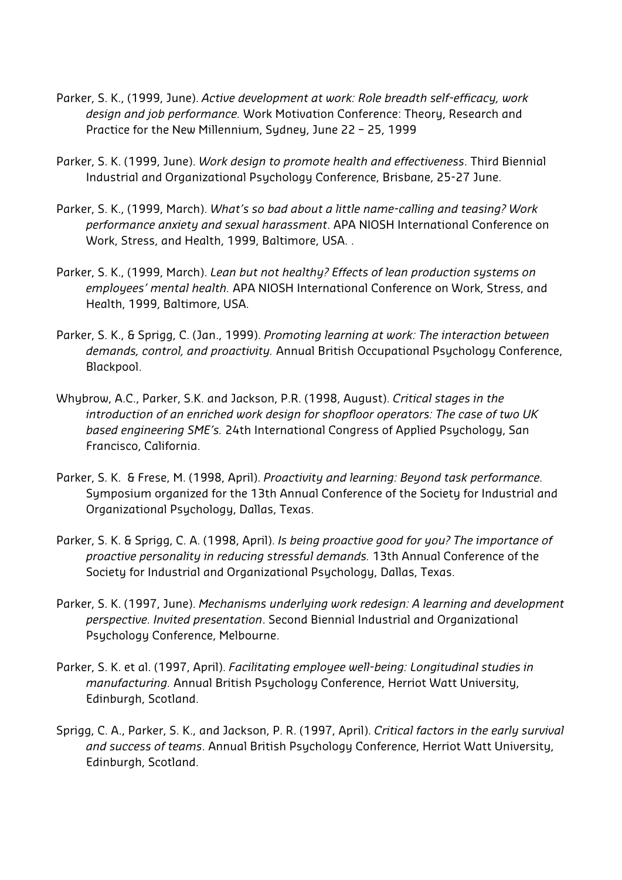Parker, S. K., (1999, June). *Active development at work: Role breadth self-efficacy, work design and job performance.* Work Motivation Conference: Theory, Research and Practice for the New Millennium, Sydney, June 22 – 25, 1999

Parker, S. K. (1999, June). *Work design to promote health and effectiveness*. Third Biennial Industrial and Organizational Psychology Conference, Brisbane, 25-27 June.

Parker, S. K., (1999, March). *What's so bad about a little name-calling and teasing? Work performance anxiety and sexual harassment*. APA NIOSH International Conference on Work, Stress, and Health, 1999, Baltimore, USA. .

Parker, S. K., (1999, March). *Lean but not healthy? Effects of lean production systems on employees' mental health.* APA NIOSH International Conference on Work, Stress, and Health, 1999, Baltimore, USA.

Parker, S. K., & Sprigg, C. (Jan., 1999). *Promoting learning at work: The interaction between demands, control, and proactivity.* Annual British Occupational Psychology Conference, Blackpool.

Whybrow, A.C., Parker, S.K. and Jackson, P.R. (1998, August). *Critical stages in the introduction of an enriched work design for shopfloor operators: The case of two UK based engineering SME's.* 24th International Congress of Applied Psychology, San Francisco, California.

Parker, S. K. & Frese, M. (1998, April). *Proactivity and learning: Beyond task performance.* Symposium organized for the 13th Annual Conference of the Society for Industrial and Organizational Psychology, Dallas, Texas.

Parker, S. K. & Sprigg, C. A. (1998, April). *Is being proactive good for you? The importance of proactive personality in reducing stressful demands.* 13th Annual Conference of the Society for Industrial and Organizational Psychology, Dallas, Texas.

Parker, S. K. (1997, June). *Mechanisms underlying work redesign: A learning and development perspective. Invited presentation*. Second Biennial Industrial and Organizational Psychology Conference, Melbourne.

Parker, S. K. et al. (1997, April). *Facilitating employee well-being: Longitudinal studies in manufacturing.* Annual British Psychology Conference, Herriot Watt University, Edinburgh, Scotland.

Sprigg, C. A., Parker, S. K., and Jackson, P. R. (1997, April). *Critical factors in the early survival and success of teams*. Annual British Psychology Conference, Herriot Watt University, Edinburgh, Scotland.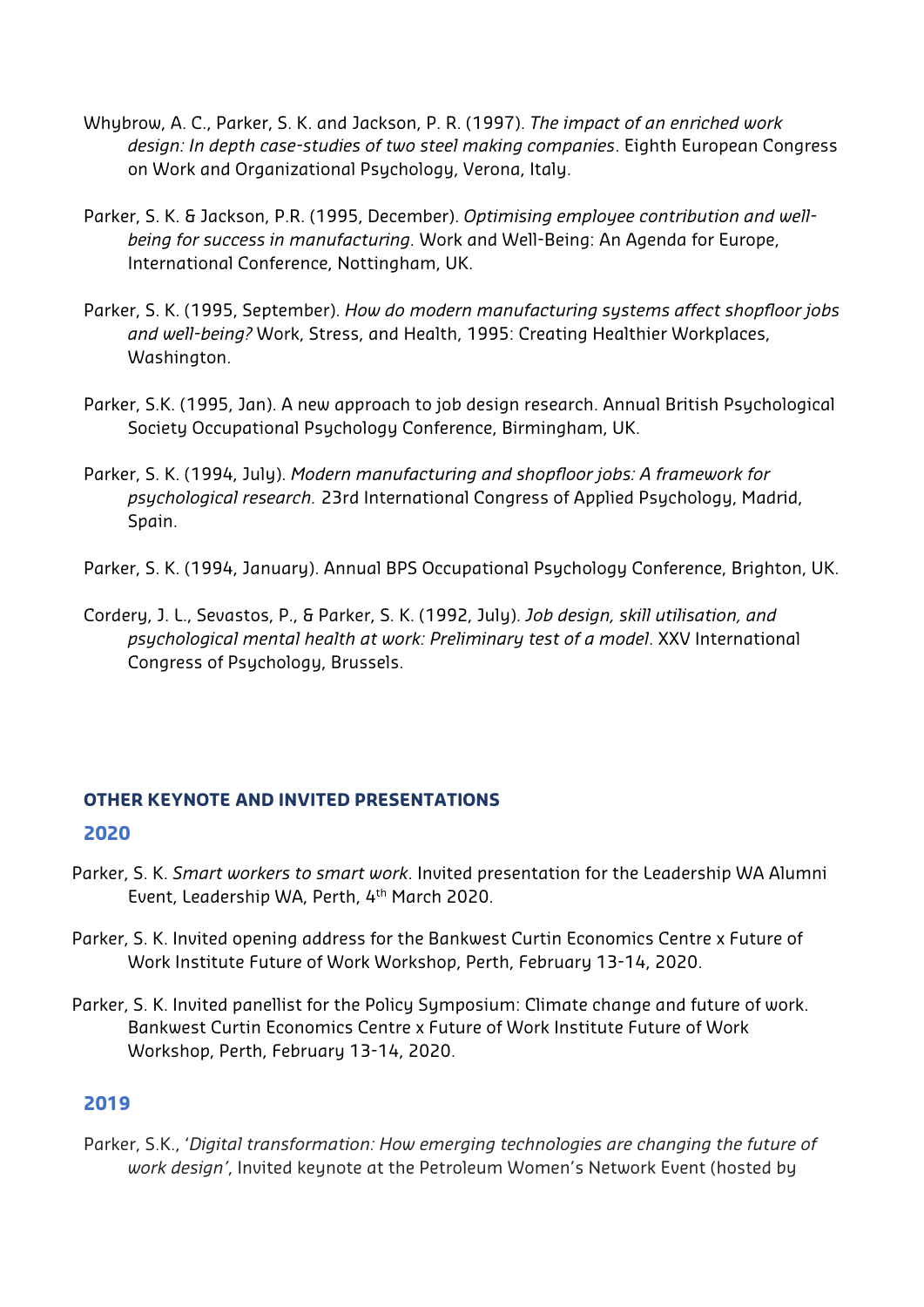Whybrow, A. C., Parker, S. K. and Jackson, P. R. (1997). *The impact of an enriched work design: In depth case-studies of two steel making companies*. Eighth European Congress on Work and Organizational Psychology, Verona, Italy.

Parker, S. K. & Jackson, P.R. (1995, December). *Optimising employee contribution and well-being for success in manufacturing.* Work and Well-Being: An Agenda for Europe, International Conference, Nottingham, UK.

Parker, S. K. (1995, September). *How do modern manufacturing systems affect shopfloor jobs and well-being?* Work, Stress, and Health, 1995: Creating Healthier Workplaces, Washington.

Parker, S.K. (1995, Jan). A new approach to job design research. Annual British Psychological Society Occupational Psychology Conference, Birmingham, UK.

Parker, S. K. (1994, July). *Modern manufacturing and shopfloor jobs: A framework for psychological research.* 23rd International Congress of Applied Psychology, Madrid, Spain.

Parker, S. K. (1994, January). Annual BPS Occupational Psychology Conference, Brighton, UK.

Cordery, J. L., Sevastos, P., & Parker, S. K. (1992, July). *Job design, skill utilisation, and psychological mental health at work: Preliminary test of a model*. XXV International Congress of Psychology, Brussels.

## OTHER KEYNOTE AND INVITED PRESENTATIONS

### 2020

Parker, S. K. *Smart workers to smart work*. Invited presentation for the Leadership WA Alumni Event, Leadership WA, Perth, 4th March 2020.

Parker, S. K. Invited opening address for the Bankwest Curtin Economics Centre x Future of Work Institute Future of Work Workshop, Perth, February 13-14, 2020.

Parker, S. K. Invited panellist for the Policy Symposium: Climate change and future of work. Bankwest Curtin Economics Centre x Future of Work Institute Future of Work Workshop, Perth, February 13-14, 2020.

### 2019

Parker, S.K., '*Digital transformation: How emerging technologies are changing the future of work design'*, Invited keynote at the Petroleum Women's Network Event (hosted by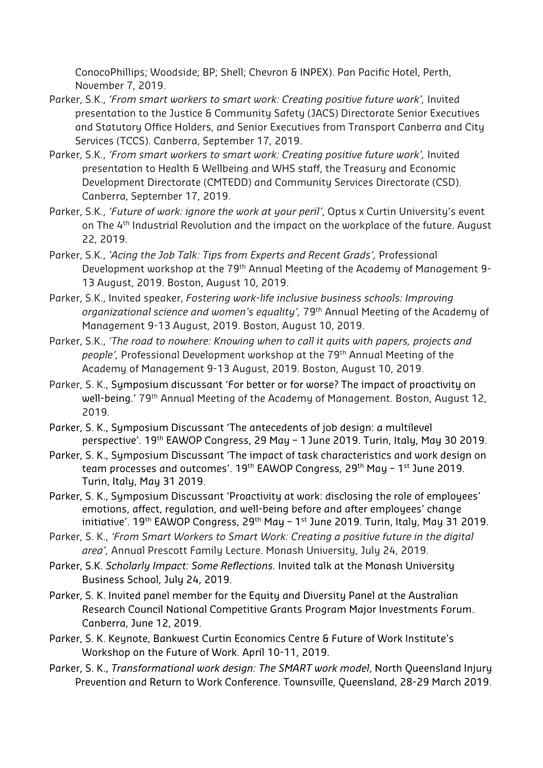ConocoPhillips; Woodside; BP; Shell; Chevron & INPEX). Pan Pacific Hotel, Perth, November 7, 2019.

Parker, S.K., *'From smart workers to smart work: Creating positive future work',* Invited presentation to the Justice & Community Safety (JACS) Directorate Senior Executives and Statutory Office Holders, and Senior Executives from Transport Canberra and City Services (TCCS). Canberra, September 17, 2019.

Parker, S.K., *'From smart workers to smart work: Creating positive future work',* Invited presentation to Health & Wellbeing and WHS staff, the Treasury and Economic Development Directorate (CMTEDD) and Community Services Directorate (CSD). Canberra, September 17, 2019.

Parker, S.K., *'Future of work: ignore the work at your peril'*, Optus x Curtin University's event on The 4th Industrial Revolution and the impact on the workplace of the future. August 22, 2019.

Parker, S.K., *'Acing the Job Talk: Tips from Experts and Recent Grads',* Professional Development workshop at the 79th Annual Meeting of the Academy of Management 9-13 August, 2019. Boston, August 10, 2019.

Parker, S.K., Invited speaker, *Fostering work-life inclusive business schools: Improving organizational science and women's equality',* 79th Annual Meeting of the Academy of Management 9-13 August, 2019. Boston, August 10, 2019.

Parker, S.K., *'The road to nowhere: Knowing when to call it quits with papers, projects and people',* Professional Development workshop at the 79th Annual Meeting of the Academy of Management 9-13 August, 2019. Boston, August 10, 2019.

Parker, S. K., Symposium discussant 'For better or for worse? The impact of proactivity on well-being.' 79th Annual Meeting of the Academy of Management. Boston, August 12, 2019.

Parker, S. K., Symposium Discussant 'The antecedents of job design: a multilevel perspective'. 19th EAWOP Congress, 29 May – 1 June 2019. Turin, Italy, May 30 2019.

Parker, S. K., Symposium Discussant 'The impact of task characteristics and work design on team processes and outcomes'. 19th EAWOP Congress, 29th May – 1st June 2019. Turin, Italy, May 31 2019.

Parker, S. K., Symposium Discussant 'Proactivity at work: disclosing the role of employees' emotions, affect, regulation, and well-being before and after employees' change initiative'. 19th EAWOP Congress, 29th May – 1st June 2019. Turin, Italy, May 31 2019.

Parker, S. K., *'From Smart Workers to Smart Work: Creating a positive future in the digital area',* Annual Prescott Family Lecture. Monash University, July 24, 2019.

Parker, S.K. *Scholarly Impact: Some Reflections.* Invited talk at the Monash University Business School, July 24, 2019.

Parker, S. K. Invited panel member for the Equity and Diversity Panel at the Australian Research Council National Competitive Grants Program Major Investments Forum. Canberra, June 12, 2019.

Parker, S. K. Keynote, Bankwest Curtin Economics Centre & Future of Work Institute's Workshop on the Future of Work. April 10-11, 2019.

Parker, S. K., *Transformational work design: The SMART work model*, North Queensland Injury Prevention and Return to Work Conference. Townsville, Queensland, 28-29 March 2019.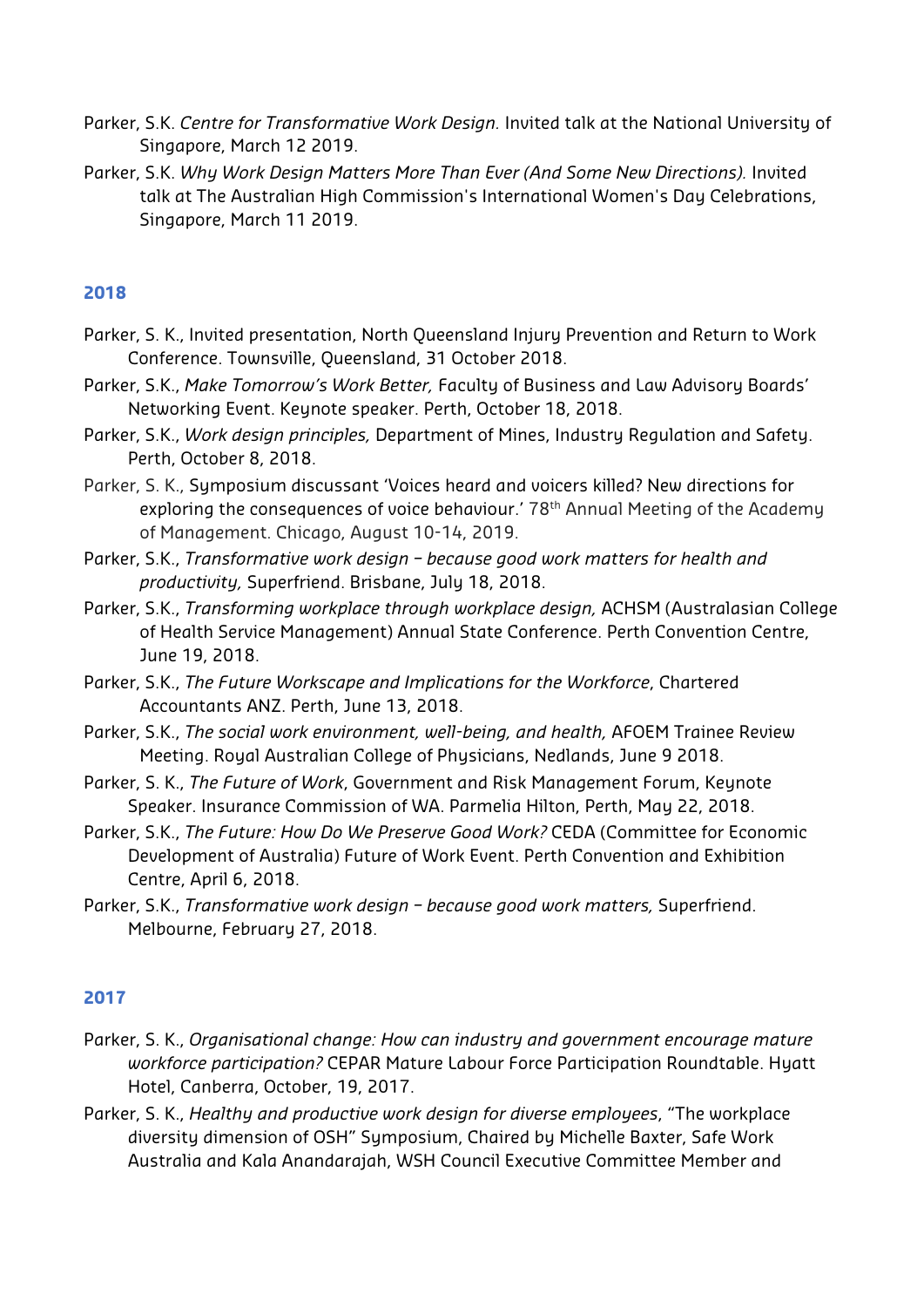Parker, S.K. *Centre for Transformative Work Design.* Invited talk at the National University of Singapore, March 12 2019.

Parker, S.K. *Why Work Design Matters More Than Ever (And Some New Directions).* Invited talk at The Australian High Commission's International Women's Day Celebrations, Singapore, March 11 2019.

## 2018

Parker, S. K., Invited presentation, North Queensland Injury Prevention and Return to Work Conference. Townsville, Queensland, 31 October 2018.

Parker, S.K., *Make Tomorrow's Work Better,* Faculty of Business and Law Advisory Boards' Networking Event. Keynote speaker. Perth, October 18, 2018.

Parker, S.K., *Work design principles,* Department of Mines, Industry Regulation and Safety. Perth, October 8, 2018.

Parker, S. K., Symposium discussant 'Voices heard and voicers killed? New directions for exploring the consequences of voice behaviour.' 78th Annual Meeting of the Academy of Management. Chicago, August 10-14, 2019.

Parker, S.K., *Transformative work design – because good work matters for health and productivity,* Superfriend. Brisbane, July 18, 2018.

Parker, S.K., *Transforming workplace through workplace design,* ACHSM (Australasian College of Health Service Management) Annual State Conference. Perth Convention Centre, June 19, 2018.

Parker, S.K., *The Future Workscape and Implications for the Workforce*, Chartered Accountants ANZ. Perth, June 13, 2018.

Parker, S.K., *The social work environment, well-being, and health,* AFOEM Trainee Review Meeting. Royal Australian College of Physicians, Nedlands, June 9 2018.

Parker, S. K., *The Future of Work*, Government and Risk Management Forum, Keynote Speaker. Insurance Commission of WA. Parmelia Hilton, Perth, May 22, 2018.

Parker, S.K., *The Future: How Do We Preserve Good Work?* CEDA (Committee for Economic Development of Australia) Future of Work Event. Perth Convention and Exhibition Centre, April 6, 2018.

Parker, S.K., *Transformative work design – because good work matters,* Superfriend. Melbourne, February 27, 2018.

## 2017

Parker, S. K., *Organisational change: How can industry and government encourage mature workforce participation?* CEPAR Mature Labour Force Participation Roundtable. Hyatt Hotel, Canberra, October, 19, 2017.

Parker, S. K., *Healthy and productive work design for diverse employees*, "The workplace diversity dimension of OSH" Symposium, Chaired by Michelle Baxter, Safe Work Australia and Kala Anandarajah, WSH Council Executive Committee Member and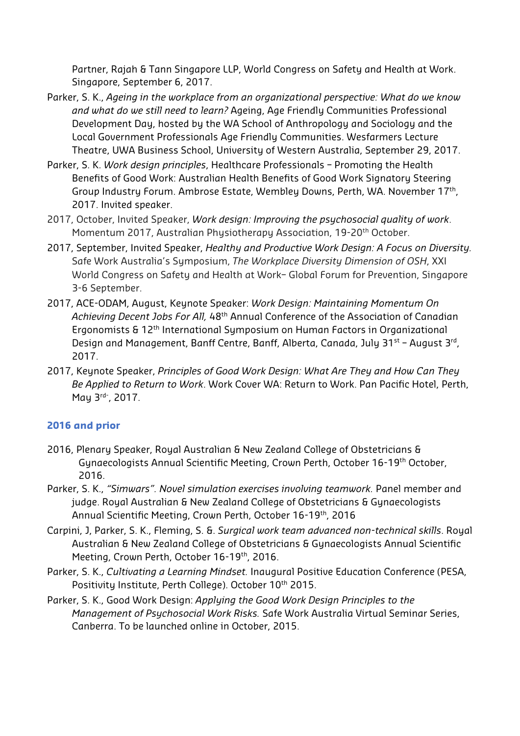Partner, Rajah & Tann Singapore LLP, World Congress on Safety and Health at Work. Singapore, September 6, 2017.

Parker, S. K., *Ageing in the workplace from an organizational perspective: What do we know and what do we still need to learn?* Ageing, Age Friendly Communities Professional Development Day, hosted by the WA School of Anthropology and Sociology and the Local Government Professionals Age Friendly Communities. Wesfarmers Lecture Theatre, UWA Business School, University of Western Australia, September 29, 2017.

Parker, S. K. *Work design principles*, Healthcare Professionals – Promoting the Health Benefits of Good Work: Australian Health Benefits of Good Work Signatory Steering Group Industry Forum. Ambrose Estate, Wembley Downs, Perth, WA. November 17th, 2017. Invited speaker.

2017, October, Invited Speaker, *Work design: Improving the psychosocial quality of work*. Momentum 2017, Australian Physiotherapy Association, 19-20th October.

2017, September, Invited Speaker, *Healthy and Productive Work Design: A Focus on Diversity*. Safe Work Australia's Symposium, *The Workplace Diversity Dimension of OSH*, XXI World Congress on Safety and Health at Work– Global Forum for Prevention, Singapore 3-6 September.

2017, ACE-ODAM, August, Keynote Speaker: *Work Design: Maintaining Momentum On Achieving Decent Jobs For All,* 48th Annual Conference of the Association of Canadian Ergonomists & 12th International Symposium on Human Factors in Organizational Design and Management, Banff Centre, Banff, Alberta, Canada, July 31st – August 3rd, 2017.

2017, Keynote Speaker, *Principles of Good Work Design: What Are They and How Can They Be Applied to Return to Work*. Work Cover WA: Return to Work. Pan Pacific Hotel, Perth, May 3rd-, 2017.

### 2016 and prior

2016, Plenary Speaker, Royal Australian & New Zealand College of Obstetricians & Gynaecologists Annual Scientific Meeting, Crown Perth, October 16-19th October, 2016.

Parker, S. K., *"Simwars". Novel simulation exercises involving teamwork.* Panel member and judge. Royal Australian & New Zealand College of Obstetricians & Gynaecologists Annual Scientific Meeting, Crown Perth, October 16-19th, 2016

Carpini, J, Parker, S. K., Fleming, S. &. *Surgical work team advanced non-technical skills*. Royal Australian & New Zealand College of Obstetricians & Gynaecologists Annual Scientific Meeting, Crown Perth, October 16-19th, 2016.

Parker, S. K., *Cultivating a Learning Mindset.* Inaugural Positive Education Conference (PESA, Positivity Institute, Perth College). October 10th 2015.

Parker, S. K., Good Work Design: *Applying the Good Work Design Principles to the Management of Psychosocial Work Risks.* Safe Work Australia Virtual Seminar Series, Canberra. To be launched online in October, 2015.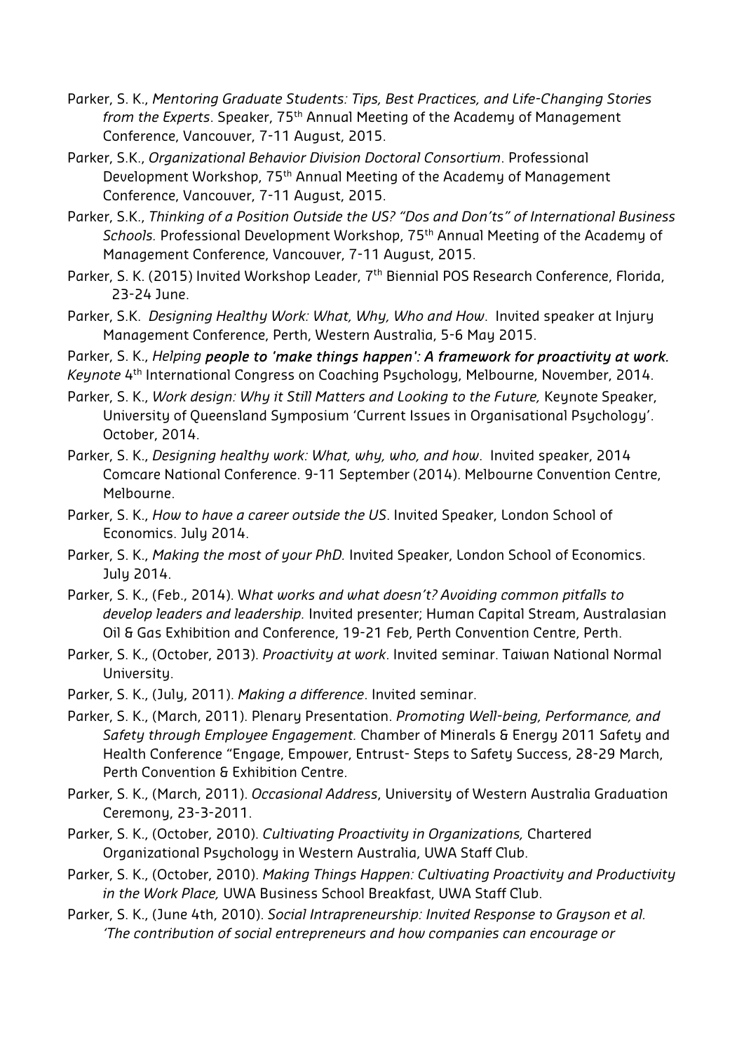Parker, S. K., *Mentoring Graduate Students: Tips, Best Practices, and Life-Changing Stories from the Experts*. Speaker, 75th Annual Meeting of the Academy of Management Conference, Vancouver, 7-11 August, 2015.

Parker, S.K., *Organizational Behavior Division Doctoral Consortium*. Professional Development Workshop, 75th Annual Meeting of the Academy of Management Conference, Vancouver, 7-11 August, 2015.

Parker, S.K., *Thinking of a Position Outside the US? "Dos and Don'ts" of International Business Schools.* Professional Development Workshop, 75th Annual Meeting of the Academy of Management Conference, Vancouver, 7-11 August, 2015.

Parker, S. K. (2015) Invited Workshop Leader, 7th Biennial POS Research Conference, Florida, 23-24 June.

Parker, S.K. *Designing Healthy Work: What, Why, Who and How*. Invited speaker at Injury Management Conference, Perth, Western Australia, 5-6 May 2015.

Parker, S. K., *Helping **people to 'make things happen': A framework for proactivity at work.** Keynote* 4th International Congress on Coaching Psychology, Melbourne, November, 2014.

Parker, S. K., *Work design: Why it Still Matters and Looking to the Future,* Keynote Speaker, University of Queensland Symposium 'Current Issues in Organisational Psychology'. October, 2014.

Parker, S. K., *Designing healthy work: What, why, who, and how*. Invited speaker, 2014 Comcare National Conference. 9-11 September (2014). Melbourne Convention Centre, Melbourne.

Parker, S. K., *How to have a career outside the US*. Invited Speaker, London School of Economics. July 2014.

Parker, S. K., *Making the most of your PhD.* Invited Speaker, London School of Economics. July 2014.

Parker, S. K., (Feb., 2014). W*hat works and what doesn't? Avoiding common pitfalls to develop leaders and leadership.* Invited presenter; Human Capital Stream, Australasian Oil & Gas Exhibition and Conference, 19-21 Feb, Perth Convention Centre, Perth.

Parker, S. K., (October, 2013). *Proactivity at work*. Invited seminar. Taiwan National Normal University.

Parker, S. K., (July, 2011). *Making a difference*. Invited seminar.

Parker, S. K., (March, 2011). Plenary Presentation. *Promoting Well-being, Performance, and Safety through Employee Engagement.* Chamber of Minerals & Energy 2011 Safety and Health Conference "Engage, Empower, Entrust- Steps to Safety Success, 28-29 March, Perth Convention & Exhibition Centre.

Parker, S. K., (March, 2011). *Occasional Address*, University of Western Australia Graduation Ceremony, 23-3-2011.

Parker, S. K., (October, 2010). *Cultivating Proactivity in Organizations,* Chartered Organizational Psychology in Western Australia, UWA Staff Club.

Parker, S. K., (October, 2010). *Making Things Happen: Cultivating Proactivity and Productivity in the Work Place,* UWA Business School Breakfast, UWA Staff Club.

Parker, S. K., (June 4th, 2010). *Social Intrapreneurship: Invited Response to Grayson et al. 'The contribution of social entrepreneurs and how companies can encourage or*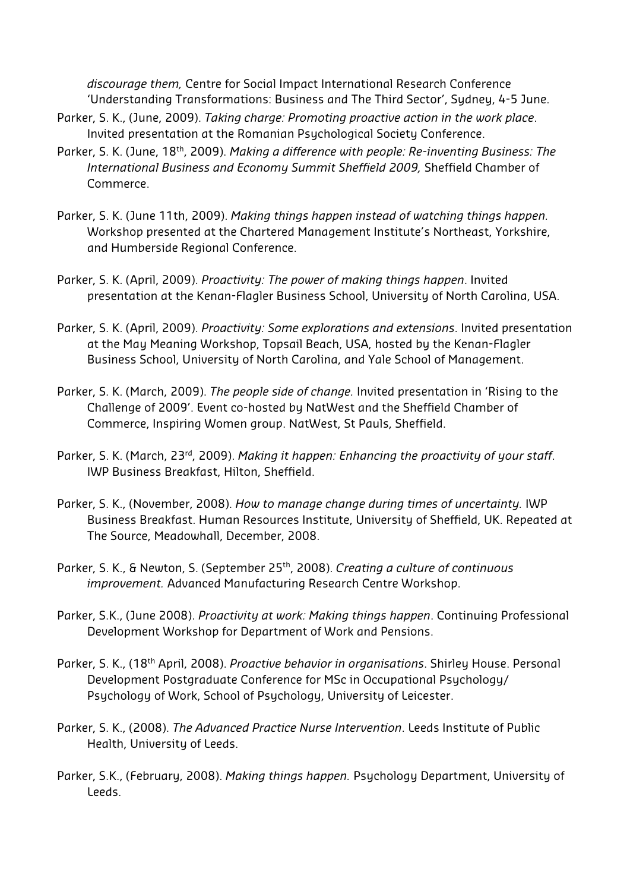*discourage them,* Centre for Social Impact International Research Conference 'Understanding Transformations: Business and The Third Sector', Sydney, 4-5 June.

Parker, S. K., (June, 2009). *Taking charge: Promoting proactive action in the work place*. Invited presentation at the Romanian Psychological Society Conference.

Parker, S. K. (June, 18th, 2009). *Making a difference with people: Re-inventing Business: The International Business and Economy Summit Sheffield 2009,* Sheffield Chamber of Commerce.

Parker, S. K. (June 11th, 2009). *Making things happen instead of watching things happen.* Workshop presented at the Chartered Management Institute's Northeast, Yorkshire, and Humberside Regional Conference.

Parker, S. K. (April, 2009). *Proactivity: The power of making things happen*. Invited presentation at the Kenan-Flagler Business School, University of North Carolina, USA.

Parker, S. K. (April, 2009). *Proactivity: Some explorations and extensions*. Invited presentation at the May Meaning Workshop, Topsail Beach, USA, hosted by the Kenan-Flagler Business School, University of North Carolina, and Yale School of Management.

Parker, S. K. (March, 2009). *The people side of change.* Invited presentation in 'Rising to the Challenge of 2009'. Event co-hosted by NatWest and the Sheffield Chamber of Commerce, Inspiring Women group. NatWest, St Pauls, Sheffield.

Parker, S. K. (March, 23rd, 2009). *Making it happen: Enhancing the proactivity of your staff*. IWP Business Breakfast, Hilton, Sheffield.

Parker, S. K., (November, 2008). *How to manage change during times of uncertainty.* IWP Business Breakfast. Human Resources Institute, University of Sheffield, UK. Repeated at The Source, Meadowhall, December, 2008.

Parker, S. K., & Newton, S. (September 25th, 2008). *Creating a culture of continuous improvement.* Advanced Manufacturing Research Centre Workshop.

Parker, S.K., (June 2008). *Proactivity at work: Making things happen*. Continuing Professional Development Workshop for Department of Work and Pensions.

Parker, S. K., (18th April, 2008). *Proactive behavior in organisations*. Shirley House. Personal Development Postgraduate Conference for MSc in Occupational Psychology/ Psychology of Work, School of Psychology, University of Leicester.

Parker, S. K., (2008). *The Advanced Practice Nurse Intervention*. Leeds Institute of Public Health, University of Leeds.

Parker, S.K., (February, 2008). *Making things happen.* Psychology Department, University of Leeds.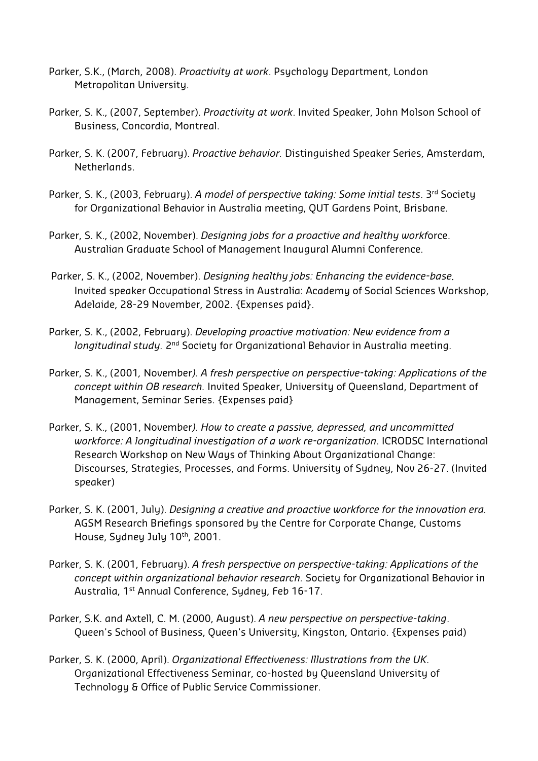Parker, S.K., (March, 2008). *Proactivity at work*. Psychology Department, London Metropolitan University.

Parker, S. K., (2007, September). *Proactivity at work*. Invited Speaker, John Molson School of Business, Concordia, Montreal.

Parker, S. K. (2007, February). *Proactive behavior.* Distinguished Speaker Series, Amsterdam, Netherlands.

Parker, S. K., (2003, February). *A model of perspective taking: Some initial tests*. 3rd Society for Organizational Behavior in Australia meeting, QUT Gardens Point, Brisbane.

Parker, S. K., (2002, November). *Designing jobs for a proactive and healthy work*force. Australian Graduate School of Management Inaugural Alumni Conference.

Parker, S. K., (2002, November). *Designing healthy jobs: Enhancing the evidence-base.* Invited speaker Occupational Stress in Australia: Academy of Social Sciences Workshop, Adelaide, 28-29 November, 2002. {Expenses paid}.

Parker, S. K., (2002, February). *Developing proactive motivation: New evidence from a longitudinal study*. 2nd Society for Organizational Behavior in Australia meeting.

Parker, S. K., (2001, November*). A fresh perspective on perspective-taking: Applications of the concept within OB research.* Invited Speaker, University of Queensland, Department of Management, Seminar Series. {Expenses paid}

Parker, S. K., (2001, November*). How to create a passive, depressed, and uncommitted workforce: A longitudinal investigation of a work re-organization*. ICRODSC International Research Workshop on New Ways of Thinking About Organizational Change: Discourses, Strategies, Processes, and Forms. University of Sydney, Nov 26-27. (Invited speaker)

Parker, S. K. (2001, July). *Designing a creative and proactive workforce for the innovation era.* AGSM Research Briefings sponsored by the Centre for Corporate Change, Customs House, Sydney July 10th, 2001.

Parker, S. K. (2001, February). *A fresh perspective on perspective-taking: Applications of the concept within organizational behavior research.* Society for Organizational Behavior in Australia, 1st Annual Conference, Sydney, Feb 16-17.

Parker, S.K. and Axtell, C. M. (2000, August). *A new perspective on perspective-taking*. Queen's School of Business, Queen's University, Kingston, Ontario. {Expenses paid)

Parker, S. K. (2000, April). *Organizational Effectiveness: Illustrations from the UK*. Organizational Effectiveness Seminar, co-hosted by Queensland University of Technology & Office of Public Service Commissioner.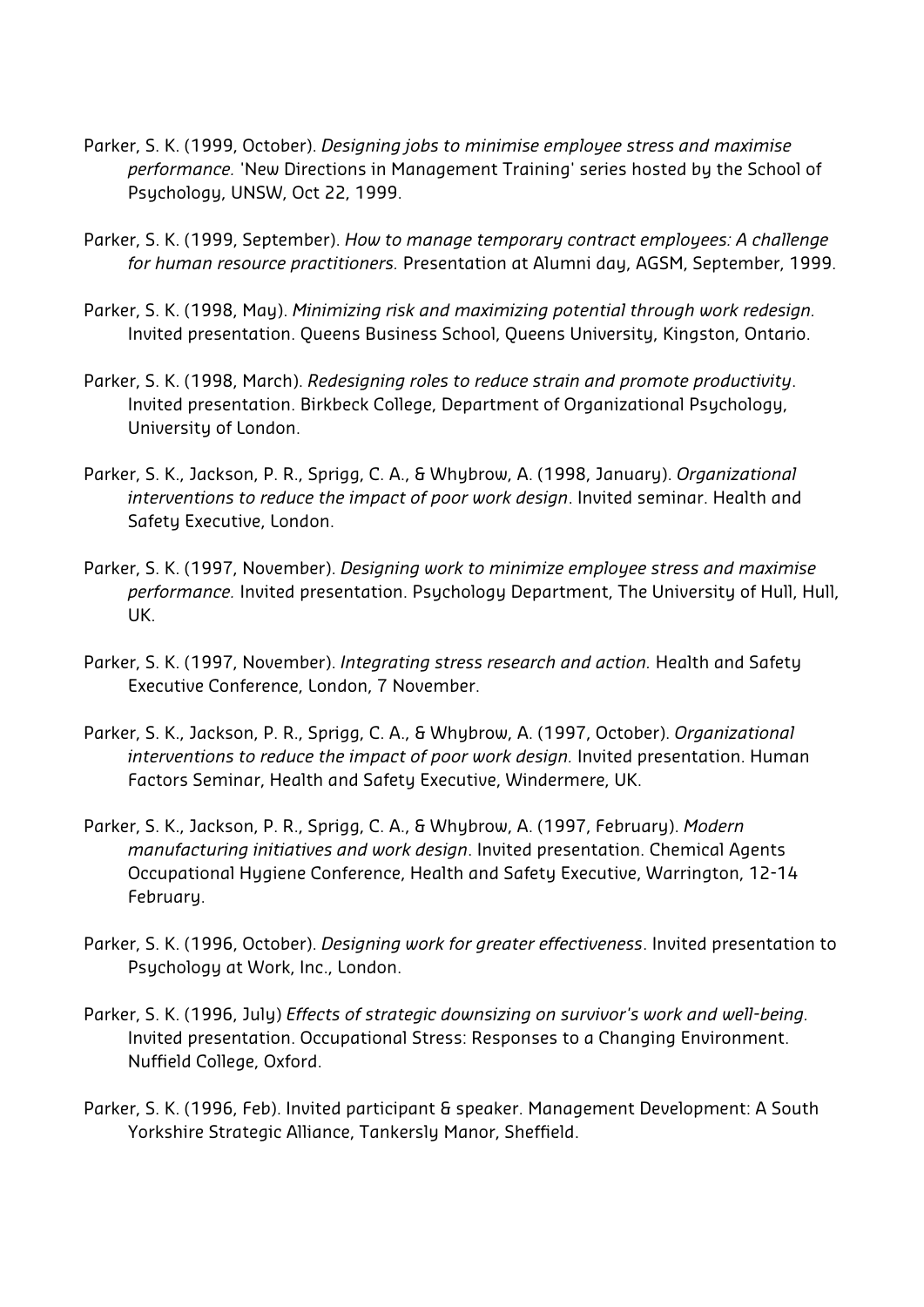Parker, S. K. (1999, October). *Designing jobs to minimise employee stress and maximise performance.* 'New Directions in Management Training' series hosted by the School of Psychology, UNSW, Oct 22, 1999.

Parker, S. K. (1999, September). *How to manage temporary contract employees: A challenge for human resource practitioners.* Presentation at Alumni day, AGSM, September, 1999.

Parker, S. K. (1998, May). *Minimizing risk and maximizing potential through work redesign.* Invited presentation. Queens Business School, Queens University, Kingston, Ontario.

Parker, S. K. (1998, March). *Redesigning roles to reduce strain and promote productivity*. Invited presentation. Birkbeck College, Department of Organizational Psychology, University of London.

Parker, S. K., Jackson, P. R., Sprigg, C. A., & Whybrow, A. (1998, January). *Organizational interventions to reduce the impact of poor work design*. Invited seminar. Health and Safety Executive, London.

Parker, S. K. (1997, November). *Designing work to minimize employee stress and maximise performance.* Invited presentation. Psychology Department, The University of Hull, Hull, UK.

Parker, S. K. (1997, November). *Integrating stress research and action.* Health and Safety Executive Conference, London, 7 November.

Parker, S. K., Jackson, P. R., Sprigg, C. A., & Whybrow, A. (1997, October). *Organizational interventions to reduce the impact of poor work design.* Invited presentation. Human Factors Seminar, Health and Safety Executive, Windermere, UK.

Parker, S. K., Jackson, P. R., Sprigg, C. A., & Whybrow, A. (1997, February). *Modern manufacturing initiatives and work design*. Invited presentation. Chemical Agents Occupational Hygiene Conference, Health and Safety Executive, Warrington, 12-14 February.

Parker, S. K. (1996, October). *Designing work for greater effectiveness*. Invited presentation to Psychology at Work, Inc., London.

Parker, S. K. (1996, July) *Effects of strategic downsizing on survivor's work and well-being.* Invited presentation. Occupational Stress: Responses to a Changing Environment. Nuffield College, Oxford.

Parker, S. K. (1996, Feb). Invited participant & speaker. Management Development: A South Yorkshire Strategic Alliance, Tankersly Manor, Sheffield.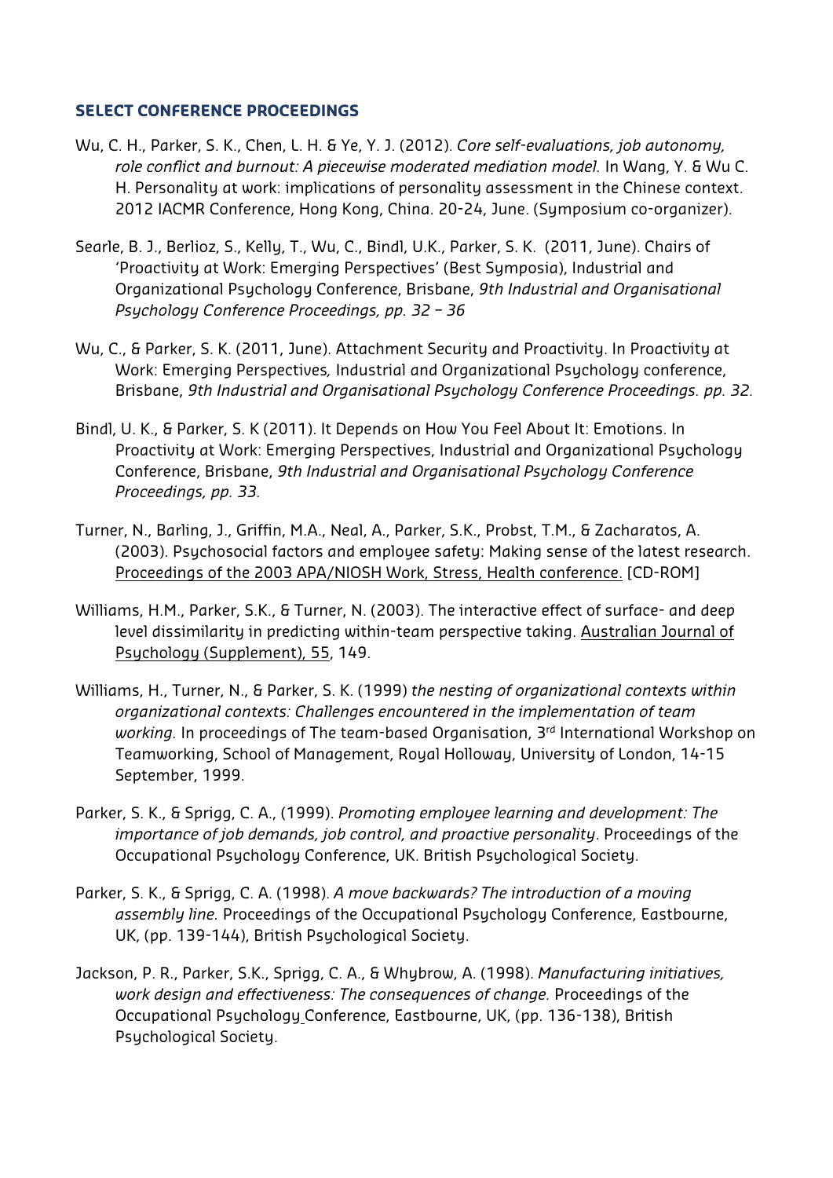## SELECT CONFERENCE PROCEEDINGS

Wu, C. H., Parker, S. K., Chen, L. H. & Ye, Y. J. (2012). *Core self-evaluations, job autonomy, role conflict and burnout: A piecewise moderated mediation model.* In Wang, Y. & Wu C. H. Personality at work: implications of personality assessment in the Chinese context. 2012 IACMR Conference, Hong Kong, China. 20-24, June. (Symposium co-organizer).

Searle, B. J., Berlioz, S., Kelly, T., Wu, C., Bindl, U.K., Parker, S. K. (2011, June). Chairs of 'Proactivity at Work: Emerging Perspectives' (Best Symposia), Industrial and Organizational Psychology Conference, Brisbane, *9th Industrial and Organisational Psychology Conference Proceedings, pp. 32 – 36*

Wu, C., & Parker, S. K. (2011, June). Attachment Security and Proactivity. In Proactivity at Work: Emerging Perspectives*,* Industrial and Organizational Psychology conference, Brisbane, *9th Industrial and Organisational Psychology Conference Proceedings. pp. 32.*

Bindl, U. K., & Parker, S. K (2011). It Depends on How You Feel About It: Emotions. In Proactivity at Work: Emerging Perspectives, Industrial and Organizational Psychology Conference, Brisbane, *9th Industrial and Organisational Psychology Conference Proceedings, pp. 33.*

Turner, N., Barling, J., Griffin, M.A., Neal, A., Parker, S.K., Probst, T.M., & Zacharatos, A. (2003). Psychosocial factors and employee safety: Making sense of the latest research. Proceedings of the 2003 APA/NIOSH Work, Stress, Health conference. [CD-ROM]

Williams, H.M., Parker, S.K., & Turner, N. (2003). The interactive effect of surface- and deep level dissimilarity in predicting within-team perspective taking. Australian Journal of Psychology (Supplement), 55, 149.

Williams, H., Turner, N., & Parker, S. K. (1999) *the nesting of organizational contexts within organizational contexts: Challenges encountered in the implementation of team working.* In proceedings of The team-based Organisation, 3rd International Workshop on Teamworking, School of Management, Royal Holloway, University of London, 14-15 September, 1999.

Parker, S. K., & Sprigg, C. A., (1999). *Promoting employee learning and development: The importance of job demands, job control, and proactive personality*. Proceedings of the Occupational Psychology Conference, UK. British Psychological Society.

Parker, S. K., & Sprigg, C. A. (1998). *A move backwards? The introduction of a moving assembly line.* Proceedings of the Occupational Psychology Conference, Eastbourne, UK, (pp. 139-144), British Psychological Society.

Jackson, P. R., Parker, S.K., Sprigg, C. A., & Whybrow, A. (1998). *Manufacturing initiatives, work design and effectiveness: The consequences of change.* Proceedings of the Occupational Psychology Conference, Eastbourne, UK, (pp. 136-138), British Psychological Society.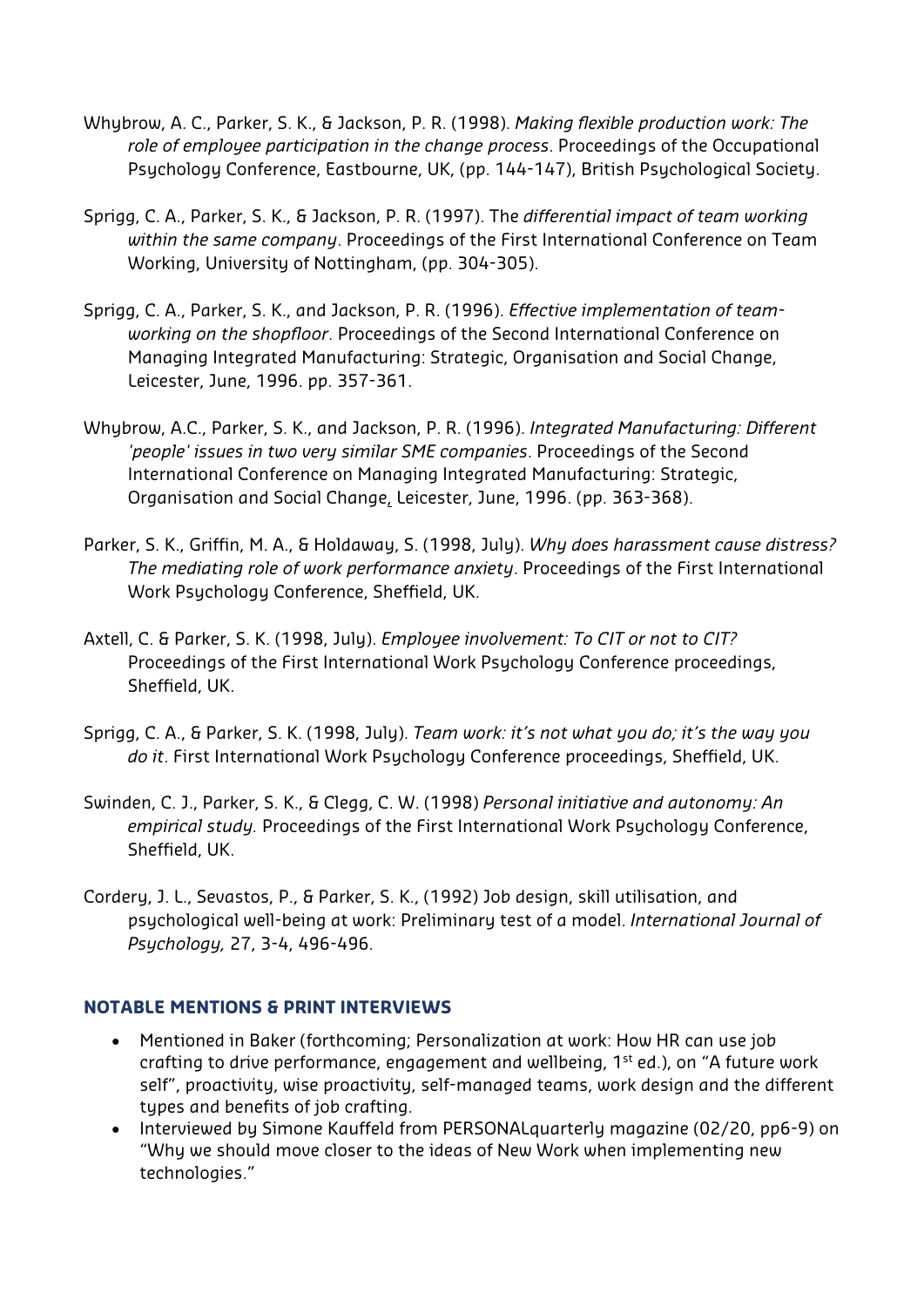Whybrow, A. C., Parker, S. K., & Jackson, P. R. (1998). *Making flexible production work: The role of employee participation in the change process*. Proceedings of the Occupational Psychology Conference, Eastbourne, UK, (pp. 144-147), British Psychological Society.

Sprigg, C. A., Parker, S. K., & Jackson, P. R. (1997). The *differential impact of team working within the same company*. Proceedings of the First International Conference on Team Working, University of Nottingham, (pp. 304-305).

Sprigg, C. A., Parker, S. K., and Jackson, P. R. (1996). *Effective implementation of team-working on the shopfloor*. Proceedings of the Second International Conference on Managing Integrated Manufacturing: Strategic, Organisation and Social Change, Leicester, June, 1996. pp. 357-361.

Whybrow, A.C., Parker, S. K., and Jackson, P. R. (1996). *Integrated Manufacturing: Different 'people' issues in two very similar SME companies*. Proceedings of the Second International Conference on Managing Integrated Manufacturing: Strategic, Organisation and Social Change, Leicester, June, 1996. (pp. 363-368).

Parker, S. K., Griffin, M. A., & Holdaway, S. (1998, July). *Why does harassment cause distress? The mediating role of work performance anxiety*. Proceedings of the First International Work Psychology Conference, Sheffield, UK.

Axtell, C. & Parker, S. K. (1998, July). *Employee involvement: To CIT or not to CIT?* Proceedings of the First International Work Psychology Conference proceedings, Sheffield, UK.

Sprigg, C. A., & Parker, S. K. (1998, July). *Team work: it's not what you do; it's the way you do it*. First International Work Psychology Conference proceedings, Sheffield, UK.

Swinden, C. J., Parker, S. K., & Clegg, C. W. (1998) *Personal initiative and autonomy: An empirical study.* Proceedings of the First International Work Psychology Conference, Sheffield, UK.

Cordery, J. L., Sevastos, P., & Parker, S. K., (1992) Job design, skill utilisation, and psychological well-being at work: Preliminary test of a model. *International Journal of Psychology,* 27, 3-4, 496-496.

## NOTABLE MENTIONS & PRINT INTERVIEWS

- Mentioned in Baker (forthcoming; Personalization at work: How HR can use job crafting to drive performance, engagement and wellbeing, 1st ed.), on "A future work self", proactivity, wise proactivity, self-managed teams, work design and the different types and benefits of job crafting.
- Interviewed by Simone Kauffeld from PERSONALquarterly magazine (02/20, pp6-9) on "Why we should move closer to the ideas of New Work when implementing new technologies."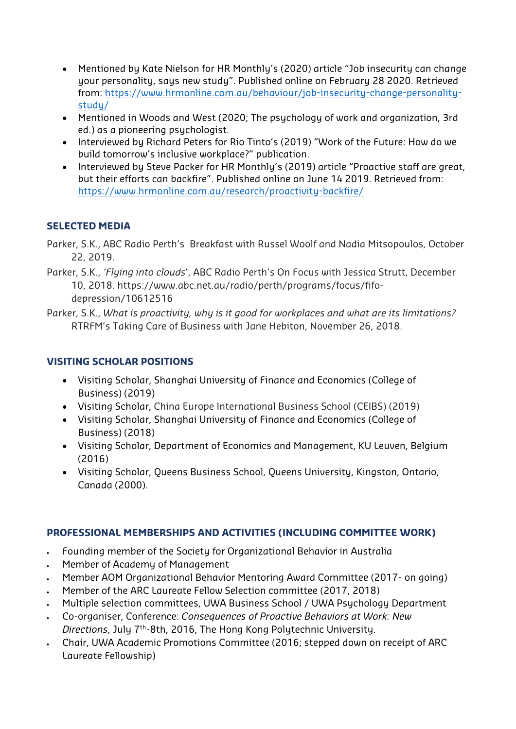- Mentioned by Kate Nielson for HR Monthly's (2020) article "Job insecurity can change your personality, says new study". Published online on February 28 2020. Retrieved from: [https://www.hrmonline.com.au/behaviour/job-insecurity-change-personality-study/](https://www.hrmonline.com.au/behaviour/job-insecurity-change-personality-study/)
- Mentioned in Woods and West (2020; The psychology of work and organization, 3rd ed.) as a pioneering psychologist.
- Interviewed by Richard Peters for Rio Tinto's (2019) "Work of the Future: How do we build tomorrow's inclusive workplace?" publication.
- Interviewed by Steve Packer for HR Monthly's (2019) article "Proactive staff are great, but their efforts can backfire". Published online on June 14 2019. Retrieved from: [https://www.hrmonline.com.au/research/proactivity-backfire/](https://www.hrmonline.com.au/research/proactivity-backfire/)

## SELECTED MEDIA

Parker, S.K., ABC Radio Perth's Breakfast with Russel Woolf and Nadia Mitsopoulos, October 22, 2019.

Parker, S.K., *'Flying into clouds*', ABC Radio Perth's On Focus with Jessica Strutt, December 10, 2018. https://www.abc.net.au/radio/perth/programs/focus/fifo-depression/10612516

Parker, S.K., *What is proactivity, why is it good for workplaces and what are its limitations?* RTRFM's Taking Care of Business with Jane Hebiton, November 26, 2018.

## VISITING SCHOLAR POSITIONS

- Visiting Scholar, Shanghai University of Finance and Economics (College of Business) (2019)
- Visiting Scholar, China Europe International Business School (CEIBS) (2019)
- Visiting Scholar, Shanghai University of Finance and Economics (College of Business) (2018)
- Visiting Scholar, Department of Economics and Management, KU Leuven, Belgium (2016)
- Visiting Scholar, Queens Business School, Queens University, Kingston, Ontario, Canada (2000).

## PROFESSIONAL MEMBERSHIPS AND ACTIVITIES (INCLUDING COMMITTEE WORK)

- Founding member of the Society for Organizational Behavior in Australia
- Member of Academy of Management
- Member AOM Organizational Behavior Mentoring Award Committee (2017- on going)
- Member of the ARC Laureate Fellow Selection committee (2017, 2018)
- Multiple selection committees, UWA Business School / UWA Psychology Department
- Co-organiser, Conference: *Consequences of Proactive Behaviors at Work: New Directions*, July 7th-8th, 2016, The Hong Kong Polytechnic University.
- Chair, UWA Academic Promotions Committee (2016; stepped down on receipt of ARC Laureate Fellowship)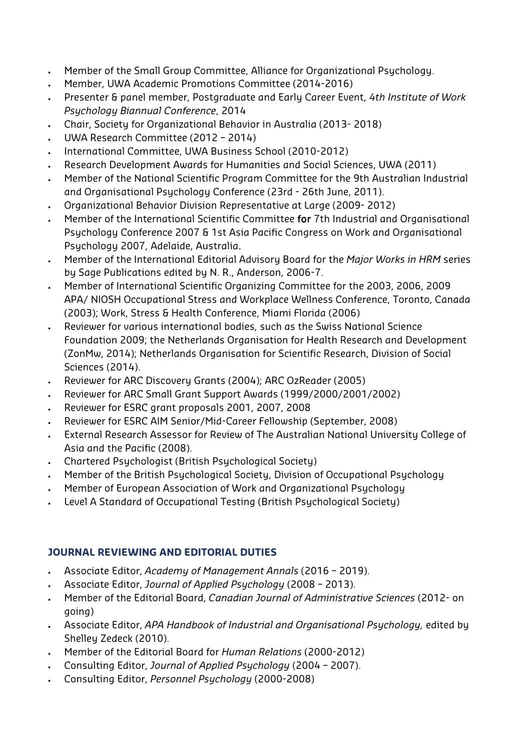- Member of the Small Group Committee, Alliance for Organizational Psychology.
- Member, UWA Academic Promotions Committee (2014-2016)
- Presenter & panel member, Postgraduate and Early Career Event, *4th Institute of Work Psychology Biannual Conference*, 2014
- Chair, Society for Organizational Behavior in Australia (2013- 2018)
- UWA Research Committee (2012 – 2014)
- International Committee, UWA Business School (2010-2012)
- Research Development Awards for Humanities and Social Sciences, UWA (2011)
- Member of the National Scientific Program Committee for the 9th Australian Industrial and Organisational Psychology Conference (23rd - 26th June, 2011).
- Organizational Behavior Division Representative at Large (2009- 2012)
- Member of the International Scientific Committee **for** 7th Industrial and Organisational Psychology Conference 2007 & 1st Asia Pacific Congress on Work and Organisational Psychology 2007, Adelaide, Australia.
- Member of the International Editorial Advisory Board for the *Major Works in HRM* series by Sage Publications edited by N. R., Anderson, 2006-7.
- Member of International Scientific Organizing Committee for the 2003, 2006, 2009 APA/ NIOSH Occupational Stress and Workplace Wellness Conference, Toronto, Canada (2003); Work, Stress & Health Conference, Miami Florida (2006)
- Reviewer for various international bodies, such as the Swiss National Science Foundation 2009; the Netherlands Organisation for Health Research and Development (ZonMw, 2014); Netherlands Organisation for Scientific Research, Division of Social Sciences (2014).
- Reviewer for ARC Discovery Grants (2004); ARC OzReader (2005)
- Reviewer for ARC Small Grant Support Awards (1999/2000/2001/2002)
- Reviewer for ESRC grant proposals 2001, 2007, 2008
- Reviewer for ESRC AIM Senior/Mid-Career Fellowship (September, 2008)
- External Research Assessor for Review of The Australian National University College of Asia and the Pacific (2008).
- Chartered Psychologist (British Psychological Society)
- Member of the British Psychological Society, Division of Occupational Psychology
- Member of European Association of Work and Organizational Psychology
- Level A Standard of Occupational Testing (British Psychological Society)

## JOURNAL REVIEWING AND EDITORIAL DUTIES

- Associate Editor, *Academy of Management Annals* (2016 – 2019).
- Associate Editor, *Journal of Applied Psychology* (2008 – 2013).
- Member of the Editorial Board, *Canadian Journal of Administrative Sciences* (2012- on going)
- Associate Editor, *APA Handbook of Industrial and Organisational Psychology,* edited by Shelley Zedeck (2010).
- Member of the Editorial Board for *Human Relations* (2000-2012)
- Consulting Editor, *Journal of Applied Psychology* (2004 – 2007).
- Consulting Editor, *Personnel Psychology* (2000-2008)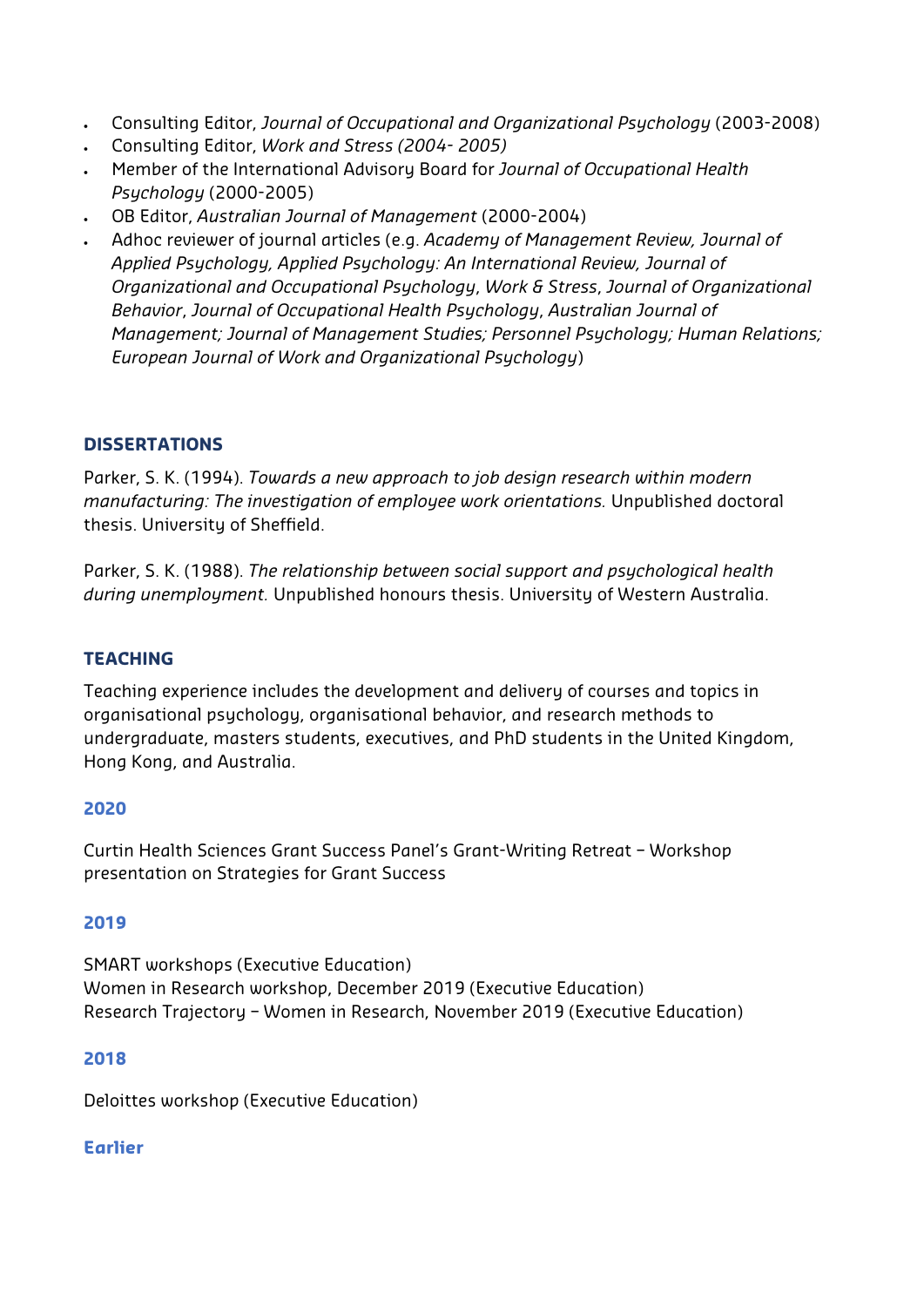- Consulting Editor, *Journal of Occupational and Organizational Psychology* (2003-2008)
- Consulting Editor, *Work and Stress (2004- 2005)*
- Member of the International Advisory Board for *Journal of Occupational Health Psychology* (2000-2005)
- OB Editor, *Australian Journal of Management* (2000-2004)
- Adhoc reviewer of journal articles (e.g. *Academy of Management Review, Journal of Applied Psychology, Applied Psychology: An International Review, Journal of Organizational and Occupational Psychology*, *Work & Stress*, *Journal of Organizational Behavior*, *Journal of Occupational Health Psychology*, *Australian Journal of Management; Journal of Management Studies; Personnel Psychology; Human Relations; European Journal of Work and Organizational Psychology*)

## DISSERTATIONS

Parker, S. K. (1994). *Towards a new approach to job design research within modern manufacturing: The investigation of employee work orientations.* Unpublished doctoral thesis. University of Sheffield.

Parker, S. K. (1988). *The relationship between social support and psychological health during unemployment.* Unpublished honours thesis. University of Western Australia.

## TEACHING

Teaching experience includes the development and delivery of courses and topics in organisational psychology, organisational behavior, and research methods to undergraduate, masters students, executives, and PhD students in the United Kingdom, Hong Kong, and Australia.

### 2020

Curtin Health Sciences Grant Success Panel's Grant-Writing Retreat – Workshop presentation on Strategies for Grant Success

### 2019

SMART workshops (Executive Education)
Women in Research workshop, December 2019 (Executive Education)
Research Trajectory – Women in Research, November 2019 (Executive Education)

### 2018

Deloittes workshop (Executive Education)

### Earlier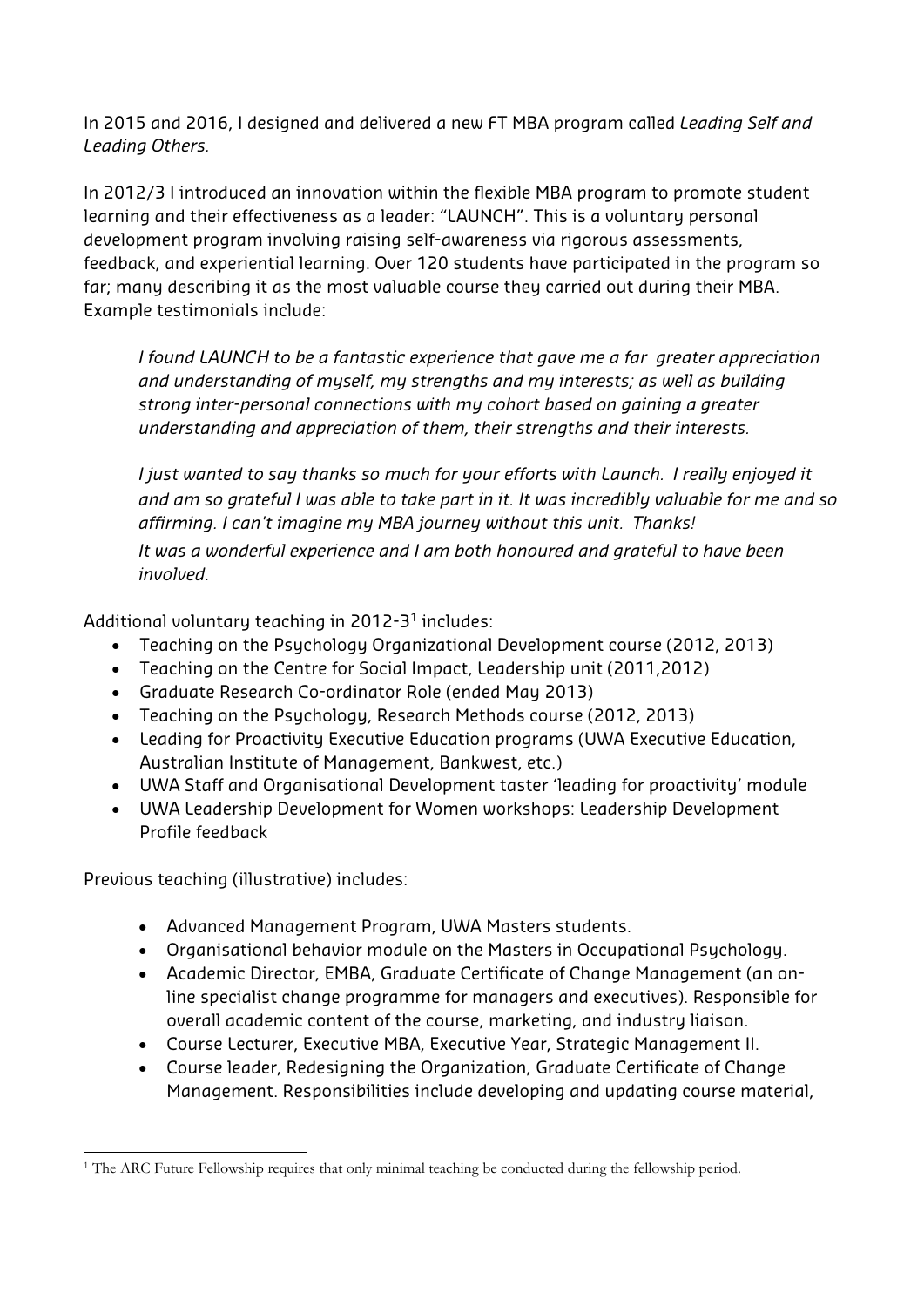In 2015 and 2016, I designed and delivered a new FT MBA program called *Leading Self and Leading Others*.

In 2012/3 I introduced an innovation within the flexible MBA program to promote student learning and their effectiveness as a leader: "LAUNCH". This is a voluntary personal development program involving raising self-awareness via rigorous assessments, feedback, and experiential learning. Over 120 students have participated in the program so far; many describing it as the most valuable course they carried out during their MBA. Example testimonials include:

> *I found LAUNCH to be a fantastic experience that gave me a far greater appreciation and understanding of myself, my strengths and my interests; as well as building strong inter-personal connections with my cohort based on gaining a greater understanding and appreciation of them, their strengths and their interests.*
>
> *I just wanted to say thanks so much for your efforts with Launch. I really enjoyed it and am so grateful I was able to take part in it. It was incredibly valuable for me and so affirming. I can't imagine my MBA journey without this unit. Thanks!*
>
> *It was a wonderful experience and I am both honoured and grateful to have been involved.*

Additional voluntary teaching in 2012-3[1] includes:

- Teaching on the Psychology Organizational Development course (2012, 2013)
- Teaching on the Centre for Social Impact, Leadership unit (2011,2012)
- Graduate Research Co-ordinator Role (ended May 2013)
- Teaching on the Psychology, Research Methods course (2012, 2013)
- Leading for Proactivity Executive Education programs (UWA Executive Education, Australian Institute of Management, Bankwest, etc.)
- UWA Staff and Organisational Development taster 'leading for proactivity' module
- UWA Leadership Development for Women workshops: Leadership Development Profile feedback

Previous teaching (illustrative) includes:

- Advanced Management Program, UWA Masters students.
- Organisational behavior module on the Masters in Occupational Psychology.
- Academic Director, EMBA, Graduate Certificate of Change Management (an on-line specialist change programme for managers and executives). Responsible for overall academic content of the course, marketing, and industry liaison.
- Course Lecturer, Executive MBA, Executive Year, Strategic Management II.
- Course leader, Redesigning the Organization, Graduate Certificate of Change Management. Responsibilities include developing and updating course material,

---

[1] The ARC Future Fellowship requires that only minimal teaching be conducted during the fellowship period.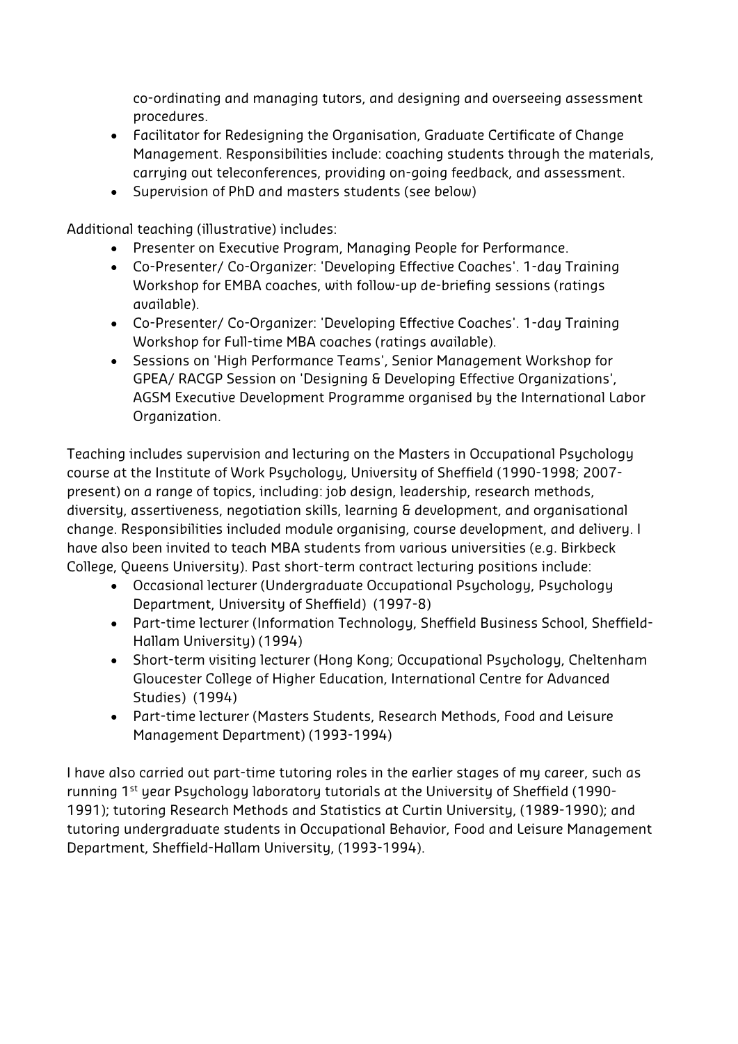co-ordinating and managing tutors, and designing and overseeing assessment procedures.

- Facilitator for Redesigning the Organisation, Graduate Certificate of Change Management. Responsibilities include: coaching students through the materials, carrying out teleconferences, providing on-going feedback, and assessment.
- Supervision of PhD and masters students (see below)

Additional teaching (illustrative) includes:

- Presenter on Executive Program, Managing People for Performance.
- Co-Presenter/ Co-Organizer: 'Developing Effective Coaches'. 1-day Training Workshop for EMBA coaches, with follow-up de-briefing sessions (ratings available).
- Co-Presenter/ Co-Organizer: 'Developing Effective Coaches'. 1-day Training Workshop for Full-time MBA coaches (ratings available).
- Sessions on 'High Performance Teams', Senior Management Workshop for GPEA/ RACGP Session on 'Designing & Developing Effective Organizations', AGSM Executive Development Programme organised by the International Labor Organization.

Teaching includes supervision and lecturing on the Masters in Occupational Psychology course at the Institute of Work Psychology, University of Sheffield (1990-1998; 2007-present) on a range of topics, including: job design, leadership, research methods, diversity, assertiveness, negotiation skills, learning & development, and organisational change. Responsibilities included module organising, course development, and delivery. I have also been invited to teach MBA students from various universities (e.g. Birkbeck College, Queens University). Past short-term contract lecturing positions include:

- Occasional lecturer (Undergraduate Occupational Psychology, Psychology Department, University of Sheffield) (1997-8)
- Part-time lecturer (Information Technology, Sheffield Business School, Sheffield-Hallam University) (1994)
- Short-term visiting lecturer (Hong Kong; Occupational Psychology, Cheltenham Gloucester College of Higher Education, International Centre for Advanced Studies) (1994)
- Part-time lecturer (Masters Students, Research Methods, Food and Leisure Management Department) (1993-1994)

I have also carried out part-time tutoring roles in the earlier stages of my career, such as running 1st year Psychology laboratory tutorials at the University of Sheffield (1990-1991); tutoring Research Methods and Statistics at Curtin University, (1989-1990); and tutoring undergraduate students in Occupational Behavior, Food and Leisure Management Department, Sheffield-Hallam University, (1993-1994).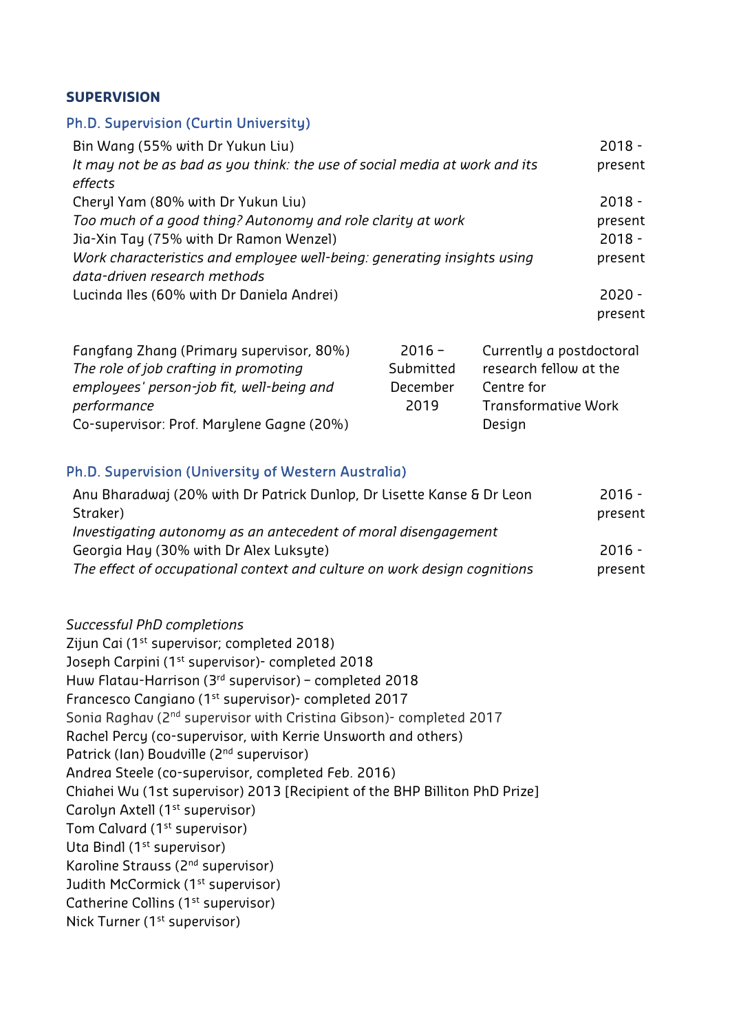### SUPERVISION

#### Ph.D. Supervision (Curtin University)

| | |
|---|---|
| Bin Wang (55% with Dr Yukun Liu)<br>*It may not be as bad as you think: the use of social media at work and its effects* | 2018 - present |
| Cheryl Yam (80% with Dr Yukun Liu)<br>*Too much of a good thing? Autonomy and role clarity at work* | 2018 - present |
| Jia-Xin Tay (75% with Dr Ramon Wenzel)<br>*Work characteristics and employee well-being: generating insights using data-driven research methods* | 2018 - present |
| Lucinda Iles (60% with Dr Daniela Andrei) | 2020 - present |

| | | |
|---|---|---|
| Fangfang Zhang (Primary supervisor, 80%)<br>*The role of job crafting in promoting employees' person-job fit, well-being and performance*<br>Co-supervisor: Prof. Marylene Gagne (20%) | 2016 – Submitted December 2019 | Currently a postdoctoral research fellow at the Centre for Transformative Work Design |

#### Ph.D. Supervision (University of Western Australia)

| | |
|---|---|
| Anu Bharadwaj (20% with Dr Patrick Dunlop, Dr Lisette Kanse & Dr Leon Straker)<br>*Investigating autonomy as an antecedent of moral disengagement* | 2016 - present |
| Georgia Hay (30% with Dr Alex Luksyte)<br>*The effect of occupational context and culture on work design cognitions* | 2016 - present |

*Successful PhD completions*

Zijun Cai (1st supervisor; completed 2018)
Joseph Carpini (1st supervisor)- completed 2018
Huw Flatau-Harrison (3rd supervisor) – completed 2018
Francesco Cangiano (1st supervisor)- completed 2017
Sonia Raghav (2nd supervisor with Cristina Gibson)- completed 2017
Rachel Percy (co-supervisor, with Kerrie Unsworth and others)
Patrick (Ian) Boudville (2nd supervisor)
Andrea Steele (co-supervisor, completed Feb. 2016)
Chiahei Wu (1st supervisor) 2013 [Recipient of the BHP Billiton PhD Prize]
Carolyn Axtell (1st supervisor)
Tom Calvard (1st supervisor)
Uta Bindl (1st supervisor)
Karoline Strauss (2nd supervisor)
Judith McCormick (1st supervisor)
Catherine Collins (1st supervisor)
Nick Turner (1st supervisor)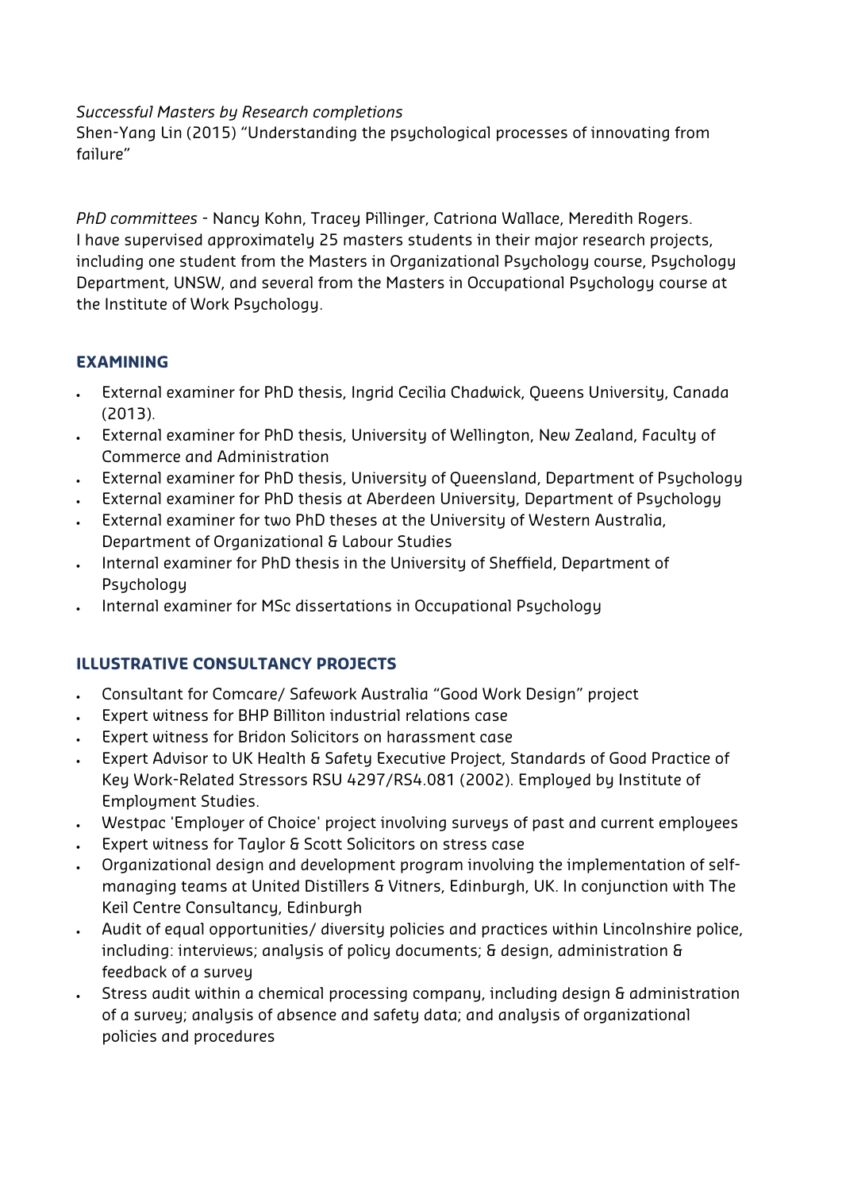*Successful Masters by Research completions*

Shen-Yang Lin (2015) "Understanding the psychological processes of innovating from failure"

*PhD committees* - Nancy Kohn, Tracey Pillinger, Catriona Wallace, Meredith Rogers.
I have supervised approximately 25 masters students in their major research projects, including one student from the Masters in Organizational Psychology course, Psychology Department, UNSW, and several from the Masters in Occupational Psychology course at the Institute of Work Psychology.

## EXAMINING

- External examiner for PhD thesis, Ingrid Cecilia Chadwick, Queens University, Canada (2013).
- External examiner for PhD thesis, University of Wellington, New Zealand, Faculty of Commerce and Administration
- External examiner for PhD thesis, University of Queensland, Department of Psychology
- External examiner for PhD thesis at Aberdeen University, Department of Psychology
- External examiner for two PhD theses at the University of Western Australia, Department of Organizational & Labour Studies
- Internal examiner for PhD thesis in the University of Sheffield, Department of Psychology
- Internal examiner for MSc dissertations in Occupational Psychology

## ILLUSTRATIVE CONSULTANCY PROJECTS

- Consultant for Comcare/ Safework Australia "Good Work Design" project
- Expert witness for BHP Billiton industrial relations case
- Expert witness for Bridon Solicitors on harassment case
- Expert Advisor to UK Health & Safety Executive Project, Standards of Good Practice of Key Work-Related Stressors RSU 4297/RS4.081 (2002). Employed by Institute of Employment Studies.
- Westpac 'Employer of Choice' project involving surveys of past and current employees
- Expert witness for Taylor & Scott Solicitors on stress case
- Organizational design and development program involving the implementation of self-managing teams at United Distillers & Vitners, Edinburgh, UK. In conjunction with The Keil Centre Consultancy, Edinburgh
- Audit of equal opportunities/ diversity policies and practices within Lincolnshire police, including: interviews; analysis of policy documents; & design, administration & feedback of a survey
- Stress audit within a chemical processing company, including design & administration of a survey; analysis of absence and safety data; and analysis of organizational policies and procedures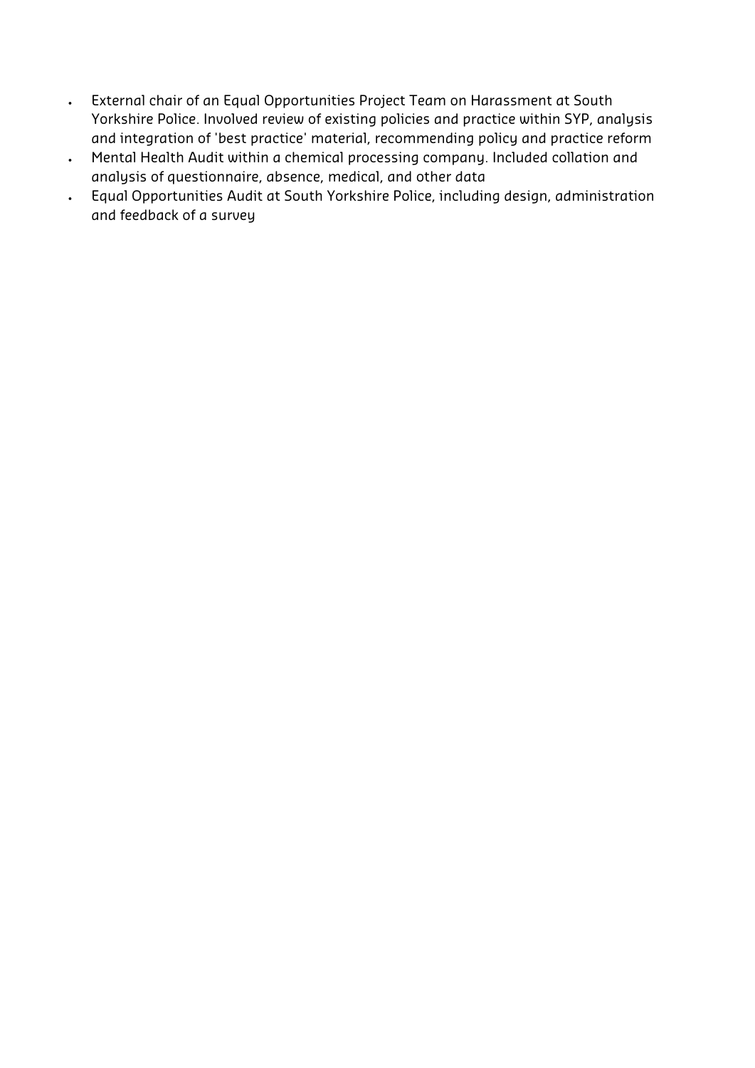- External chair of an Equal Opportunities Project Team on Harassment at South Yorkshire Police. Involved review of existing policies and practice within SYP, analysis and integration of 'best practice' material, recommending policy and practice reform
- Mental Health Audit within a chemical processing company. Included collation and analysis of questionnaire, absence, medical, and other data
- Equal Opportunities Audit at South Yorkshire Police, including design, administration and feedback of a survey